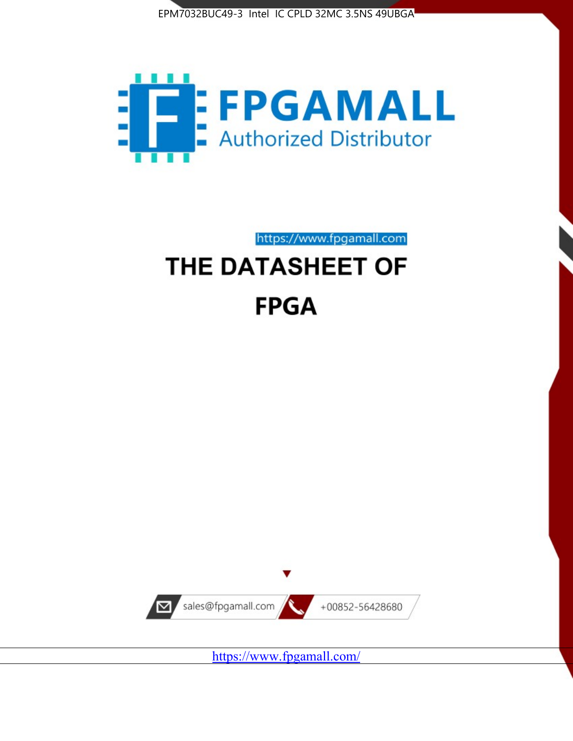EPM7032BUC49-3 Intel IC CPLD 32MC 3.5NS 49UBGA

FPGAMALL

Authorized Distributor

https://www.fpgamall.com

# THE DATASHEET OF

# FPGA

sales@fpgamall.com

+00852-56428680

https://www.fpgamall.com/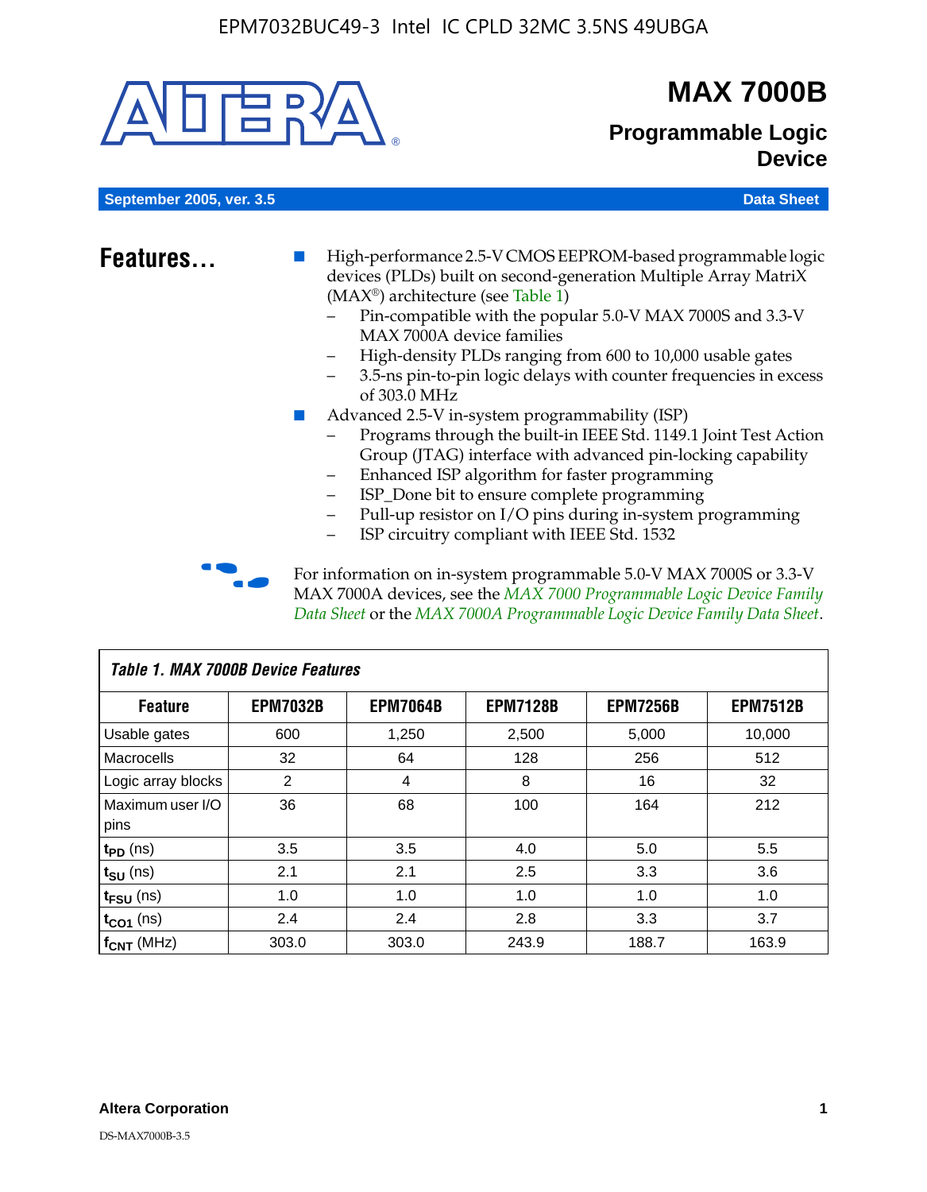# MAX 7000B

## Programmable Logic Device

**September 2005, ver. 3.5** **Data Sheet**

## Features...

- High-performance 2.5-V CMOS EEPROM-based programmable logic devices (PLDs) built on second-generation Multiple Array MatriX (MAX®) architecture (see Table 1)
  - Pin-compatible with the popular 5.0-V MAX 7000S and 3.3-V MAX 7000A device families
  - High-density PLDs ranging from 600 to 10,000 usable gates
  - 3.5-ns pin-to-pin logic delays with counter frequencies in excess of 303.0 MHz
- Advanced 2.5-V in-system programmability (ISP)
  - Programs through the built-in IEEE Std. 1149.1 Joint Test Action Group (JTAG) interface with advanced pin-locking capability
  - Enhanced ISP algorithm for faster programming
  - ISP_Done bit to ensure complete programming
  - Pull-up resistor on I/O pins during in-system programming
  - ISP circuitry compliant with IEEE Std. 1532

For information on in-system programmable 5.0-V MAX 7000S or 3.3-V MAX 7000A devices, see the *MAX 7000 Programmable Logic Device Family Data Sheet* or the *MAX 7000A Programmable Logic Device Family Data Sheet*.

**Table 1. MAX 7000B Device Features**

| Feature | EPM7032B | EPM7064B | EPM7128B | EPM7256B | EPM7512B |
|---|---|---|---|---|---|
| Usable gates | 600 | 1,250 | 2,500 | 5,000 | 10,000 |
| Macrocells | 32 | 64 | 128 | 256 | 512 |
| Logic array blocks | 2 | 4 | 8 | 16 | 32 |
| Maximum user I/O pins | 36 | 68 | 100 | 164 | 212 |
| $t_{PD}$ (ns) | 3.5 | 3.5 | 4.0 | 5.0 | 5.5 |
| $t_{SU}$ (ns) | 2.1 | 2.1 | 2.5 | 3.3 | 3.6 |
| $t_{FSU}$ (ns) | 1.0 | 1.0 | 1.0 | 1.0 | 1.0 |
| $t_{CO1}$ (ns) | 2.4 | 2.4 | 2.8 | 3.3 | 3.7 |
| $f_{CNT}$ (MHz) | 303.0 | 303.0 | 243.9 | 188.7 | 163.9 |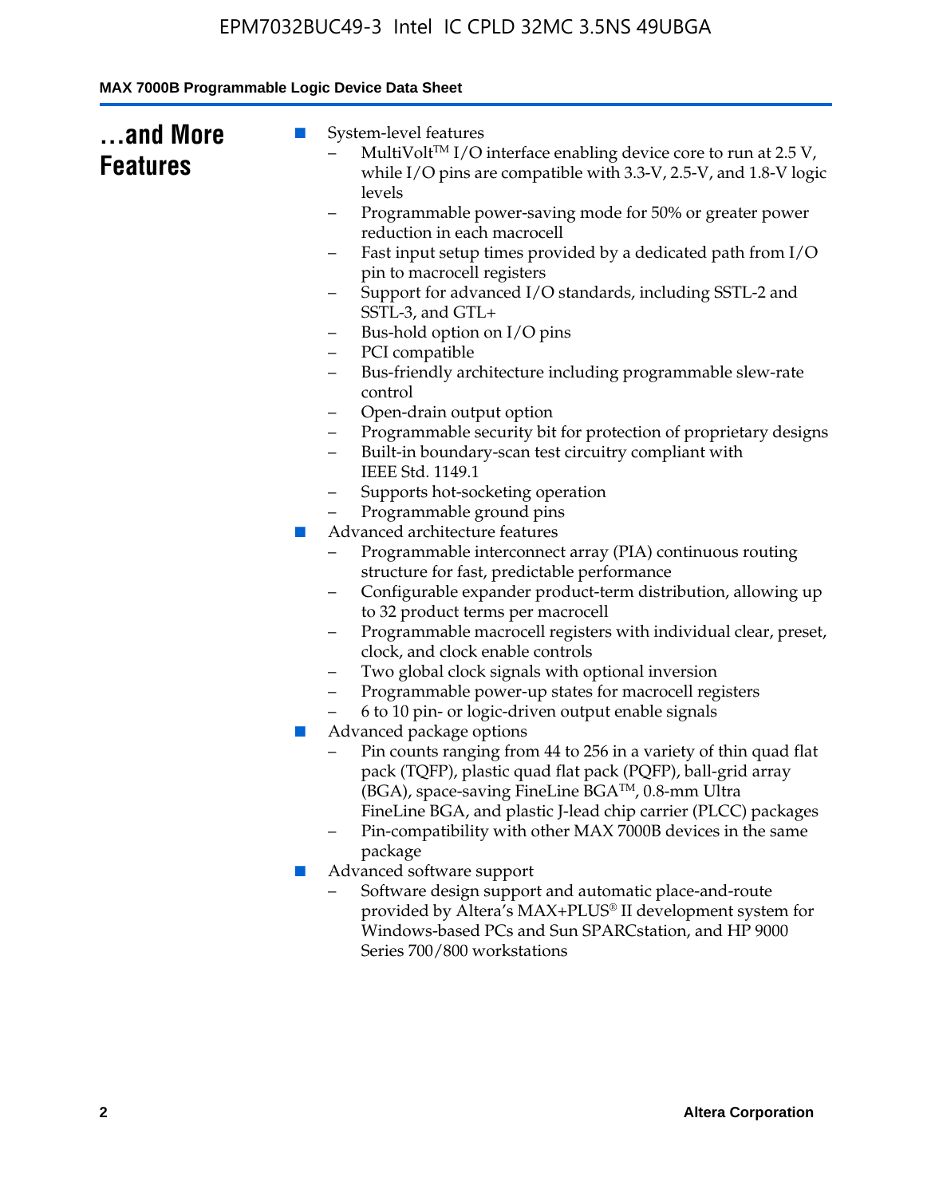## ...and More Features

- System-level features
  - MultiVolt™ I/O interface enabling device core to run at 2.5 V, while I/O pins are compatible with 3.3-V, 2.5-V, and 1.8-V logic levels
  - Programmable power-saving mode for 50% or greater power reduction in each macrocell
  - Fast input setup times provided by a dedicated path from I/O pin to macrocell registers
  - Support for advanced I/O standards, including SSTL-2 and SSTL-3, and GTL+
  - Bus-hold option on I/O pins
  - PCI compatible
  - Bus-friendly architecture including programmable slew-rate control
  - Open-drain output option
  - Programmable security bit for protection of proprietary designs
  - Built-in boundary-scan test circuitry compliant with IEEE Std. 1149.1
  - Supports hot-socketing operation
  - Programmable ground pins
- Advanced architecture features
  - Programmable interconnect array (PIA) continuous routing structure for fast, predictable performance
  - Configurable expander product-term distribution, allowing up to 32 product terms per macrocell
  - Programmable macrocell registers with individual clear, preset, clock, and clock enable controls
  - Two global clock signals with optional inversion
  - Programmable power-up states for macrocell registers
  - 6 to 10 pin- or logic-driven output enable signals
- Advanced package options
  - Pin counts ranging from 44 to 256 in a variety of thin quad flat pack (TQFP), plastic quad flat pack (PQFP), ball-grid array (BGA), space-saving FineLine BGA™, 0.8-mm Ultra FineLine BGA, and plastic J-lead chip carrier (PLCC) packages
  - Pin-compatibility with other MAX 7000B devices in the same package
- Advanced software support
  - Software design support and automatic place-and-route provided by Altera's MAX+PLUS® II development system for Windows-based PCs and Sun SPARCstation, and HP 9000 Series 700/800 workstations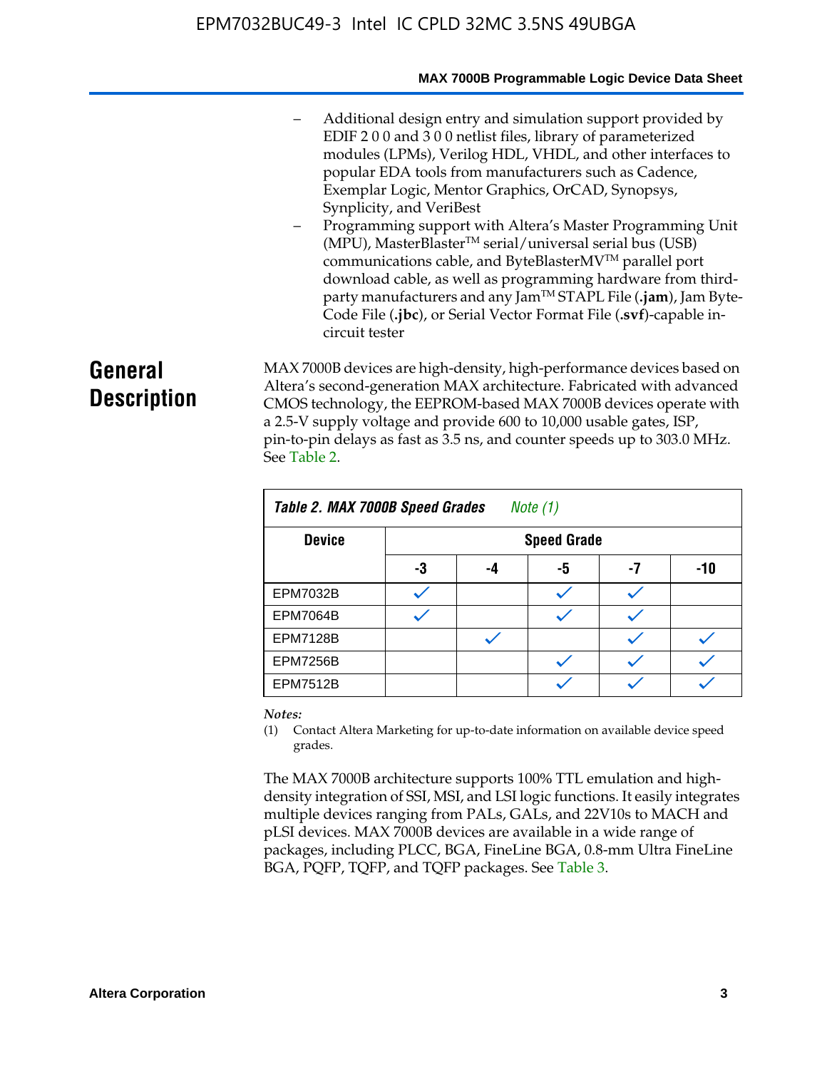- Additional design entry and simulation support provided by EDIF 2 0 0 and 3 0 0 netlist files, library of parameterized modules (LPMs), Verilog HDL, VHDL, and other interfaces to popular EDA tools from manufacturers such as Cadence, Exemplar Logic, Mentor Graphics, OrCAD, Synopsys, Synplicity, and VeriBest
- Programming support with Altera's Master Programming Unit (MPU), MasterBlaster™ serial/universal serial bus (USB) communications cable, and ByteBlasterMV™ parallel port download cable, as well as programming hardware from third-party manufacturers and any Jam™ STAPL File (**.jam**), Jam Byte-Code File (**.jbc**), or Serial Vector Format File (**.svf**)-capable in-circuit tester

## General Description

MAX 7000B devices are high-density, high-performance devices based on Altera's second-generation MAX architecture. Fabricated with advanced CMOS technology, the EEPROM-based MAX 7000B devices operate with a 2.5-V supply voltage and provide 600 to 10,000 usable gates, ISP, pin-to-pin delays as fast as 3.5 ns, and counter speeds up to 303.0 MHz. See Table 2.

**Table 2. MAX 7000B Speed Grades** *Note (1)*

| Device | Speed Grade | | | | |
|---|---|---|---|---|---|
| | -3 | -4 | -5 | -7 | -10 |
| EPM7032B | ✓ | | ✓ | ✓ | |
| EPM7064B | ✓ | | ✓ | ✓ | |
| EPM7128B | | ✓ | | ✓ | ✓ |
| EPM7256B | | | ✓ | ✓ | ✓ |
| EPM7512B | | | ✓ | ✓ | ✓ |

*Notes:*

(1) Contact Altera Marketing for up-to-date information on available device speed grades.

The MAX 7000B architecture supports 100% TTL emulation and high-density integration of SSI, MSI, and LSI logic functions. It easily integrates multiple devices ranging from PALs, GALs, and 22V10s to MACH and pLSI devices. MAX 7000B devices are available in a wide range of packages, including PLCC, BGA, FineLine BGA, 0.8-mm Ultra FineLine BGA, PQFP, TQFP, and TQFP packages. See Table 3.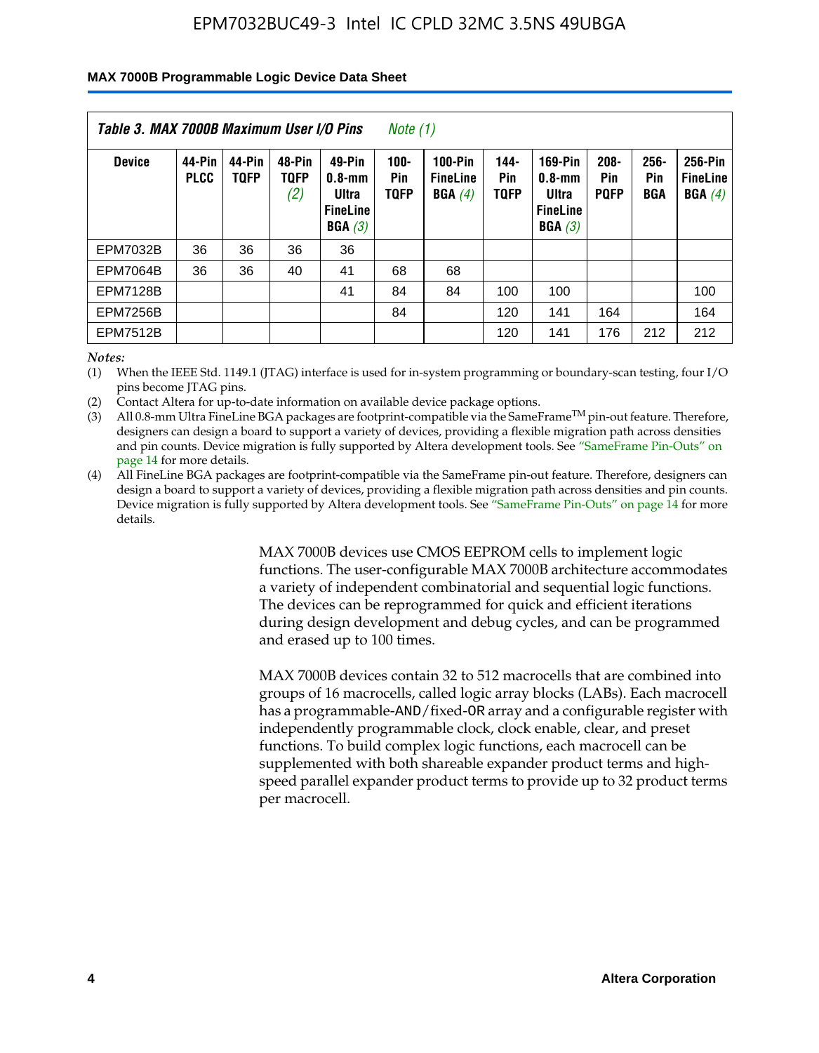**Table 3. MAX 7000B Maximum User I/O Pins** *Note (1)*

| Device | 44-Pin PLCC | 44-Pin TQFP | 48-Pin TQFP *(2)* | 49-Pin 0.8-mm Ultra FineLine BGA *(3)* | 100-Pin TQFP | 100-Pin FineLine BGA *(4)* | 144-Pin TQFP | 169-Pin 0.8-mm Ultra FineLine BGA *(3)* | 208-Pin PQFP | 256-Pin BGA | 256-Pin FineLine BGA *(4)* |
|---|---|---|---|---|---|---|---|---|---|---|---|
| EPM7032B | 36 | 36 | 36 | 36 | | | | | | | |
| EPM7064B | 36 | 36 | 40 | 41 | 68 | 68 | | | | | |
| EPM7128B | | | | 41 | 84 | 84 | 100 | 100 | | | 100 |
| EPM7256B | | | | | 84 | | 120 | 141 | 164 | | 164 |
| EPM7512B | | | | | | | 120 | 141 | 176 | 212 | 212 |

*Notes:*

(1) When the IEEE Std. 1149.1 (JTAG) interface is used for in-system programming or boundary-scan testing, four I/O pins become JTAG pins.

(2) Contact Altera for up-to-date information on available device package options.

(3) All 0.8-mm Ultra FineLine BGA packages are footprint-compatible via the SameFrame™ pin-out feature. Therefore, designers can design a board to support a variety of devices, providing a flexible migration path across densities and pin counts. Device migration is fully supported by Altera development tools. See "SameFrame Pin-Outs" on page 14 for more details.

(4) All FineLine BGA packages are footprint-compatible via the SameFrame pin-out feature. Therefore, designers can design a board to support a variety of devices, providing a flexible migration path across densities and pin counts. Device migration is fully supported by Altera development tools. See "SameFrame Pin-Outs" on page 14 for more details.

MAX 7000B devices use CMOS EEPROM cells to implement logic functions. The user-configurable MAX 7000B architecture accommodates a variety of independent combinatorial and sequential logic functions. The devices can be reprogrammed for quick and efficient iterations during design development and debug cycles, and can be programmed and erased up to 100 times.

MAX 7000B devices contain 32 to 512 macrocells that are combined into groups of 16 macrocells, called logic array blocks (LABs). Each macrocell has a programmable-AND/fixed-OR array and a configurable register with independently programmable clock, clock enable, clear, and preset functions. To build complex logic functions, each macrocell can be supplemented with both shareable expander product terms and high-speed parallel expander product terms to provide up to 32 product terms per macrocell.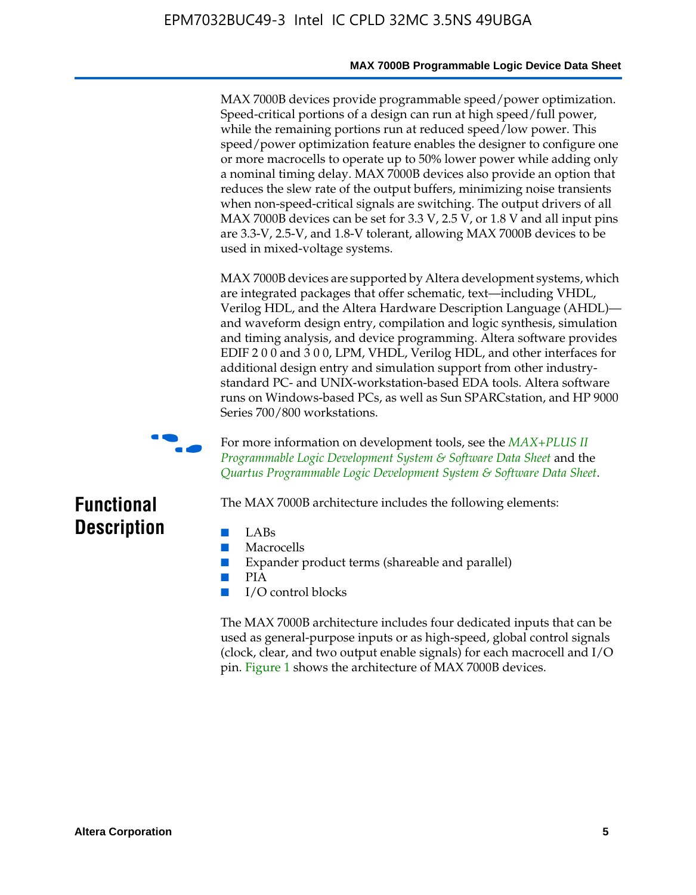MAX 7000B devices provide programmable speed/power optimization. Speed-critical portions of a design can run at high speed/full power, while the remaining portions run at reduced speed/low power. This speed/power optimization feature enables the designer to configure one or more macrocells to operate up to 50% lower power while adding only a nominal timing delay. MAX 7000B devices also provide an option that reduces the slew rate of the output buffers, minimizing noise transients when non-speed-critical signals are switching. The output drivers of all MAX 7000B devices can be set for 3.3 V, 2.5 V, or 1.8 V and all input pins are 3.3-V, 2.5-V, and 1.8-V tolerant, allowing MAX 7000B devices to be used in mixed-voltage systems.

MAX 7000B devices are supported by Altera development systems, which are integrated packages that offer schematic, text—including VHDL, Verilog HDL, and the Altera Hardware Description Language (AHDL)—and waveform design entry, compilation and logic synthesis, simulation and timing analysis, and device programming. Altera software provides EDIF 2 0 0 and 3 0 0, LPM, VHDL, Verilog HDL, and other interfaces for additional design entry and simulation support from other industry-standard PC- and UNIX-workstation-based EDA tools. Altera software runs on Windows-based PCs, as well as Sun SPARCstation, and HP 9000 Series 700/800 workstations.

For more information on development tools, see the *MAX+PLUS II Programmable Logic Development System & Software Data Sheet* and the *Quartus Programmable Logic Development System & Software Data Sheet*.

## Functional Description

The MAX 7000B architecture includes the following elements:

- LABs
- Macrocells
- Expander product terms (shareable and parallel)
- PIA
- I/O control blocks

The MAX 7000B architecture includes four dedicated inputs that can be used as general-purpose inputs or as high-speed, global control signals (clock, clear, and two output enable signals) for each macrocell and I/O pin. Figure 1 shows the architecture of MAX 7000B devices.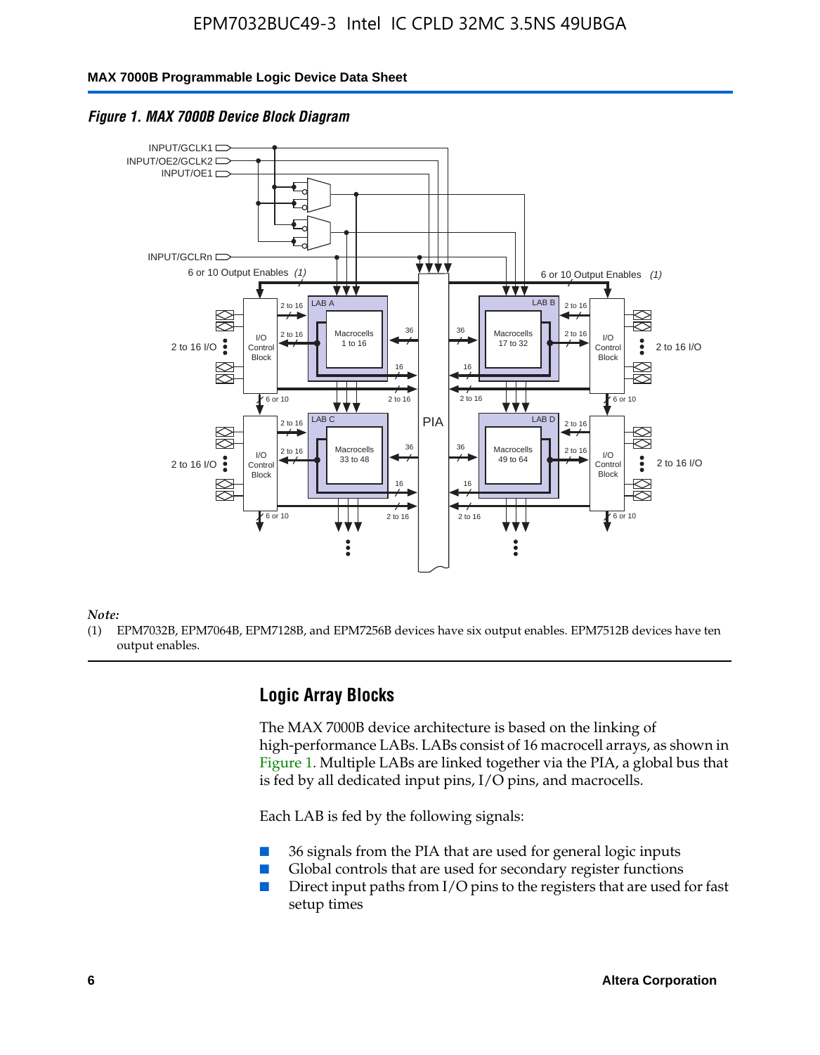*Figure 1. MAX 7000B Device Block Diagram*

*Note:*

(1) EPM7032B, EPM7064B, EPM7128B, and EPM7256B devices have six output enables. EPM7512B devices have ten output enables.

## Logic Array Blocks

The MAX 7000B device architecture is based on the linking of high-performance LABs. LABs consist of 16 macrocell arrays, as shown in Figure 1. Multiple LABs are linked together via the PIA, a global bus that is fed by all dedicated input pins, I/O pins, and macrocells.

Each LAB is fed by the following signals:

- 36 signals from the PIA that are used for general logic inputs
- Global controls that are used for secondary register functions
- Direct input paths from I/O pins to the registers that are used for fast setup times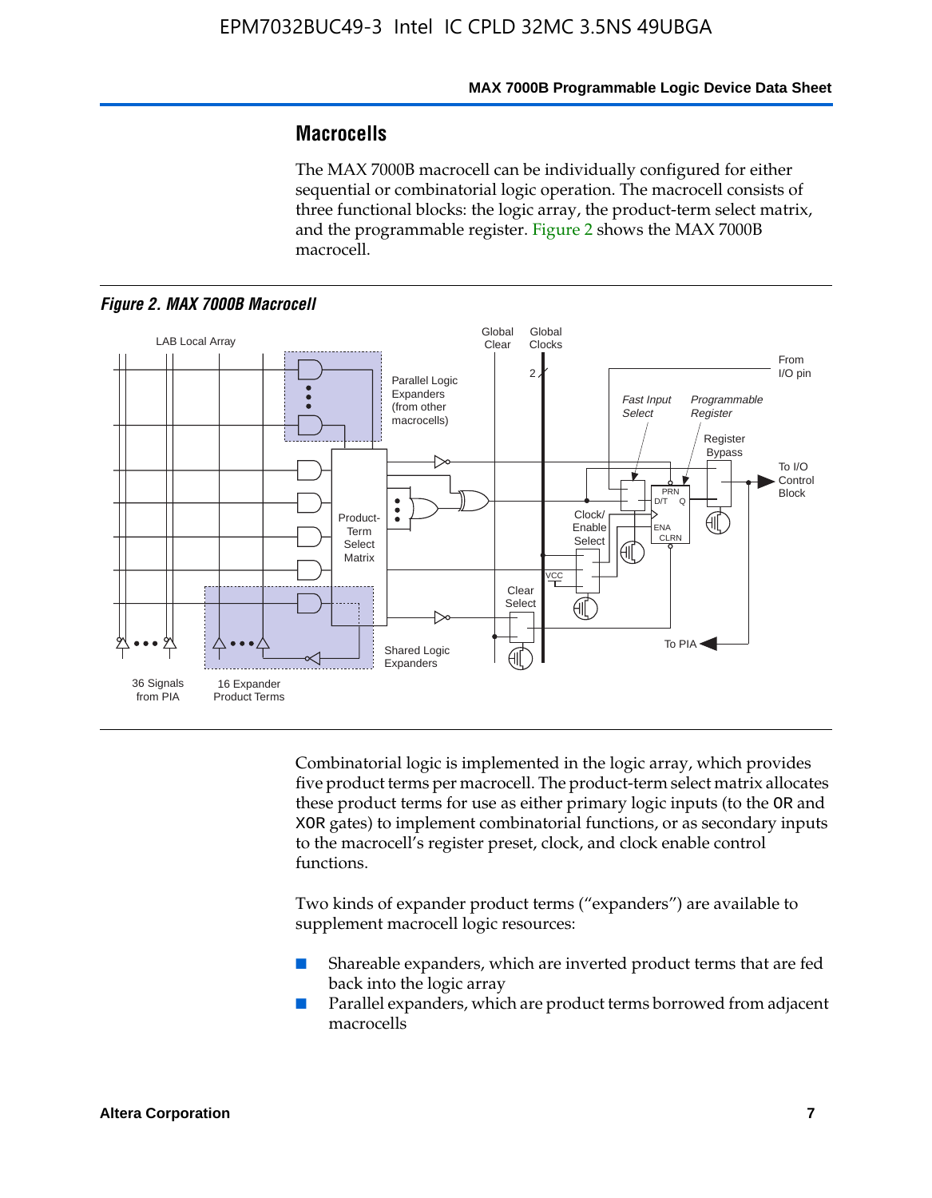## Macrocells

The MAX 7000B macrocell can be individually configured for either sequential or combinatorial logic operation. The macrocell consists of three functional blocks: the logic array, the product-term select matrix, and the programmable register. Figure 2 shows the MAX 7000B macrocell.

*Figure 2. MAX 7000B Macrocell*

Combinatorial logic is implemented in the logic array, which provides five product terms per macrocell. The product-term select matrix allocates these product terms for use as either primary logic inputs (to the OR and XOR gates) to implement combinatorial functions, or as secondary inputs to the macrocell's register preset, clock, and clock enable control functions.

Two kinds of expander product terms ("expanders") are available to supplement macrocell logic resources:

- Shareable expanders, which are inverted product terms that are fed back into the logic array
- Parallel expanders, which are product terms borrowed from adjacent macrocells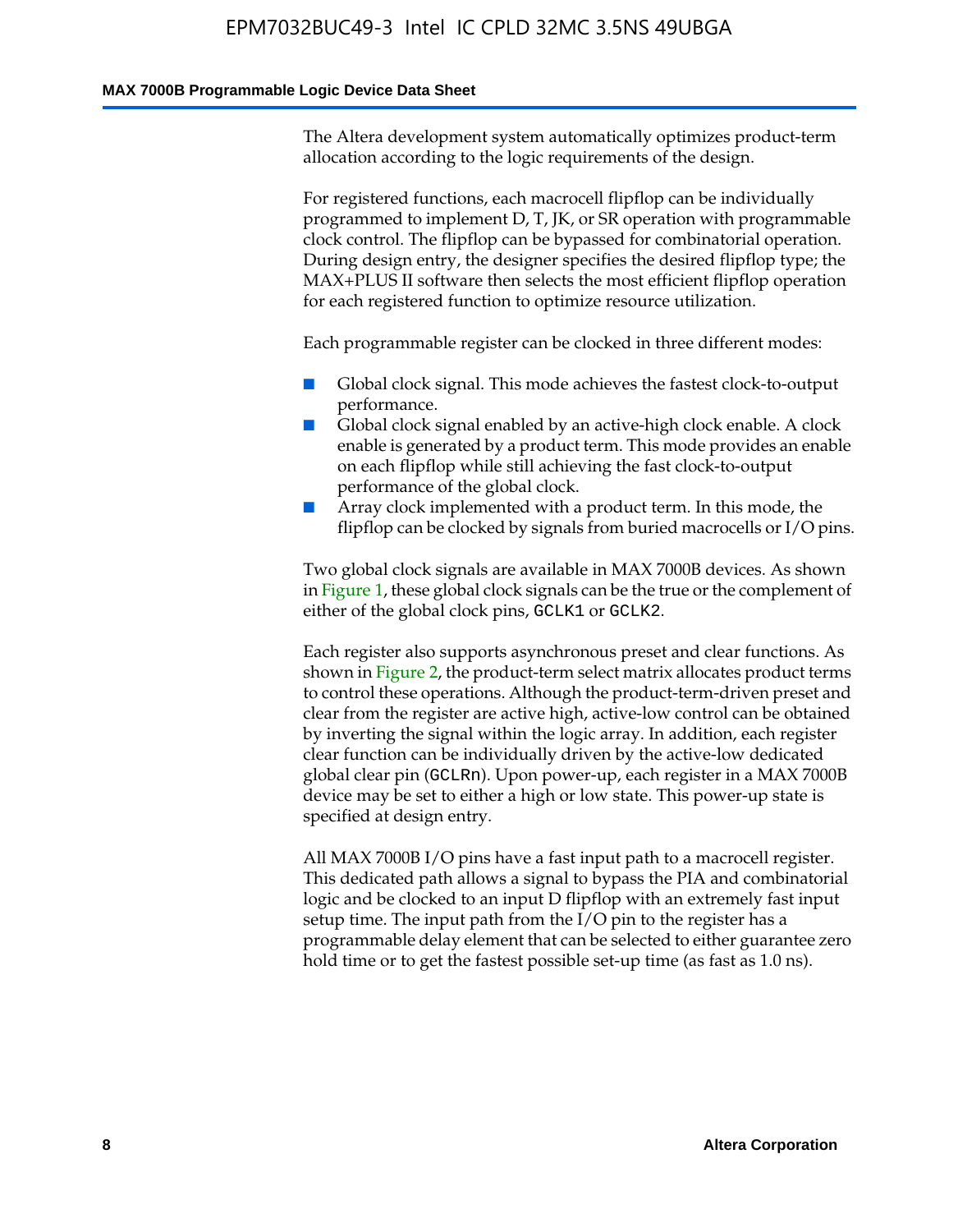The Altera development system automatically optimizes product-term allocation according to the logic requirements of the design.

For registered functions, each macrocell flipflop can be individually programmed to implement D, T, JK, or SR operation with programmable clock control. The flipflop can be bypassed for combinatorial operation. During design entry, the designer specifies the desired flipflop type; the MAX+PLUS II software then selects the most efficient flipflop operation for each registered function to optimize resource utilization.

Each programmable register can be clocked in three different modes:

- Global clock signal. This mode achieves the fastest clock-to-output performance.
- Global clock signal enabled by an active-high clock enable. A clock enable is generated by a product term. This mode provides an enable on each flipflop while still achieving the fast clock-to-output performance of the global clock.
- Array clock implemented with a product term. In this mode, the flipflop can be clocked by signals from buried macrocells or I/O pins.

Two global clock signals are available in MAX 7000B devices. As shown in Figure 1, these global clock signals can be the true or the complement of either of the global clock pins, `GCLK1` or `GCLK2`.

Each register also supports asynchronous preset and clear functions. As shown in Figure 2, the product-term select matrix allocates product terms to control these operations. Although the product-term-driven preset and clear from the register are active high, active-low control can be obtained by inverting the signal within the logic array. In addition, each register clear function can be individually driven by the active-low dedicated global clear pin (`GCLRn`). Upon power-up, each register in a MAX 7000B device may be set to either a high or low state. This power-up state is specified at design entry.

All MAX 7000B I/O pins have a fast input path to a macrocell register. This dedicated path allows a signal to bypass the PIA and combinatorial logic and be clocked to an input D flipflop with an extremely fast input setup time. The input path from the I/O pin to the register has a programmable delay element that can be selected to either guarantee zero hold time or to get the fastest possible set-up time (as fast as 1.0 ns).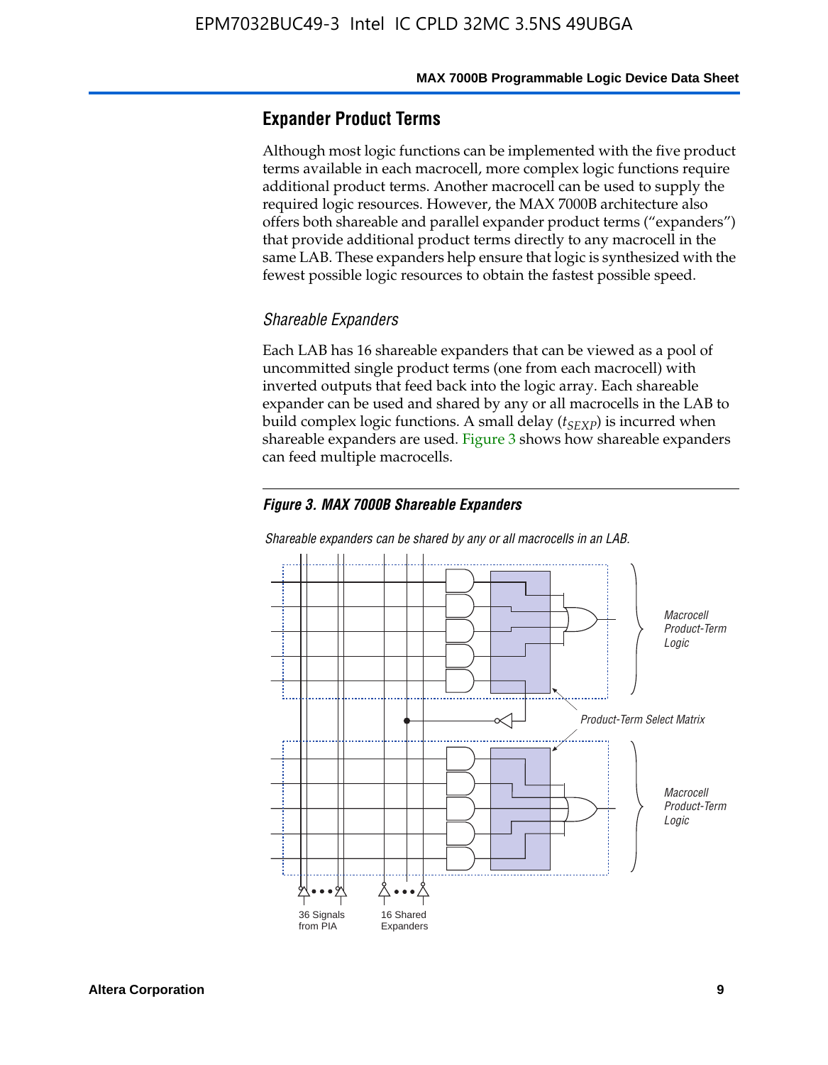## Expander Product Terms

Although most logic functions can be implemented with the five product terms available in each macrocell, more complex logic functions require additional product terms. Another macrocell can be used to supply the required logic resources. However, the MAX 7000B architecture also offers both shareable and parallel expander product terms ("expanders") that provide additional product terms directly to any macrocell in the same LAB. These expanders help ensure that logic is synthesized with the fewest possible logic resources to obtain the fastest possible speed.

### *Shareable Expanders*

Each LAB has 16 shareable expanders that can be viewed as a pool of uncommitted single product terms (one from each macrocell) with inverted outputs that feed back into the logic array. Each shareable expander can be used and shared by any or all macrocells in the LAB to build complex logic functions. A small delay ($t_{SEXP}$) is incurred when shareable expanders are used. Figure 3 shows how shareable expanders can feed multiple macrocells.

***Figure 3. MAX 7000B Shareable Expanders***

*Shareable expanders can be shared by any or all macrocells in an LAB.*

*Macrocell Product-Term Logic*

*Product-Term Select Matrix*

*Macrocell Product-Term Logic*

36 Signals from PIA

16 Shared Expanders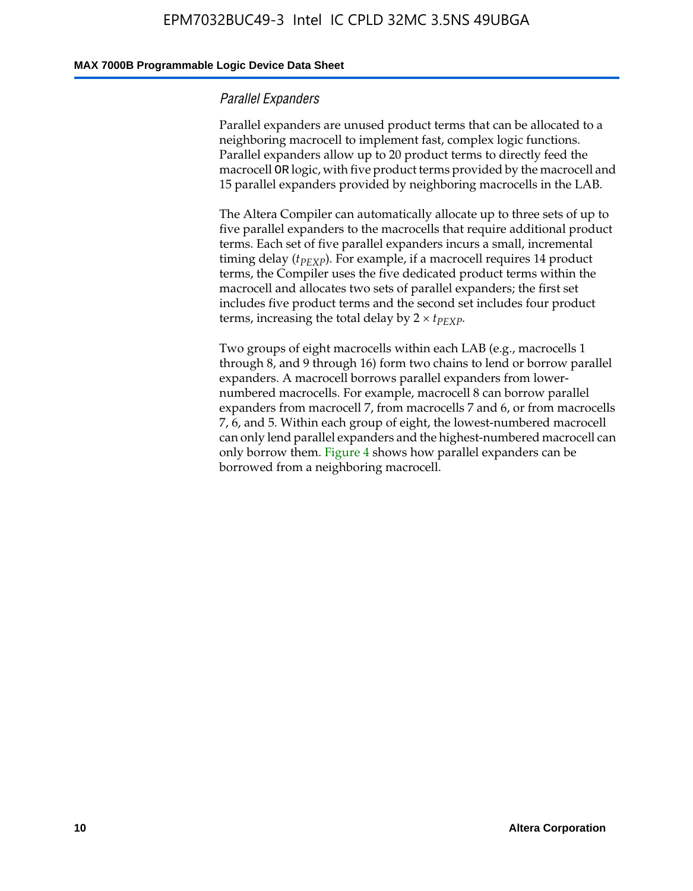### *Parallel Expanders*

Parallel expanders are unused product terms that can be allocated to a neighboring macrocell to implement fast, complex logic functions. Parallel expanders allow up to 20 product terms to directly feed the macrocell `OR` logic, with five product terms provided by the macrocell and 15 parallel expanders provided by neighboring macrocells in the LAB.

The Altera Compiler can automatically allocate up to three sets of up to five parallel expanders to the macrocells that require additional product terms. Each set of five parallel expanders incurs a small, incremental timing delay ($t_{PEXP}$). For example, if a macrocell requires 14 product terms, the Compiler uses the five dedicated product terms within the macrocell and allocates two sets of parallel expanders; the first set includes five product terms and the second set includes four product terms, increasing the total delay by $2 \times t_{PEXP}$.

Two groups of eight macrocells within each LAB (e.g., macrocells 1 through 8, and 9 through 16) form two chains to lend or borrow parallel expanders. A macrocell borrows parallel expanders from lower-numbered macrocells. For example, macrocell 8 can borrow parallel expanders from macrocell 7, from macrocells 7 and 6, or from macrocells 7, 6, and 5. Within each group of eight, the lowest-numbered macrocell can only lend parallel expanders and the highest-numbered macrocell can only borrow them. Figure 4 shows how parallel expanders can be borrowed from a neighboring macrocell.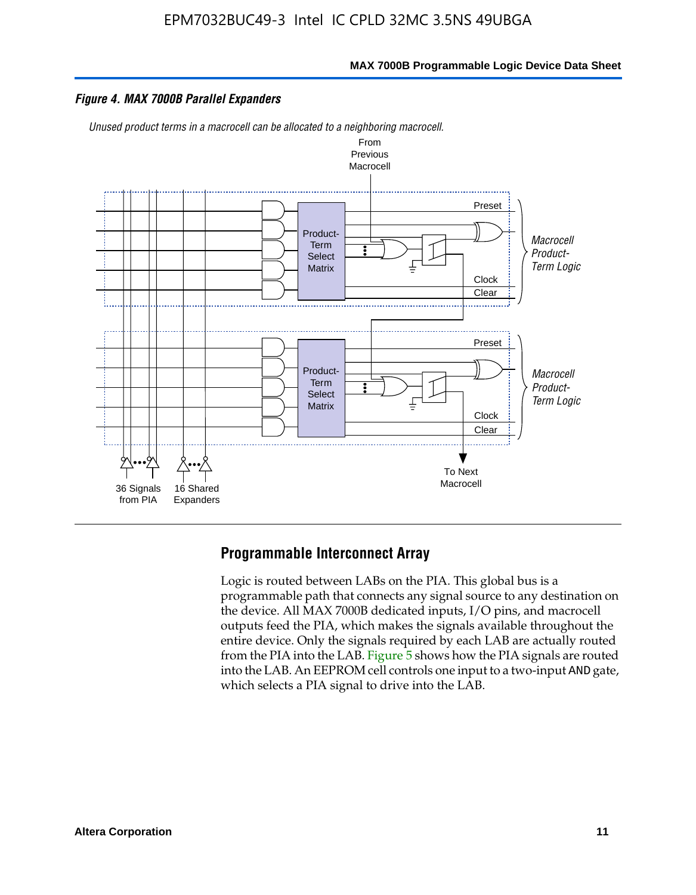*Figure 4. MAX 7000B Parallel Expanders*

*Unused product terms in a macrocell can be allocated to a neighboring macrocell.*

From Previous Macrocell

Preset

Product-Term Select Matrix

Clock

Clear

*Macrocell Product-Term Logic*

Preset

Product-Term Select Matrix

Clock

Clear

*Macrocell Product-Term Logic*

To Next Macrocell

36 Signals from PIA

16 Shared Expanders

## Programmable Interconnect Array

Logic is routed between LABs on the PIA. This global bus is a programmable path that connects any signal source to any destination on the device. All MAX 7000B dedicated inputs, I/O pins, and macrocell outputs feed the PIA, which makes the signals available throughout the entire device. Only the signals required by each LAB are actually routed from the PIA into the LAB. Figure 5 shows how the PIA signals are routed into the LAB. An EEPROM cell controls one input to a two-input AND gate, which selects a PIA signal to drive into the LAB.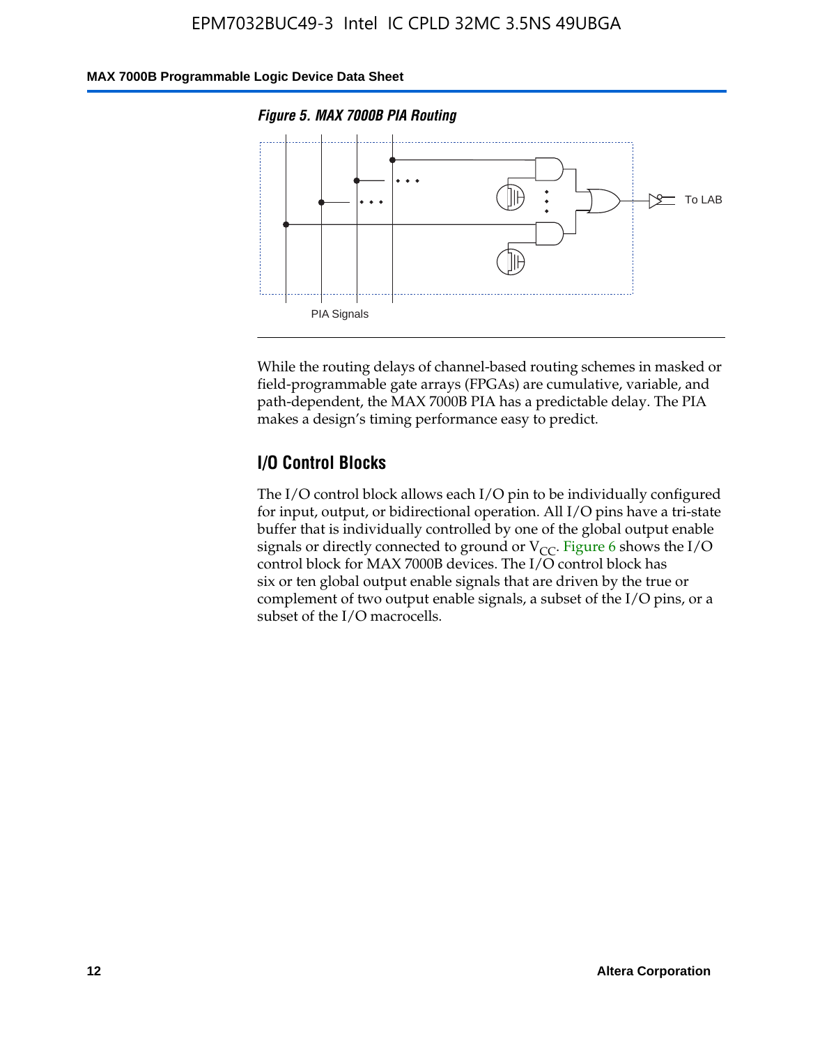*Figure 5. MAX 7000B PIA Routing*

While the routing delays of channel-based routing schemes in masked or field-programmable gate arrays (FPGAs) are cumulative, variable, and path-dependent, the MAX 7000B PIA has a predictable delay. The PIA makes a design's timing performance easy to predict.

## I/O Control Blocks

The I/O control block allows each I/O pin to be individually configured for input, output, or bidirectional operation. All I/O pins have a tri-state buffer that is individually controlled by one of the global output enable signals or directly connected to ground or $V_{CC}$. Figure 6 shows the I/O control block for MAX 7000B devices. The I/O control block has six or ten global output enable signals that are driven by the true or complement of two output enable signals, a subset of the I/O pins, or a subset of the I/O macrocells.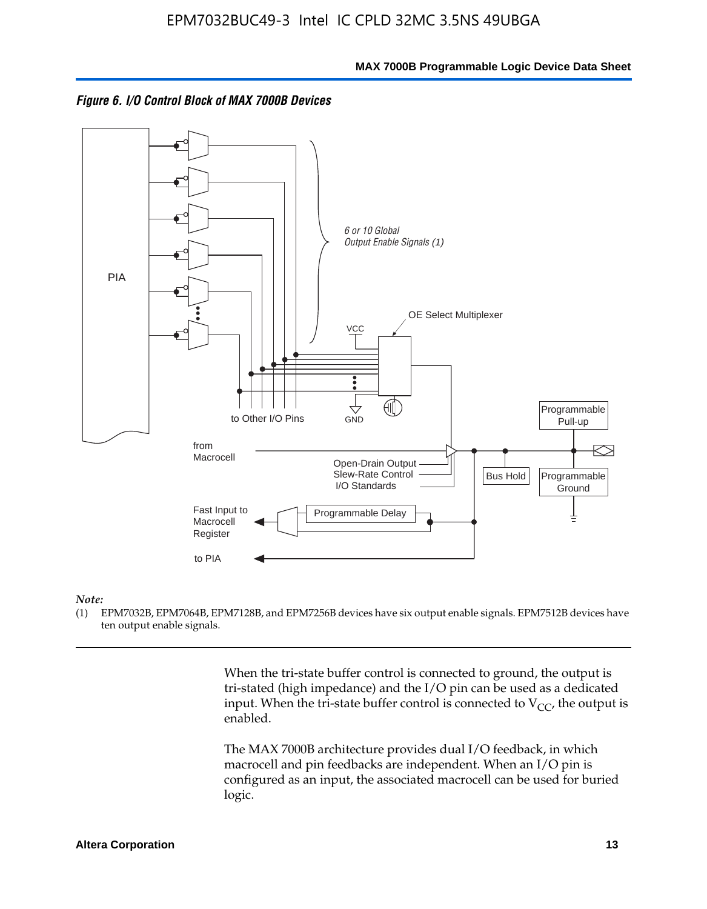*Figure 6. I/O Control Block of MAX 7000B Devices*

PIA

6 or 10 Global Output Enable Signals (1)

OE Select Multiplexer

VCC

GND

to Other I/O Pins

Programmable Pull-up

from Macrocell

Open-Drain Output
Slew-Rate Control
I/O Standards

Bus Hold

Programmable Ground

Fast Input to Macrocell Register

Programmable Delay

to PIA

*Note:*

(1) EPM7032B, EPM7064B, EPM7128B, and EPM7256B devices have six output enable signals. EPM7512B devices have ten output enable signals.

When the tri-state buffer control is connected to ground, the output is tri-stated (high impedance) and the I/O pin can be used as a dedicated input. When the tri-state buffer control is connected to $V_{CC}$, the output is enabled.

The MAX 7000B architecture provides dual I/O feedback, in which macrocell and pin feedbacks are independent. When an I/O pin is configured as an input, the associated macrocell can be used for buried logic.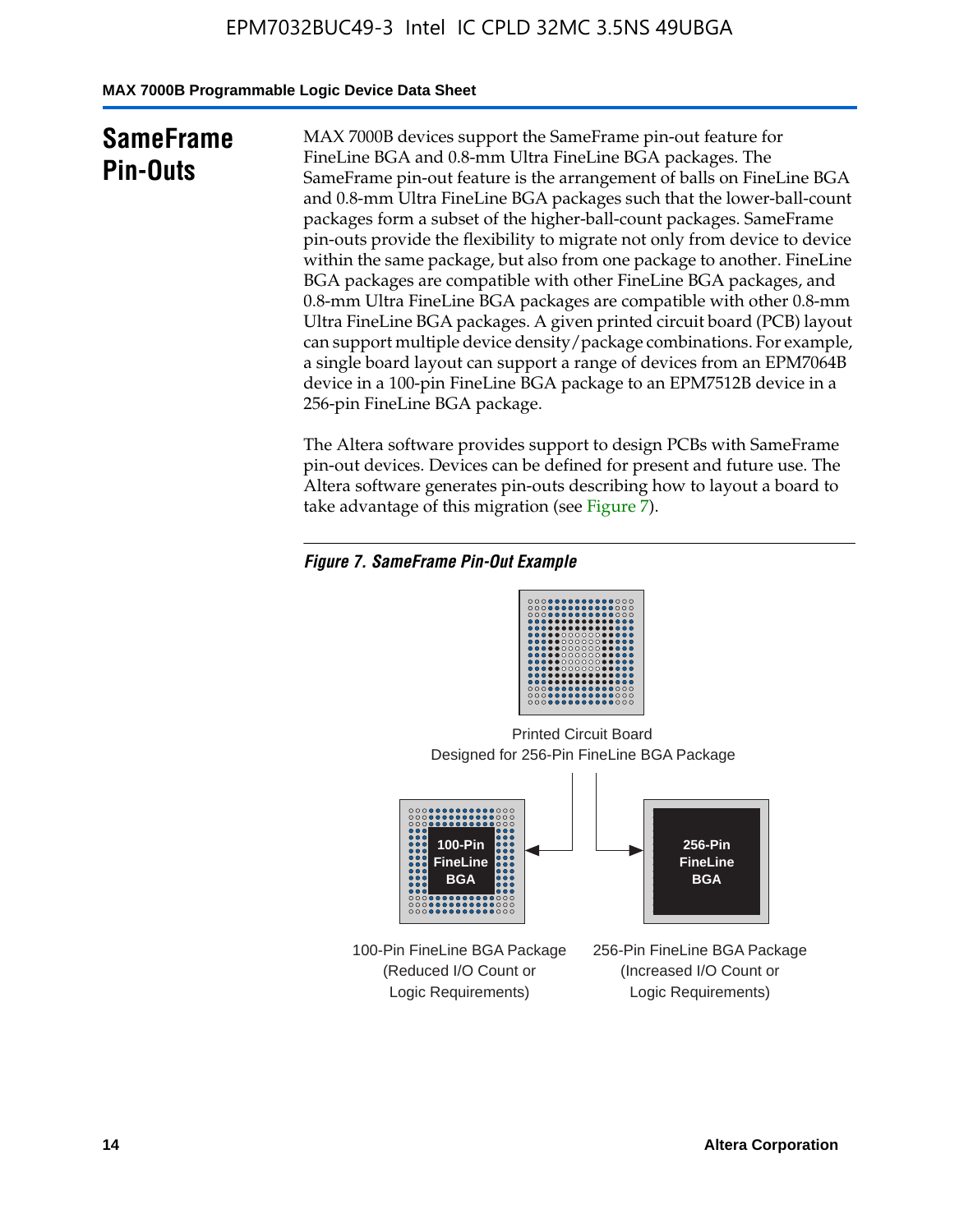## SameFrame Pin-Outs

MAX 7000B devices support the SameFrame pin-out feature for FineLine BGA and 0.8-mm Ultra FineLine BGA packages. The SameFrame pin-out feature is the arrangement of balls on FineLine BGA and 0.8-mm Ultra FineLine BGA packages such that the lower-ball-count packages form a subset of the higher-ball-count packages. SameFrame pin-outs provide the flexibility to migrate not only from device to device within the same package, but also from one package to another. FineLine BGA packages are compatible with other FineLine BGA packages, and 0.8-mm Ultra FineLine BGA packages are compatible with other 0.8-mm Ultra FineLine BGA packages. A given printed circuit board (PCB) layout can support multiple device density/package combinations. For example, a single board layout can support a range of devices from an EPM7064B device in a 100-pin FineLine BGA package to an EPM7512B device in a 256-pin FineLine BGA package.

The Altera software provides support to design PCBs with SameFrame pin-out devices. Devices can be defined for present and future use. The Altera software generates pin-outs describing how to layout a board to take advantage of this migration (see Figure 7).

*Figure 7. SameFrame Pin-Out Example*

Printed Circuit Board
Designed for 256-Pin FineLine BGA Package

100-Pin FineLine BGA

256-Pin FineLine BGA

100-Pin FineLine BGA Package (Reduced I/O Count or Logic Requirements)

256-Pin FineLine BGA Package (Increased I/O Count or Logic Requirements)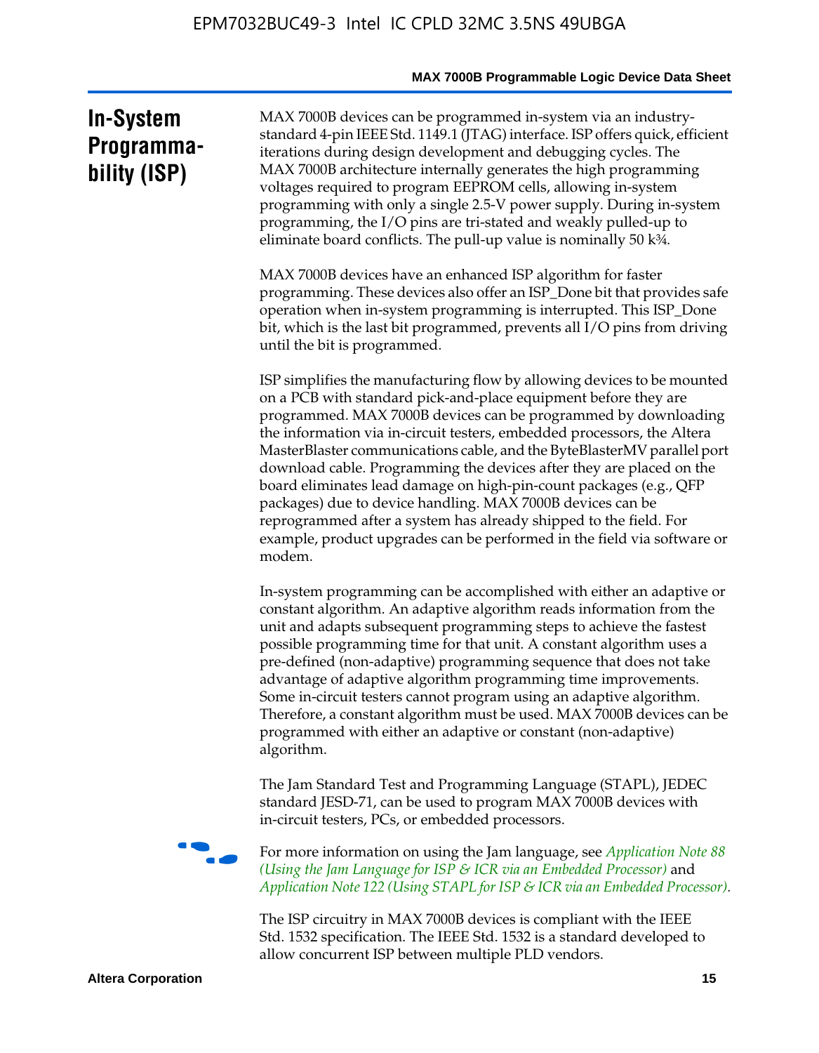# In-System Programmability (ISP)

MAX 7000B devices can be programmed in-system via an industry-standard 4-pin IEEE Std. 1149.1 (JTAG) interface. ISP offers quick, efficient iterations during design development and debugging cycles. The MAX 7000B architecture internally generates the high programming voltages required to program EEPROM cells, allowing in-system programming with only a single 2.5-V power supply. During in-system programming, the I/O pins are tri-stated and weakly pulled-up to eliminate board conflicts. The pull-up value is nominally 50 k¾.

MAX 7000B devices have an enhanced ISP algorithm for faster programming. These devices also offer an ISP_Done bit that provides safe operation when in-system programming is interrupted. This ISP_Done bit, which is the last bit programmed, prevents all I/O pins from driving until the bit is programmed.

ISP simplifies the manufacturing flow by allowing devices to be mounted on a PCB with standard pick-and-place equipment before they are programmed. MAX 7000B devices can be programmed by downloading the information via in-circuit testers, embedded processors, the Altera MasterBlaster communications cable, and the ByteBlasterMV parallel port download cable. Programming the devices after they are placed on the board eliminates lead damage on high-pin-count packages (e.g., QFP packages) due to device handling. MAX 7000B devices can be reprogrammed after a system has already shipped to the field. For example, product upgrades can be performed in the field via software or modem.

In-system programming can be accomplished with either an adaptive or constant algorithm. An adaptive algorithm reads information from the unit and adapts subsequent programming steps to achieve the fastest possible programming time for that unit. A constant algorithm uses a pre-defined (non-adaptive) programming sequence that does not take advantage of adaptive algorithm programming time improvements. Some in-circuit testers cannot program using an adaptive algorithm. Therefore, a constant algorithm must be used. MAX 7000B devices can be programmed with either an adaptive or constant (non-adaptive) algorithm.

The Jam Standard Test and Programming Language (STAPL), JEDEC standard JESD-71, can be used to program MAX 7000B devices with in-circuit testers, PCs, or embedded processors.

For more information on using the Jam language, see *Application Note 88 (Using the Jam Language for ISP & ICR via an Embedded Processor)* and *Application Note 122 (Using STAPL for ISP & ICR via an Embedded Processor)*.

The ISP circuitry in MAX 7000B devices is compliant with the IEEE Std. 1532 specification. The IEEE Std. 1532 is a standard developed to allow concurrent ISP between multiple PLD vendors.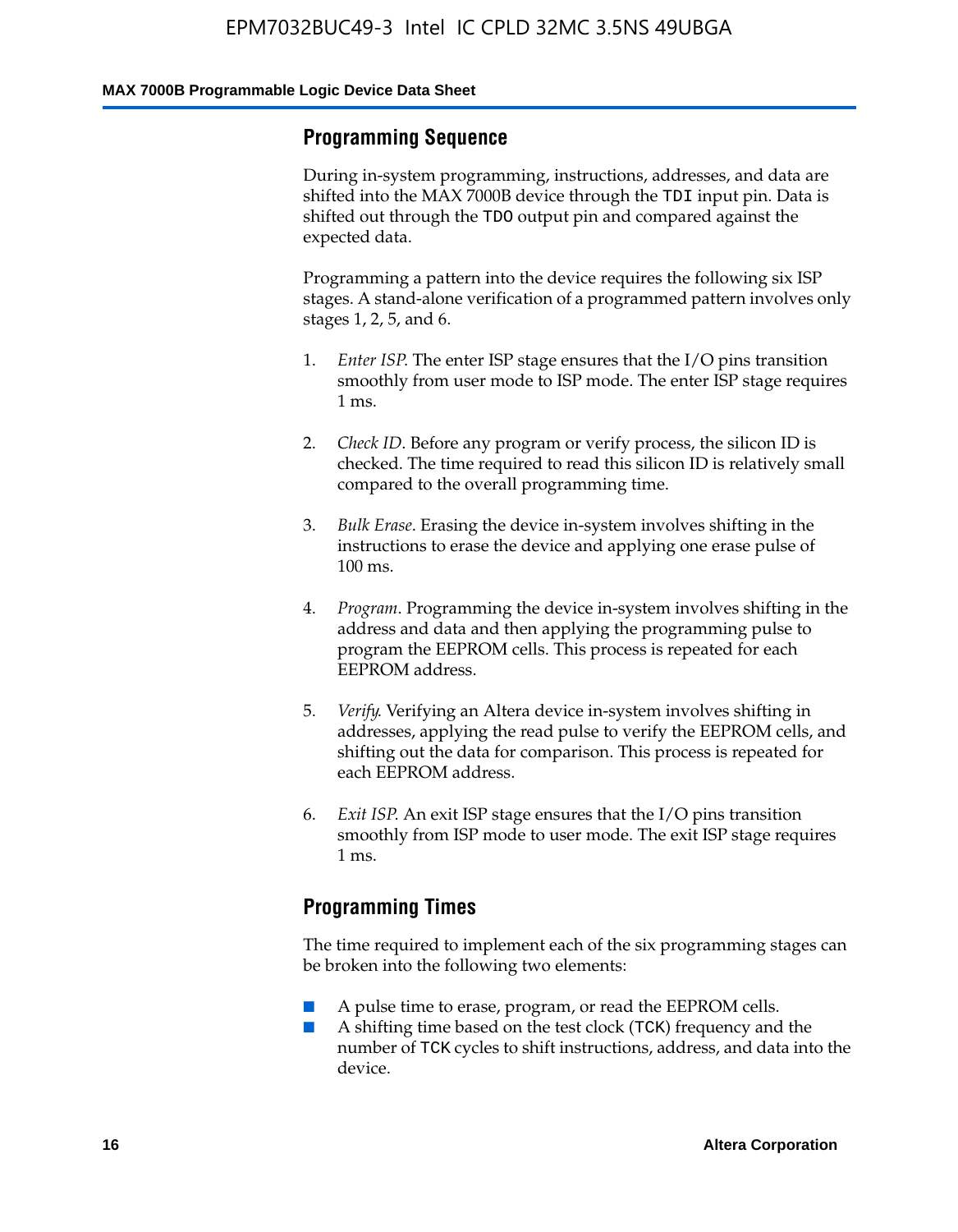## Programming Sequence

During in-system programming, instructions, addresses, and data are shifted into the MAX 7000B device through the TDI input pin. Data is shifted out through the TDO output pin and compared against the expected data.

Programming a pattern into the device requires the following six ISP stages. A stand-alone verification of a programmed pattern involves only stages 1, 2, 5, and 6.

1. *Enter ISP*. The enter ISP stage ensures that the I/O pins transition smoothly from user mode to ISP mode. The enter ISP stage requires 1 ms.

2. *Check ID*. Before any program or verify process, the silicon ID is checked. The time required to read this silicon ID is relatively small compared to the overall programming time.

3. *Bulk Erase*. Erasing the device in-system involves shifting in the instructions to erase the device and applying one erase pulse of 100 ms.

4. *Program*. Programming the device in-system involves shifting in the address and data and then applying the programming pulse to program the EEPROM cells. This process is repeated for each EEPROM address.

5. *Verify*. Verifying an Altera device in-system involves shifting in addresses, applying the read pulse to verify the EEPROM cells, and shifting out the data for comparison. This process is repeated for each EEPROM address.

6. *Exit ISP*. An exit ISP stage ensures that the I/O pins transition smoothly from ISP mode to user mode. The exit ISP stage requires 1 ms.

## Programming Times

The time required to implement each of the six programming stages can be broken into the following two elements:

- A pulse time to erase, program, or read the EEPROM cells.
- A shifting time based on the test clock (TCK) frequency and the number of TCK cycles to shift instructions, address, and data into the device.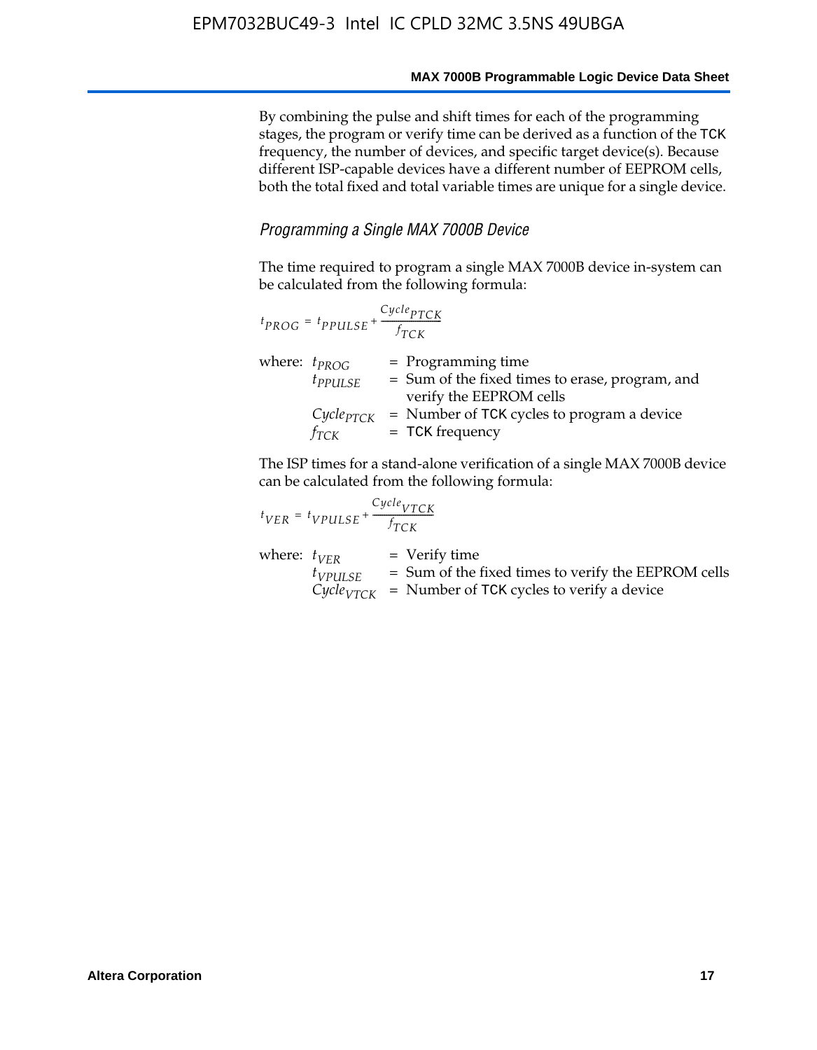By combining the pulse and shift times for each of the programming stages, the program or verify time can be derived as a function of the TCK frequency, the number of devices, and specific target device(s). Because different ISP-capable devices have a different number of EEPROM cells, both the total fixed and total variable times are unique for a single device.

### *Programming a Single MAX 7000B Device*

The time required to program a single MAX 7000B device in-system can be calculated from the following formula:

$$t_{PROG} = t_{PPULSE} + \frac{Cycle_{PTCK}}{f_{TCK}}$$

where:
- $t_{PROG}$ = Programming time
- $t_{PPULSE}$ = Sum of the fixed times to erase, program, and verify the EEPROM cells
- $Cycle_{PTCK}$ = Number of TCK cycles to program a device
- $f_{TCK}$ = TCK frequency

The ISP times for a stand-alone verification of a single MAX 7000B device can be calculated from the following formula:

$$t_{VER} = t_{VPULSE} + \frac{Cycle_{VTCK}}{f_{TCK}}$$

where:
- $t_{VER}$ = Verify time
- $t_{VPULSE}$ = Sum of the fixed times to verify the EEPROM cells
- $Cycle_{VTCK}$ = Number of TCK cycles to verify a device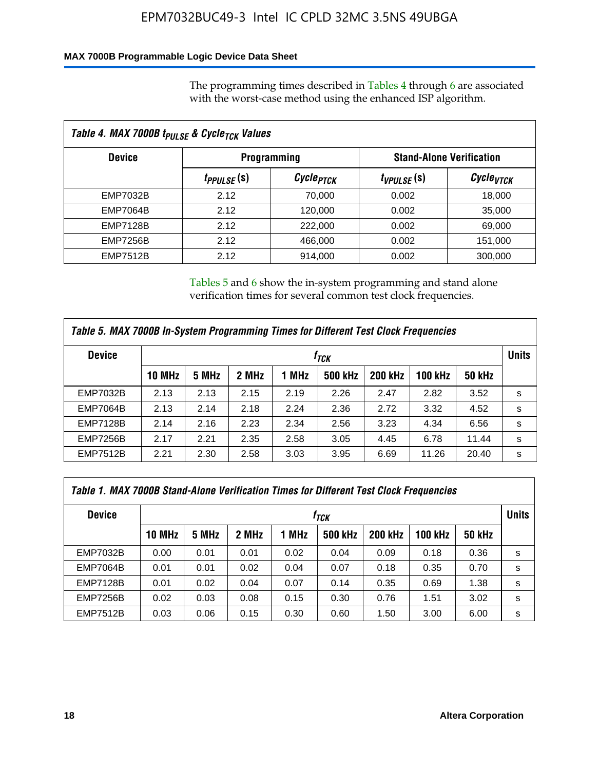The programming times described in Tables 4 through 6 are associated with the worst-case method using the enhanced ISP algorithm.

*Table 4. MAX 7000B $t_{PULSE}$ & $Cycle_{TCK}$ Values*

| Device | Programming | | Stand-Alone Verification | |
|---|---|---|---|---|
| | $t_{PPULSE}$ (s) | $Cycle_{PTCK}$ | $t_{VPULSE}$ (s) | $Cycle_{VTCK}$ |
| EMP7032B | 2.12 | 70,000 | 0.002 | 18,000 |
| EMP7064B | 2.12 | 120,000 | 0.002 | 35,000 |
| EMP7128B | 2.12 | 222,000 | 0.002 | 69,000 |
| EMP7256B | 2.12 | 466,000 | 0.002 | 151,000 |
| EMP7512B | 2.12 | 914,000 | 0.002 | 300,000 |

Tables 5 and 6 show the in-system programming and stand alone verification times for several common test clock frequencies.

*Table 5. MAX 7000B In-System Programming Times for Different Test Clock Frequencies*

| Device | $f_{TCK}$ | | | | | | | | Units |
|---|---|---|---|---|---|---|---|---|---|
| | 10 MHz | 5 MHz | 2 MHz | 1 MHz | 500 kHz | 200 kHz | 100 kHz | 50 kHz | |
| EMP7032B | 2.13 | 2.13 | 2.15 | 2.19 | 2.26 | 2.47 | 2.82 | 3.52 | s |
| EMP7064B | 2.13 | 2.14 | 2.18 | 2.24 | 2.36 | 2.72 | 3.32 | 4.52 | s |
| EMP7128B | 2.14 | 2.16 | 2.23 | 2.34 | 2.56 | 3.23 | 4.34 | 6.56 | s |
| EMP7256B | 2.17 | 2.21 | 2.35 | 2.58 | 3.05 | 4.45 | 6.78 | 11.44 | s |
| EMP7512B | 2.21 | 2.30 | 2.58 | 3.03 | 3.95 | 6.69 | 11.26 | 20.40 | s |

*Table 1. MAX 7000B Stand-Alone Verification Times for Different Test Clock Frequencies*

| Device | $f_{TCK}$ | | | | | | | | Units |
|---|---|---|---|---|---|---|---|---|---|
| | 10 MHz | 5 MHz | 2 MHz | 1 MHz | 500 kHz | 200 kHz | 100 kHz | 50 kHz | |
| EMP7032B | 0.00 | 0.01 | 0.01 | 0.02 | 0.04 | 0.09 | 0.18 | 0.36 | s |
| EMP7064B | 0.01 | 0.01 | 0.02 | 0.04 | 0.07 | 0.18 | 0.35 | 0.70 | s |
| EMP7128B | 0.01 | 0.02 | 0.04 | 0.07 | 0.14 | 0.35 | 0.69 | 1.38 | s |
| EMP7256B | 0.02 | 0.03 | 0.08 | 0.15 | 0.30 | 0.76 | 1.51 | 3.02 | s |
| EMP7512B | 0.03 | 0.06 | 0.15 | 0.30 | 0.60 | 1.50 | 3.00 | 6.00 | s |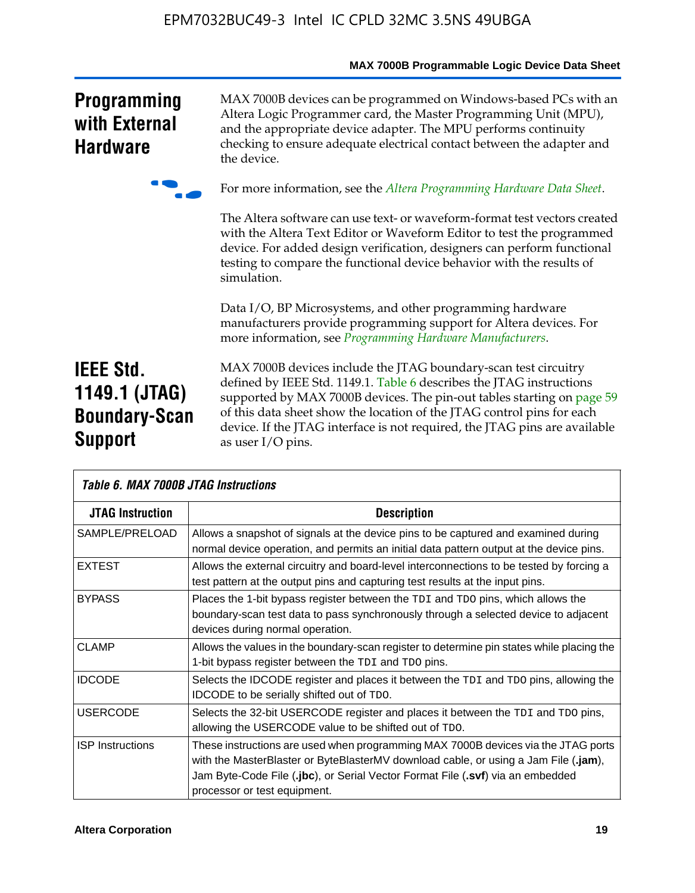## Programming with External Hardware

MAX 7000B devices can be programmed on Windows-based PCs with an Altera Logic Programmer card, the Master Programming Unit (MPU), and the appropriate device adapter. The MPU performs continuity checking to ensure adequate electrical contact between the adapter and the device.

For more information, see the *Altera Programming Hardware Data Sheet*.

The Altera software can use text- or waveform-format test vectors created with the Altera Text Editor or Waveform Editor to test the programmed device. For added design verification, designers can perform functional testing to compare the functional device behavior with the results of simulation.

Data I/O, BP Microsystems, and other programming hardware manufacturers provide programming support for Altera devices. For more information, see *Programming Hardware Manufacturers*.

## IEEE Std. 1149.1 (JTAG) Boundary-Scan Support

MAX 7000B devices include the JTAG boundary-scan test circuitry defined by IEEE Std. 1149.1. Table 6 describes the JTAG instructions supported by MAX 7000B devices. The pin-out tables starting on page 59 of this data sheet show the location of the JTAG control pins for each device. If the JTAG interface is not required, the JTAG pins are available as user I/O pins.

*Table 6. MAX 7000B JTAG Instructions*

| JTAG Instruction | Description |
|---|---|
| SAMPLE/PRELOAD | Allows a snapshot of signals at the device pins to be captured and examined during normal device operation, and permits an initial data pattern output at the device pins. |
| EXTEST | Allows the external circuitry and board-level interconnections to be tested by forcing a test pattern at the output pins and capturing test results at the input pins. |
| BYPASS | Places the 1-bit bypass register between the `TDI` and `TDO` pins, which allows the boundary-scan test data to pass synchronously through a selected device to adjacent devices during normal operation. |
| CLAMP | Allows the values in the boundary-scan register to determine pin states while placing the 1-bit bypass register between the `TDI` and `TDO` pins. |
| IDCODE | Selects the IDCODE register and places it between the `TDI` and `TDO` pins, allowing the IDCODE to be serially shifted out of `TDO`. |
| USERCODE | Selects the 32-bit USERCODE register and places it between the `TDI` and `TDO` pins, allowing the USERCODE value to be shifted out of `TDO`. |
| ISP Instructions | These instructions are used when programming MAX 7000B devices via the JTAG ports with the MasterBlaster or ByteBlasterMV download cable, or using a Jam File (**.jam**), Jam Byte-Code File (**.jbc**), or Serial Vector Format File (**.svf**) via an embedded processor or test equipment. |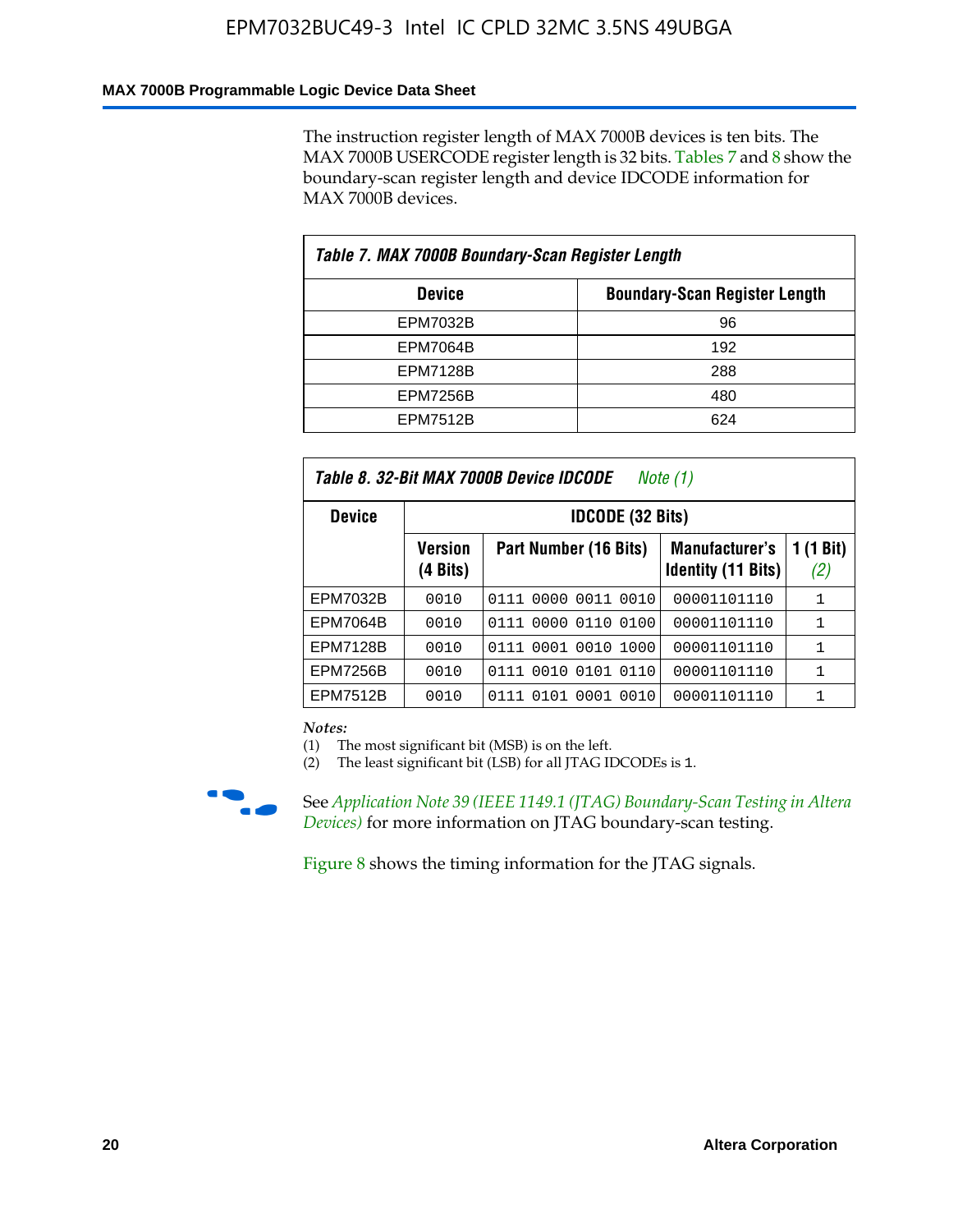The instruction register length of MAX 7000B devices is ten bits. The MAX 7000B USERCODE register length is 32 bits. Tables 7 and 8 show the boundary-scan register length and device IDCODE information for MAX 7000B devices.

| Table 7. MAX 7000B Boundary-Scan Register Length | |
|---|---|
| **Device** | **Boundary-Scan Register Length** |
| EPM7032B | 96 |
| EPM7064B | 192 |
| EPM7128B | 288 |
| EPM7256B | 480 |
| EPM7512B | 624 |

*Table 8. 32-Bit MAX 7000B Device IDCODE Note (1)*

| Device | IDCODE (32 Bits) | | | |
|---|---|---|---|---|
| | Version (4 Bits) | Part Number (16 Bits) | Manufacturer's Identity (11 Bits) | 1 (1 Bit) (2) |
| EPM7032B | 0010 | 0111 0000 0011 0010 | 00001101110 | 1 |
| EPM7064B | 0010 | 0111 0000 0110 0100 | 00001101110 | 1 |
| EPM7128B | 0010 | 0111 0001 0010 1000 | 00001101110 | 1 |
| EPM7256B | 0010 | 0111 0010 0101 0110 | 00001101110 | 1 |
| EPM7512B | 0010 | 0111 0101 0001 0010 | 00001101110 | 1 |

*Notes:*

(1) The most significant bit (MSB) is on the left.

(2) The least significant bit (LSB) for all JTAG IDCODEs is 1.

See *Application Note 39 (IEEE 1149.1 (JTAG) Boundary-Scan Testing in Altera Devices)* for more information on JTAG boundary-scan testing.

Figure 8 shows the timing information for the JTAG signals.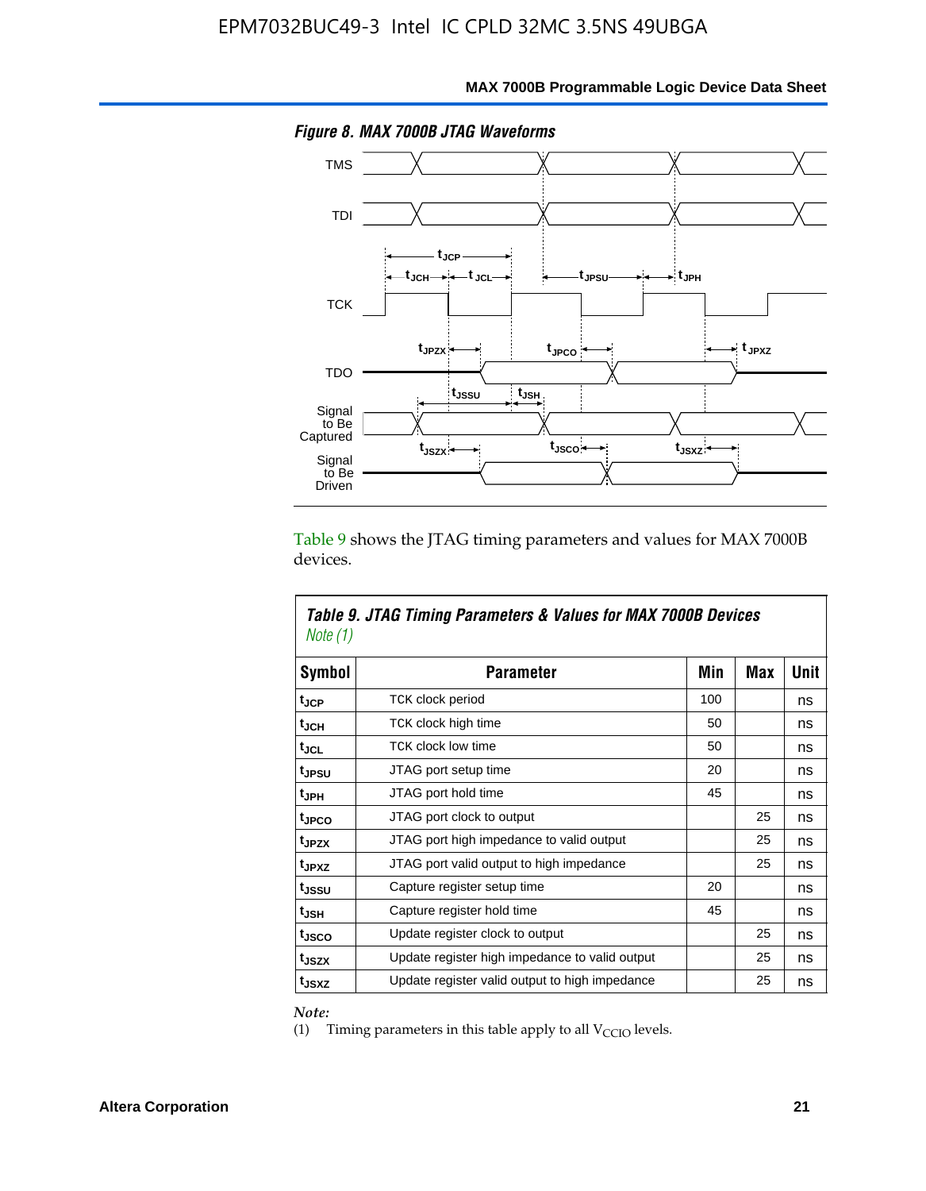*Figure 8. MAX 7000B JTAG Waveforms*

Table 9 shows the JTAG timing parameters and values for MAX 7000B devices.

***Table 9. JTAG Timing Parameters & Values for MAX 7000B Devices*** *Note (1)*

| Symbol | Parameter | Min | Max | Unit |
|---|---|---|---|---|
| $t_{JCP}$ | TCK clock period | 100 | | ns |
| $t_{JCH}$ | TCK clock high time | 50 | | ns |
| $t_{JCL}$ | TCK clock low time | 50 | | ns |
| $t_{JPSU}$ | JTAG port setup time | 20 | | ns |
| $t_{JPH}$ | JTAG port hold time | 45 | | ns |
| $t_{JPCO}$ | JTAG port clock to output | | 25 | ns |
| $t_{JPZX}$ | JTAG port high impedance to valid output | | 25 | ns |
| $t_{JPXZ}$ | JTAG port valid output to high impedance | | 25 | ns |
| $t_{JSSU}$ | Capture register setup time | 20 | | ns |
| $t_{JSH}$ | Capture register hold time | 45 | | ns |
| $t_{JSCO}$ | Update register clock to output | | 25 | ns |
| $t_{JSZX}$ | Update register high impedance to valid output | | 25 | ns |
| $t_{JSXZ}$ | Update register valid output to high impedance | | 25 | ns |

*Note:*

(1) Timing parameters in this table apply to all $V_{CCIO}$ levels.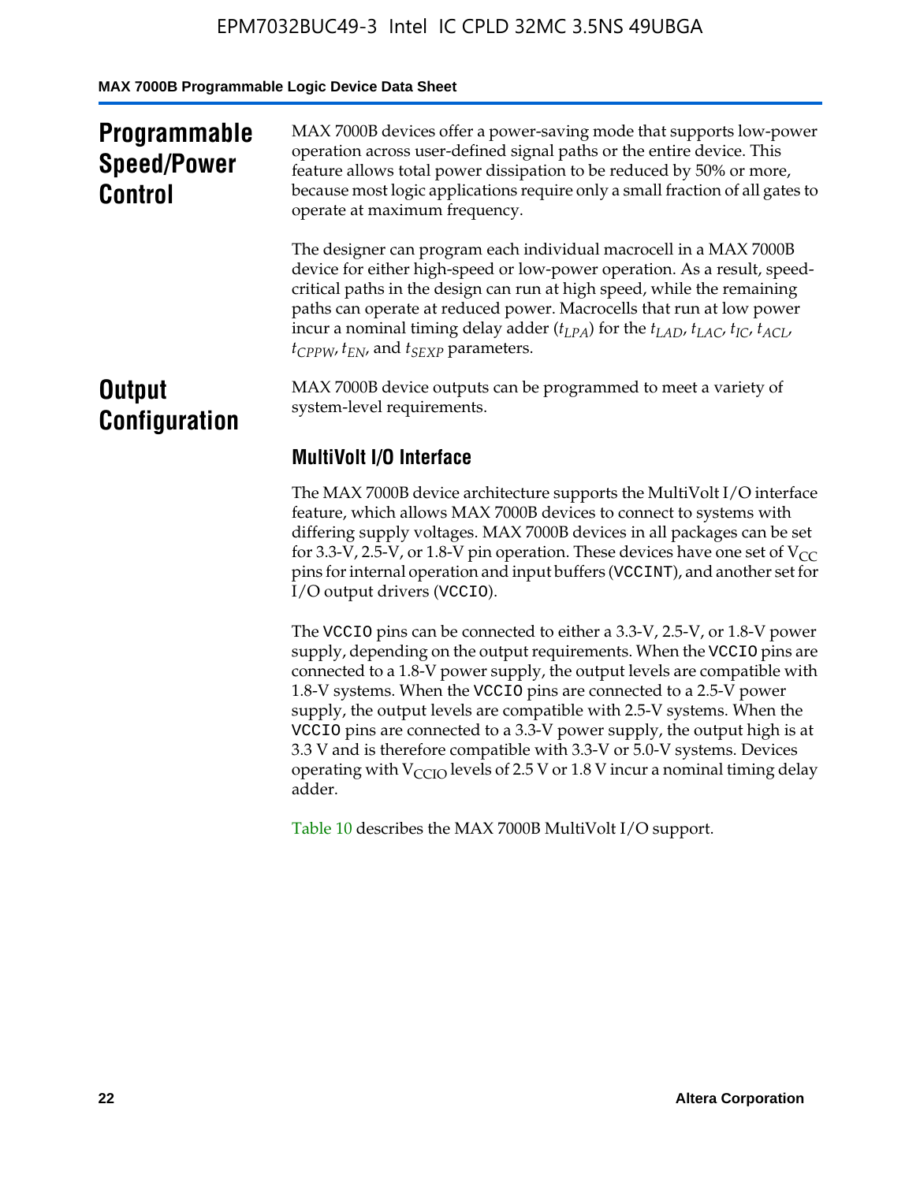## Programmable Speed/Power Control

MAX 7000B devices offer a power-saving mode that supports low-power operation across user-defined signal paths or the entire device. This feature allows total power dissipation to be reduced by 50% or more, because most logic applications require only a small fraction of all gates to operate at maximum frequency.

The designer can program each individual macrocell in a MAX 7000B device for either high-speed or low-power operation. As a result, speed-critical paths in the design can run at high speed, while the remaining paths can operate at reduced power. Macrocells that run at low power incur a nominal timing delay adder ($t_{LPA}$) for the $t_{LAD}$, $t_{LAC}$, $t_{IC}$, $t_{ACL}$, $t_{CPPW}$, $t_{EN}$, and $t_{SEXP}$ parameters.

## Output Configuration

MAX 7000B device outputs can be programmed to meet a variety of system-level requirements.

### MultiVolt I/O Interface

The MAX 7000B device architecture supports the MultiVolt I/O interface feature, which allows MAX 7000B devices to connect to systems with differing supply voltages. MAX 7000B devices in all packages can be set for 3.3-V, 2.5-V, or 1.8-V pin operation. These devices have one set of $V_{CC}$ pins for internal operation and input buffers (`VCCINT`), and another set for I/O output drivers (`VCCIO`).

The `VCCIO` pins can be connected to either a 3.3-V, 2.5-V, or 1.8-V power supply, depending on the output requirements. When the `VCCIO` pins are connected to a 1.8-V power supply, the output levels are compatible with 1.8-V systems. When the `VCCIO` pins are connected to a 2.5-V power supply, the output levels are compatible with 2.5-V systems. When the `VCCIO` pins are connected to a 3.3-V power supply, the output high is at 3.3 V and is therefore compatible with 3.3-V or 5.0-V systems. Devices operating with $V_{CCIO}$ levels of 2.5 V or 1.8 V incur a nominal timing delay adder.

Table 10 describes the MAX 7000B MultiVolt I/O support.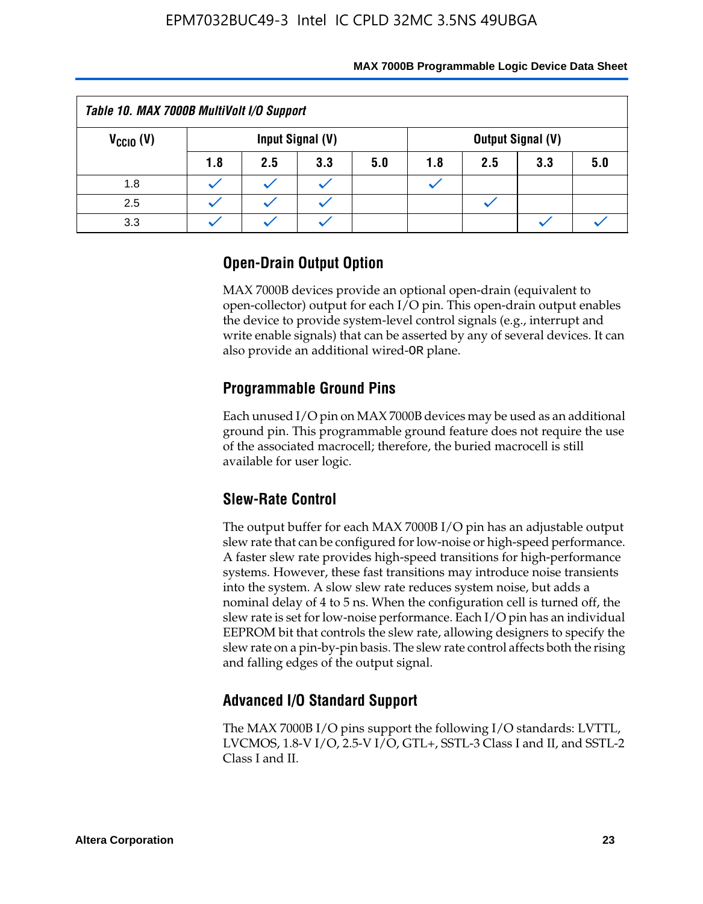**Table 10. MAX 7000B MultiVolt I/O Support**

| $V_{CCIO}$ (V) | Input Signal (V) | | | | Output Signal (V) | | | |
|---|---|---|---|---|---|---|---|---|
| | 1.8 | 2.5 | 3.3 | 5.0 | 1.8 | 2.5 | 3.3 | 5.0 |
| 1.8 | ✓ | ✓ | ✓ | | ✓ | | | |
| 2.5 | ✓ | ✓ | ✓ | | | ✓ | | |
| 3.3 | ✓ | ✓ | ✓ | | | | ✓ | ✓ |

## Open-Drain Output Option

MAX 7000B devices provide an optional open-drain (equivalent to open-collector) output for each I/O pin. This open-drain output enables the device to provide system-level control signals (e.g., interrupt and write enable signals) that can be asserted by any of several devices. It can also provide an additional wired-OR plane.

## Programmable Ground Pins

Each unused I/O pin on MAX 7000B devices may be used as an additional ground pin. This programmable ground feature does not require the use of the associated macrocell; therefore, the buried macrocell is still available for user logic.

## Slew-Rate Control

The output buffer for each MAX 7000B I/O pin has an adjustable output slew rate that can be configured for low-noise or high-speed performance. A faster slew rate provides high-speed transitions for high-performance systems. However, these fast transitions may introduce noise transients into the system. A slow slew rate reduces system noise, but adds a nominal delay of 4 to 5 ns. When the configuration cell is turned off, the slew rate is set for low-noise performance. Each I/O pin has an individual EEPROM bit that controls the slew rate, allowing designers to specify the slew rate on a pin-by-pin basis. The slew rate control affects both the rising and falling edges of the output signal.

## Advanced I/O Standard Support

The MAX 7000B I/O pins support the following I/O standards: LVTTL, LVCMOS, 1.8-V I/O, 2.5-V I/O, GTL+, SSTL-3 Class I and II, and SSTL-2 Class I and II.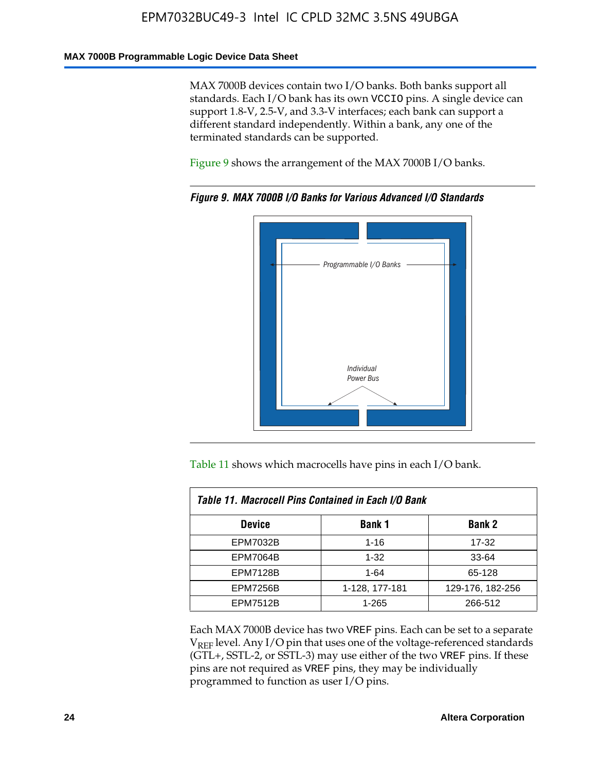MAX 7000B devices contain two I/O banks. Both banks support all standards. Each I/O bank has its own VCCIO pins. A single device can support 1.8-V, 2.5-V, and 3.3-V interfaces; each bank can support a different standard independently. Within a bank, any one of the terminated standards can be supported.

Figure 9 shows the arrangement of the MAX 7000B I/O banks.

*Figure 9. MAX 7000B I/O Banks for Various Advanced I/O Standards*

Programmable I/O Banks

Individual Power Bus

Table 11 shows which macrocells have pins in each I/O bank.

*Table 11. Macrocell Pins Contained in Each I/O Bank*

| Device | Bank 1 | Bank 2 |
|---|---|---|
| EPM7032B | 1-16 | 17-32 |
| EPM7064B | 1-32 | 33-64 |
| EPM7128B | 1-64 | 65-128 |
| EPM7256B | 1-128, 177-181 | 129-176, 182-256 |
| EPM7512B | 1-265 | 266-512 |

Each MAX 7000B device has two VREF pins. Each can be set to a separate $V_{REF}$ level. Any I/O pin that uses one of the voltage-referenced standards (GTL+, SSTL-2, or SSTL-3) may use either of the two VREF pins. If these pins are not required as VREF pins, they may be individually programmed to function as user I/O pins.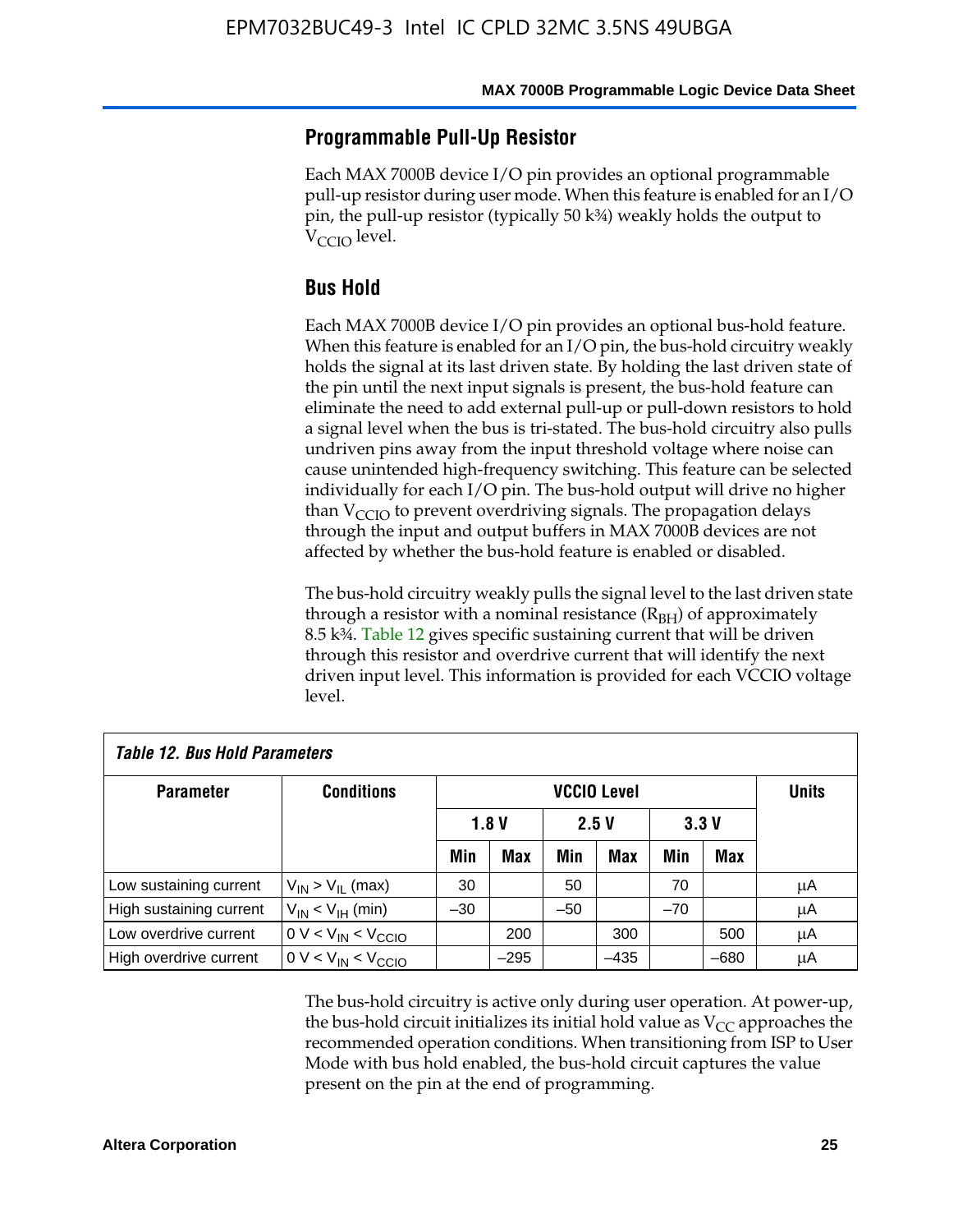## Programmable Pull-Up Resistor

Each MAX 7000B device I/O pin provides an optional programmable pull-up resistor during user mode. When this feature is enabled for an I/O pin, the pull-up resistor (typically 50 k¾) weakly holds the output to $V_{CCIO}$ level.

## Bus Hold

Each MAX 7000B device I/O pin provides an optional bus-hold feature. When this feature is enabled for an I/O pin, the bus-hold circuitry weakly holds the signal at its last driven state. By holding the last driven state of the pin until the next input signals is present, the bus-hold feature can eliminate the need to add external pull-up or pull-down resistors to hold a signal level when the bus is tri-stated. The bus-hold circuitry also pulls undriven pins away from the input threshold voltage where noise can cause unintended high-frequency switching. This feature can be selected individually for each I/O pin. The bus-hold output will drive no higher than $V_{CCIO}$ to prevent overdriving signals. The propagation delays through the input and output buffers in MAX 7000B devices are not affected by whether the bus-hold feature is enabled or disabled.

The bus-hold circuitry weakly pulls the signal level to the last driven state through a resistor with a nominal resistance ($R_{BH}$) of approximately 8.5 k¾. Table 12 gives specific sustaining current that will be driven through this resistor and overdrive current that will identify the next driven input level. This information is provided for each VCCIO voltage level.

*Table 12. Bus Hold Parameters*

| Parameter | Conditions | VCCIO Level | | | | | | Units |
|---|---|---|---|---|---|---|---|---|
| | | 1.8 V | | 2.5 V | | 3.3 V | | |
| | | Min | Max | Min | Max | Min | Max | |
| Low sustaining current | $V_{IN} > V_{IL}$ (max) | 30 | | 50 | | 70 | | µA |
| High sustaining current | $V_{IN} < V_{IH}$ (min) | –30 | | –50 | | –70 | | µA |
| Low overdrive current | $0\text{ V} < V_{IN} < V_{CCIO}$ | | 200 | | 300 | | 500 | µA |
| High overdrive current | $0\text{ V} < V_{IN} < V_{CCIO}$ | | –295 | | –435 | | –680 | µA |

The bus-hold circuitry is active only during user operation. At power-up, the bus-hold circuit initializes its initial hold value as $V_{CC}$ approaches the recommended operation conditions. When transitioning from ISP to User Mode with bus hold enabled, the bus-hold circuit captures the value present on the pin at the end of programming.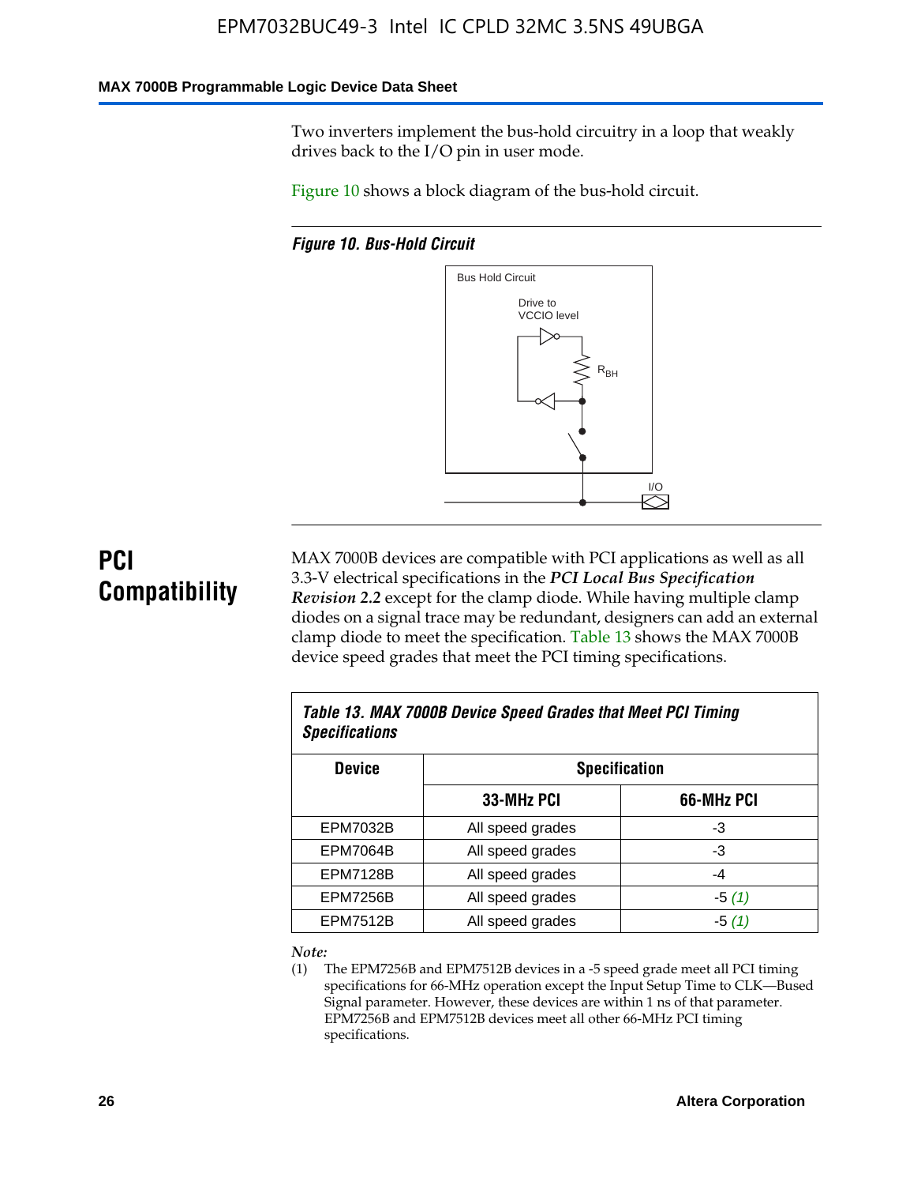Two inverters implement the bus-hold circuitry in a loop that weakly drives back to the I/O pin in user mode.

Figure 10 shows a block diagram of the bus-hold circuit.

*Figure 10. Bus-Hold Circuit*

## PCI Compatibility

MAX 7000B devices are compatible with PCI applications as well as all 3.3-V electrical specifications in the ***PCI Local Bus Specification Revision 2.2*** except for the clamp diode. While having multiple clamp diodes on a signal trace may be redundant, designers can add an external clamp diode to meet the specification. Table 13 shows the MAX 7000B device speed grades that meet the PCI timing specifications.

*Table 13. MAX 7000B Device Speed Grades that Meet PCI Timing Specifications*

| Device | Specification | |
|---|---|---|
| | 33-MHz PCI | 66-MHz PCI |
| EPM7032B | All speed grades | -3 |
| EPM7064B | All speed grades | -3 |
| EPM7128B | All speed grades | -4 |
| EPM7256B | All speed grades | -5 *(1)* |
| EPM7512B | All speed grades | -5 *(1)* |

*Note:*

(1) The EPM7256B and EPM7512B devices in a -5 speed grade meet all PCI timing specifications for 66-MHz operation except the Input Setup Time to CLK—Bused Signal parameter. However, these devices are within 1 ns of that parameter. EPM7256B and EPM7512B devices meet all other 66-MHz PCI timing specifications.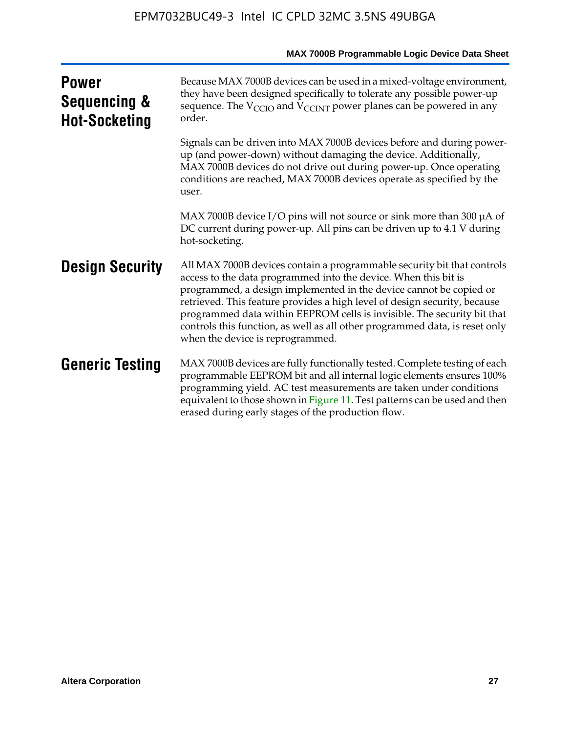## Power Sequencing & Hot-Socketing

Because MAX 7000B devices can be used in a mixed-voltage environment, they have been designed specifically to tolerate any possible power-up sequence. The $V_{CCIO}$ and $V_{CCINT}$ power planes can be powered in any order.

Signals can be driven into MAX 7000B devices before and during power-up (and power-down) without damaging the device. Additionally, MAX 7000B devices do not drive out during power-up. Once operating conditions are reached, MAX 7000B devices operate as specified by the user.

MAX 7000B device I/O pins will not source or sink more than 300 μA of DC current during power-up. All pins can be driven up to 4.1 V during hot-socketing.

## Design Security

All MAX 7000B devices contain a programmable security bit that controls access to the data programmed into the device. When this bit is programmed, a design implemented in the device cannot be copied or retrieved. This feature provides a high level of design security, because programmed data within EEPROM cells is invisible. The security bit that controls this function, as well as all other programmed data, is reset only when the device is reprogrammed.

## Generic Testing

MAX 7000B devices are fully functionally tested. Complete testing of each programmable EEPROM bit and all internal logic elements ensures 100% programming yield. AC test measurements are taken under conditions equivalent to those shown in Figure 11. Test patterns can be used and then erased during early stages of the production flow.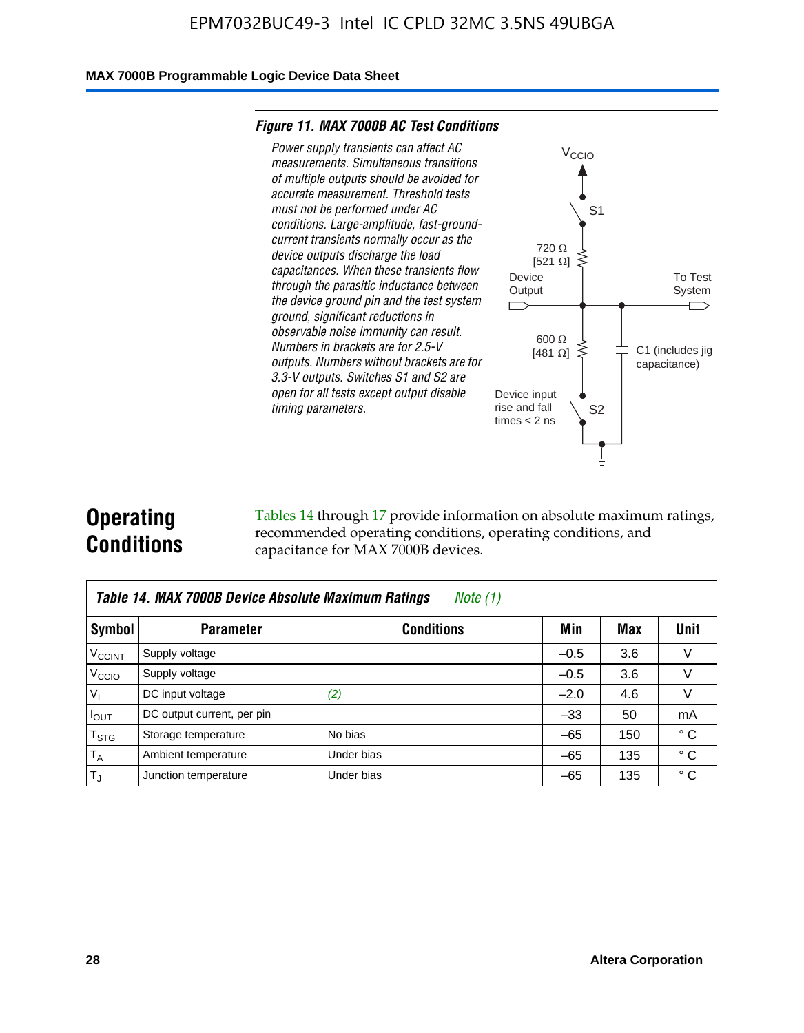**Figure 11. MAX 7000B AC Test Conditions**

*Power supply transients can affect AC measurements. Simultaneous transitions of multiple outputs should be avoided for accurate measurement. Threshold tests must not be performed under AC conditions. Large-amplitude, fast-ground-current transients normally occur as the device outputs discharge the load capacitances. When these transients flow through the parasitic inductance between the device ground pin and the test system ground, significant reductions in observable noise immunity can result. Numbers in brackets are for 2.5-V outputs. Numbers without brackets are for 3.3-V outputs. Switches S1 and S2 are open for all tests except output disable timing parameters.*

$V_{CCIO}$

S1

720 Ω [521 Ω]

Device Output

To Test System

600 Ω [481 Ω]

C1 (includes jig capacitance)

Device input rise and fall times < 2 ns

S2

## Operating Conditions

Tables 14 through 17 provide information on absolute maximum ratings, recommended operating conditions, operating conditions, and capacitance for MAX 7000B devices.

**Table 14. MAX 7000B Device Absolute Maximum Ratings** *Note (1)*

| Symbol | Parameter | Conditions | Min | Max | Unit |
|---|---|---|---|---|---|
| $V_{CCINT}$ | Supply voltage | | –0.5 | 3.6 | V |
| $V_{CCIO}$ | Supply voltage | | –0.5 | 3.6 | V |
| $V_I$ | DC input voltage | *(2)* | –2.0 | 4.6 | V |
| $I_{OUT}$ | DC output current, per pin | | –33 | 50 | mA |
| $T_{STG}$ | Storage temperature | No bias | –65 | 150 | ° C |
| $T_A$ | Ambient temperature | Under bias | –65 | 135 | ° C |
| $T_J$ | Junction temperature | Under bias | –65 | 135 | ° C |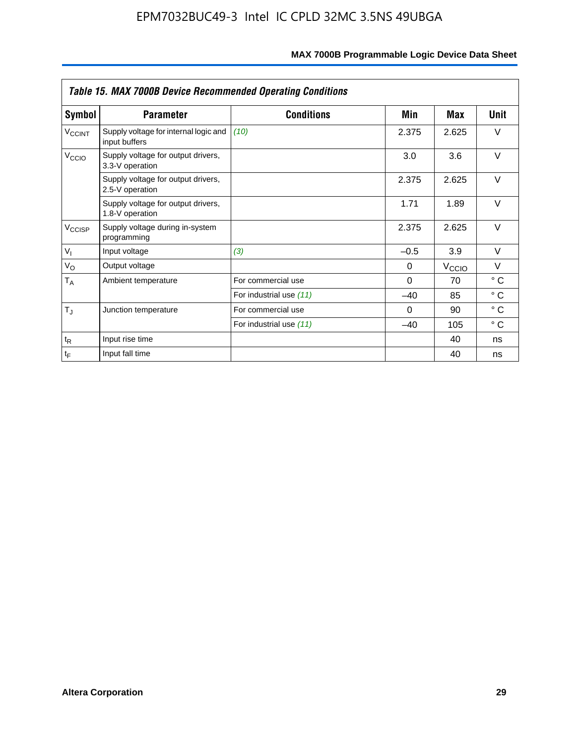**Table 15. MAX 7000B Device Recommended Operating Conditions**

| Symbol | Parameter | Conditions | Min | Max | Unit |
|---|---|---|---|---|---|
| $V_{CCINT}$ | Supply voltage for internal logic and input buffers | *(10)* | 2.375 | 2.625 | V |
| $V_{CCIO}$ | Supply voltage for output drivers, 3.3-V operation | | 3.0 | 3.6 | V |
| | Supply voltage for output drivers, 2.5-V operation | | 2.375 | 2.625 | V |
| | Supply voltage for output drivers, 1.8-V operation | | 1.71 | 1.89 | V |
| $V_{CCISP}$ | Supply voltage during in-system programming | | 2.375 | 2.625 | V |
| $V_I$ | Input voltage | *(3)* | –0.5 | 3.9 | V |
| $V_O$ | Output voltage | | 0 | $V_{CCIO}$ | V |
| $T_A$ | Ambient temperature | For commercial use | 0 | 70 | ° C |
| | | For industrial use *(11)* | –40 | 85 | ° C |
| $T_J$ | Junction temperature | For commercial use | 0 | 90 | ° C |
| | | For industrial use *(11)* | –40 | 105 | ° C |
| $t_R$ | Input rise time | | | 40 | ns |
| $t_F$ | Input fall time | | | 40 | ns |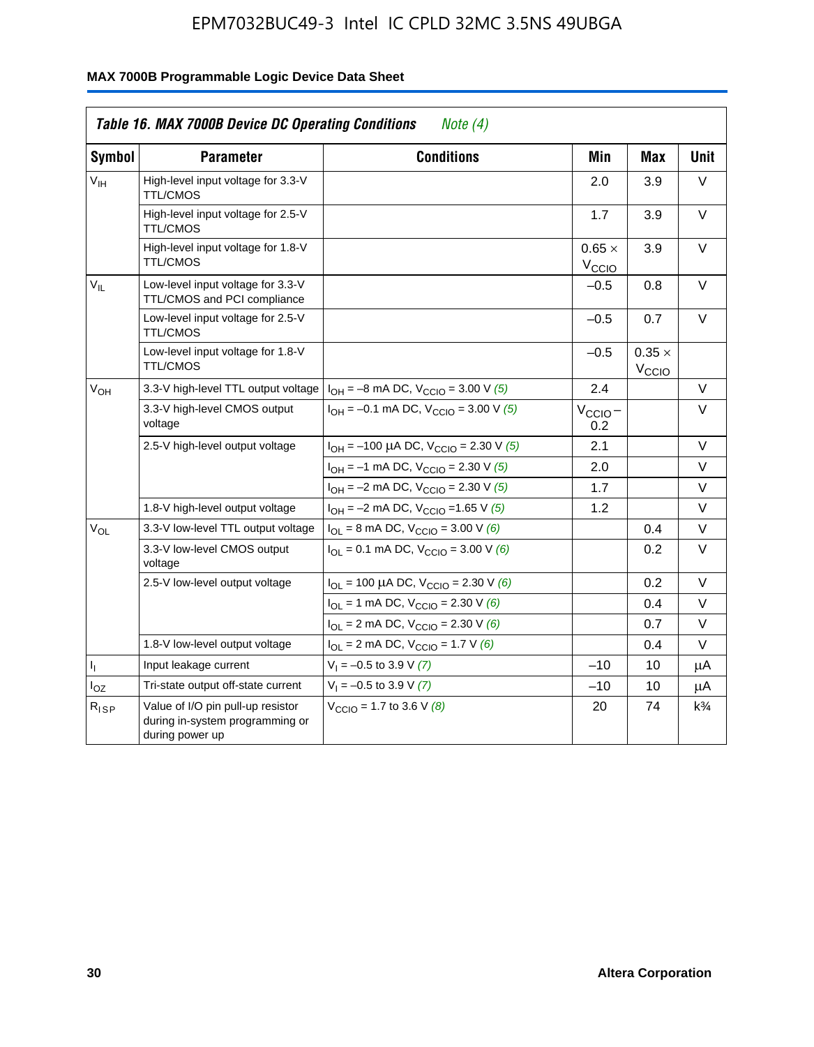# MAX 7000B Programmable Logic Device Data Sheet

*Table 16. MAX 7000B Device DC Operating Conditions* *Note (4)*

| Symbol | Parameter | Conditions | Min | Max | Unit |
|---|---|---|---|---|---|
| $V_{IH}$ | High-level input voltage for 3.3-V TTL/CMOS | | 2.0 | 3.9 | V |
| | High-level input voltage for 2.5-V TTL/CMOS | | 1.7 | 3.9 | V |
| | High-level input voltage for 1.8-V TTL/CMOS | | $0.65 \times V_{CCIO}$ | 3.9 | V |
| $V_{IL}$ | Low-level input voltage for 3.3-V TTL/CMOS and PCI compliance | | –0.5 | 0.8 | V |
| | Low-level input voltage for 2.5-V TTL/CMOS | | –0.5 | 0.7 | V |
| | Low-level input voltage for 1.8-V TTL/CMOS | | –0.5 | $0.35 \times V_{CCIO}$ | |
| $V_{OH}$ | 3.3-V high-level TTL output voltage | $I_{OH}$ = –8 mA DC, $V_{CCIO}$ = 3.00 V *(5)* | 2.4 | | V |
| | 3.3-V high-level CMOS output voltage | $I_{OH}$ = –0.1 mA DC, $V_{CCIO}$ = 3.00 V *(5)* | $V_{CCIO}$ – 0.2 | | V |
| | 2.5-V high-level output voltage | $I_{OH}$ = –100 μA DC, $V_{CCIO}$ = 2.30 V *(5)* | 2.1 | | V |
| | | $I_{OH}$ = –1 mA DC, $V_{CCIO}$ = 2.30 V *(5)* | 2.0 | | V |
| | | $I_{OH}$ = –2 mA DC, $V_{CCIO}$ = 2.30 V *(5)* | 1.7 | | V |
| | 1.8-V high-level output voltage | $I_{OH}$ = –2 mA DC, $V_{CCIO}$ =1.65 V *(5)* | 1.2 | | V |
| $V_{OL}$ | 3.3-V low-level TTL output voltage | $I_{OL}$ = 8 mA DC, $V_{CCIO}$ = 3.00 V *(6)* | | 0.4 | V |
| | 3.3-V low-level CMOS output voltage | $I_{OL}$ = 0.1 mA DC, $V_{CCIO}$ = 3.00 V *(6)* | | 0.2 | V |
| | 2.5-V low-level output voltage | $I_{OL}$ = 100 μA DC, $V_{CCIO}$ = 2.30 V *(6)* | | 0.2 | V |
| | | $I_{OL}$ = 1 mA DC, $V_{CCIO}$ = 2.30 V *(6)* | | 0.4 | V |
| | | $I_{OL}$ = 2 mA DC, $V_{CCIO}$ = 2.30 V *(6)* | | 0.7 | V |
| | 1.8-V low-level output voltage | $I_{OL}$ = 2 mA DC, $V_{CCIO}$ = 1.7 V *(6)* | | 0.4 | V |
| $I_I$ | Input leakage current | $V_I$ = –0.5 to 3.9 V *(7)* | –10 | 10 | μA |
| $I_{OZ}$ | Tri-state output off-state current | $V_I$ = –0.5 to 3.9 V *(7)* | –10 | 10 | μA |
| $R_{ISP}$ | Value of I/O pin pull-up resistor during in-system programming or during power up | $V_{CCIO}$ = 1.7 to 3.6 V *(8)* | 20 | 74 | k¾ |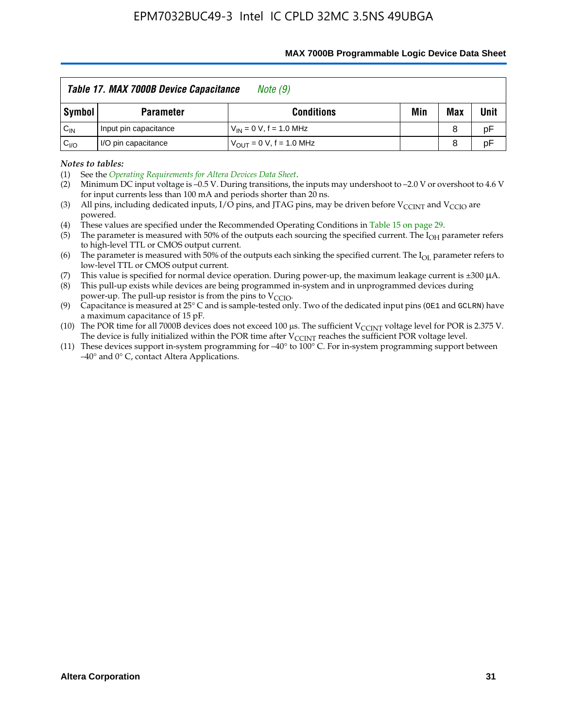**Table 17. MAX 7000B Device Capacitance** *Note (9)*

| Symbol | Parameter | Conditions | Min | Max | Unit |
|---|---|---|---|---|---|
| $C_{IN}$ | Input pin capacitance | $V_{IN}$ = 0 V, f = 1.0 MHz | | 8 | pF |
| $C_{I/O}$ | I/O pin capacitance | $V_{OUT}$ = 0 V, f = 1.0 MHz | | 8 | pF |

*Notes to tables:*

(1) See the *Operating Requirements for Altera Devices Data Sheet*.

(2) Minimum DC input voltage is –0.5 V. During transitions, the inputs may undershoot to –2.0 V or overshoot to 4.6 V for input currents less than 100 mA and periods shorter than 20 ns.

(3) All pins, including dedicated inputs, I/O pins, and JTAG pins, may be driven before $V_{CCINT}$ and $V_{CCIO}$ are powered.

(4) These values are specified under the Recommended Operating Conditions in Table 15 on page 29.

(5) The parameter is measured with 50% of the outputs each sourcing the specified current. The $I_{OH}$ parameter refers to high-level TTL or CMOS output current.

(6) The parameter is measured with 50% of the outputs each sinking the specified current. The $I_{OL}$ parameter refers to low-level TTL or CMOS output current.

(7) This value is specified for normal device operation. During power-up, the maximum leakage current is ±300 µA.

(8) This pull-up exists while devices are being programmed in-system and in unprogrammed devices during power-up. The pull-up resistor is from the pins to $V_{CCIO}$.

(9) Capacitance is measured at 25° C and is sample-tested only. Two of the dedicated input pins (`OE1` and `GCLRN`) have a maximum capacitance of 15 pF.

(10) The POR time for all 7000B devices does not exceed 100 µs. The sufficient $V_{CCINT}$ voltage level for POR is 2.375 V. The device is fully initialized within the POR time after $V_{CCINT}$ reaches the sufficient POR voltage level.

(11) These devices support in-system programming for –40° to 100° C. For in-system programming support between –40° and 0° C, contact Altera Applications.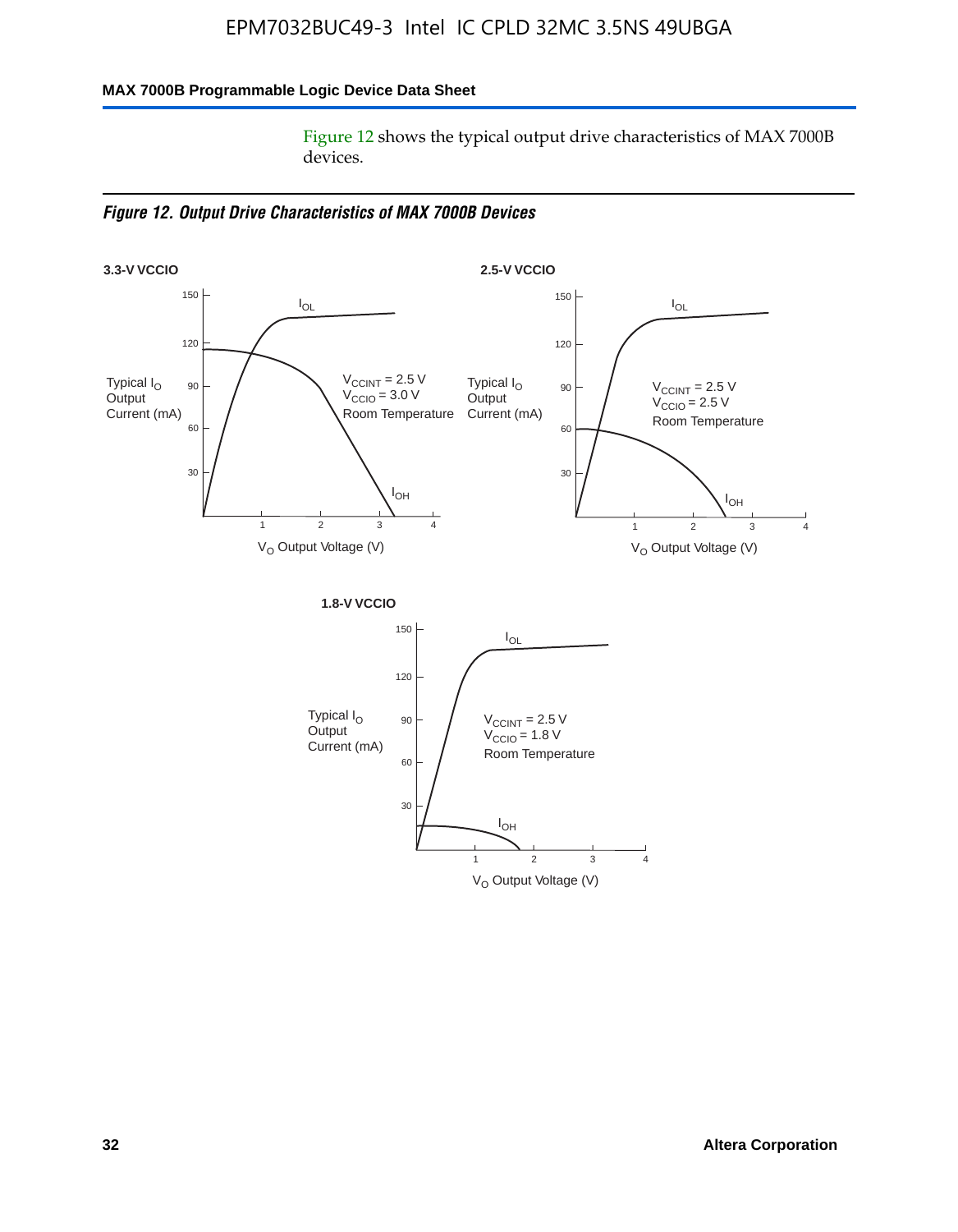Figure 12 shows the typical output drive characteristics of MAX 7000B devices.

*Figure 12. Output Drive Characteristics of MAX 7000B Devices*

**3.3-V VCCIO**

$V_{CCINT}$ = 2.5 V
$V_{CCIO}$ = 3.0 V
Room Temperature

**2.5-V VCCIO**

$V_{CCINT}$ = 2.5 V
$V_{CCIO}$ = 2.5 V
Room Temperature

**1.8-V VCCIO**

$V_{CCINT}$ = 2.5 V
$V_{CCIO}$ = 1.8 V
Room Temperature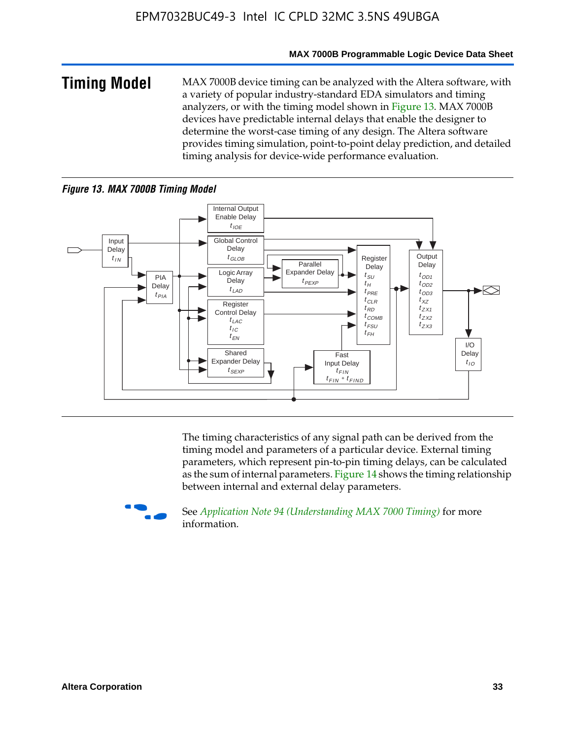## Timing Model

MAX 7000B device timing can be analyzed with the Altera software, with a variety of popular industry-standard EDA simulators and timing analyzers, or with the timing model shown in Figure 13. MAX 7000B devices have predictable internal delays that enable the designer to determine the worst-case timing of any design. The Altera software provides timing simulation, point-to-point delay prediction, and detailed timing analysis for device-wide performance evaluation.

*Figure 13. MAX 7000B Timing Model*

Input Delay $t_{IN}$

PIA Delay $t_{PIA}$

Internal Output Enable Delay $t_{IOE}$

Global Control Delay $t_{GLOB}$

Logic Array Delay $t_{LAD}$

Parallel Expander Delay $t_{PEXP}$

Register Control Delay $t_{LAC}$ $t_{IC}$ $t_{EN}$

Shared Expander Delay $t_{SEXP}$

Register Delay $t_{SU}$ $t_{H}$ $t_{PRE}$ $t_{CLR}$ $t_{RD}$ $t_{COMB}$ $t_{FSU}$ $t_{FH}$

Fast Input Delay $t_{FIN}$ $t_{FIN} + t_{FIND}$

Output Delay $t_{OD1}$ $t_{OD2}$ $t_{OD3}$ $t_{XZ}$ $t_{ZX1}$ $t_{ZX2}$ $t_{ZX3}$

I/O Delay $t_{IO}$

The timing characteristics of any signal path can be derived from the timing model and parameters of a particular device. External timing parameters, which represent pin-to-pin timing delays, can be calculated as the sum of internal parameters. Figure 14 shows the timing relationship between internal and external delay parameters.

See *Application Note 94 (Understanding MAX 7000 Timing)* for more information.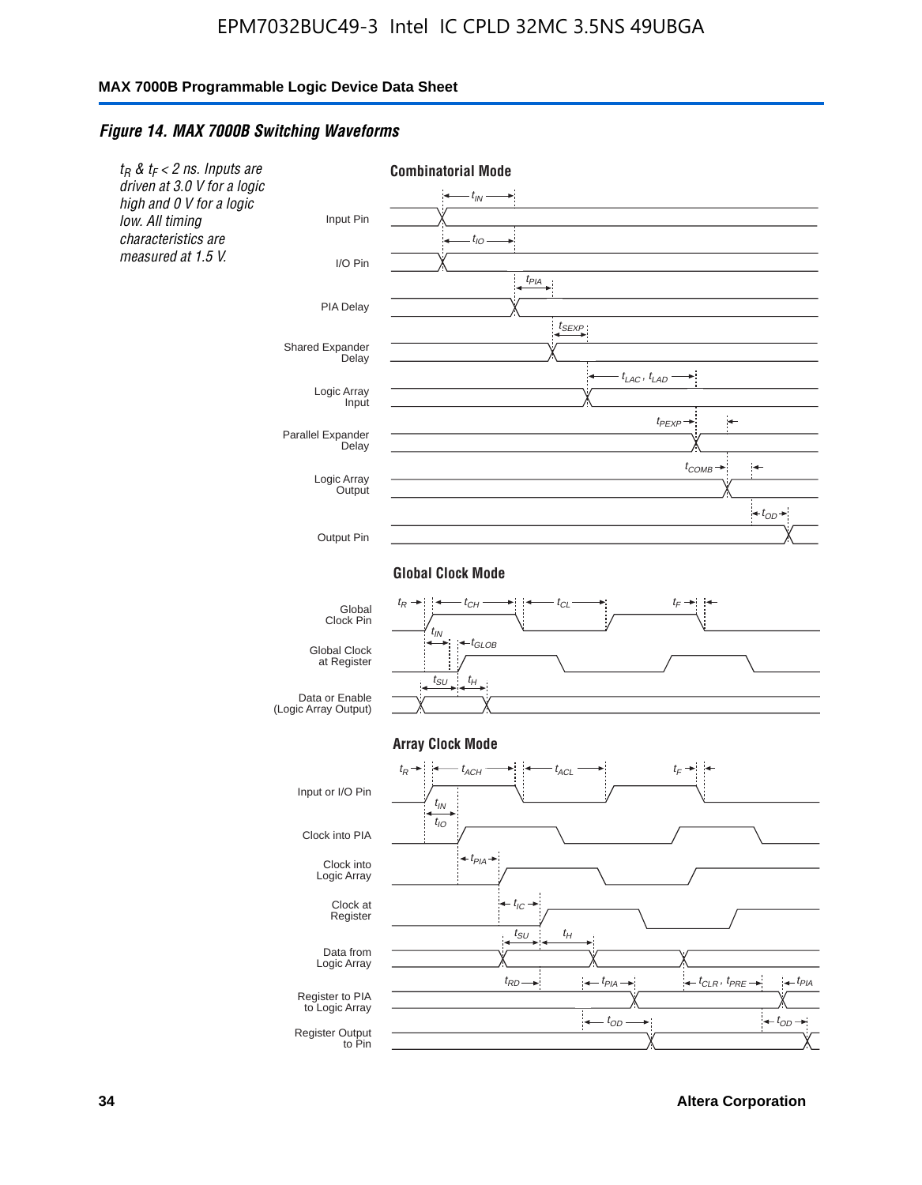### *Figure 14. MAX 7000B Switching Waveforms*

*$t_R$ & $t_F$ < 2 ns. Inputs are driven at 3.0 V for a logic high and 0 V for a logic low. All timing characteristics are measured at 1.5 V.*

**Combinatorial Mode**

Input Pin — $t_{IN}$

I/O Pin — $t_{IO}$

PIA Delay — $t_{PIA}$

Shared Expander Delay — $t_{SEXP}$

Logic Array Input — $t_{LAC}$, $t_{LAD}$

Parallel Expander Delay — $t_{PEXP}$

Logic Array Output — $t_{COMB}$

Output Pin — $t_{OD}$

**Global Clock Mode**

Global Clock Pin — $t_R$, $t_{CH}$, $t_{CL}$, $t_F$

Global Clock at Register — $t_{IN}$, $t_{GLOB}$

Data or Enable (Logic Array Output) — $t_{SU}$, $t_H$

**Array Clock Mode**

Input or I/O Pin — $t_R$, $t_{ACH}$, $t_{ACL}$, $t_F$

Clock into PIA — $t_{IN}$, $t_{IO}$

Clock into Logic Array — $t_{PIA}$

Clock at Register — $t_{IC}$

Data from Logic Array — $t_{SU}$, $t_H$

Register to PIA to Logic Array — $t_{RD}$, $t_{PIA}$, $t_{CLR}$, $t_{PRE}$, $t_{PIA}$

Register Output to Pin — $t_{OD}$, $t_{OD}$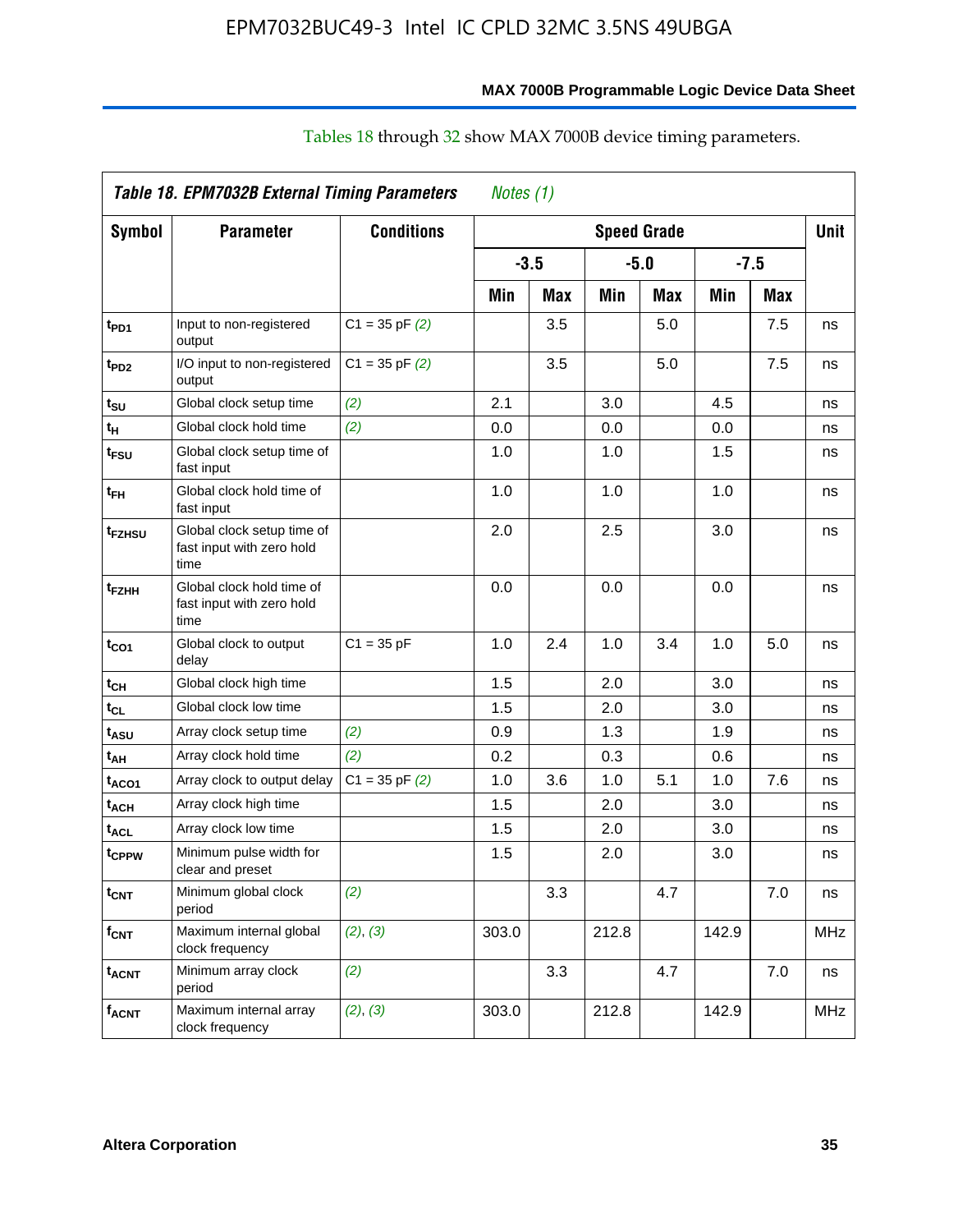Tables 18 through 32 show MAX 7000B device timing parameters.

**Table 18. EPM7032B External Timing Parameters** *Notes (1)*

| Symbol | Parameter | Conditions | Speed Grade | | | | | | Unit |
|---|---|---|---|---|---|---|---|---|---|
| | | | -3.5 | | -5.0 | | -7.5 | | |
| | | | Min | Max | Min | Max | Min | Max | |
| $t_{PD1}$ | Input to non-registered output | C1 = 35 pF *(2)* | | 3.5 | | 5.0 | | 7.5 | ns |
| $t_{PD2}$ | I/O input to non-registered output | C1 = 35 pF *(2)* | | 3.5 | | 5.0 | | 7.5 | ns |
| $t_{SU}$ | Global clock setup time | *(2)* | 2.1 | | 3.0 | | 4.5 | | ns |
| $t_{H}$ | Global clock hold time | *(2)* | 0.0 | | 0.0 | | 0.0 | | ns |
| $t_{FSU}$ | Global clock setup time of fast input | | 1.0 | | 1.0 | | 1.5 | | ns |
| $t_{FH}$ | Global clock hold time of fast input | | 1.0 | | 1.0 | | 1.0 | | ns |
| $t_{FZHSU}$ | Global clock setup time of fast input with zero hold time | | 2.0 | | 2.5 | | 3.0 | | ns |
| $t_{FZHH}$ | Global clock hold time of fast input with zero hold time | | 0.0 | | 0.0 | | 0.0 | | ns |
| $t_{CO1}$ | Global clock to output delay | C1 = 35 pF | 1.0 | 2.4 | 1.0 | 3.4 | 1.0 | 5.0 | ns |
| $t_{CH}$ | Global clock high time | | 1.5 | | 2.0 | | 3.0 | | ns |
| $t_{CL}$ | Global clock low time | | 1.5 | | 2.0 | | 3.0 | | ns |
| $t_{ASU}$ | Array clock setup time | *(2)* | 0.9 | | 1.3 | | 1.9 | | ns |
| $t_{AH}$ | Array clock hold time | *(2)* | 0.2 | | 0.3 | | 0.6 | | ns |
| $t_{ACO1}$ | Array clock to output delay | C1 = 35 pF *(2)* | 1.0 | 3.6 | 1.0 | 5.1 | 1.0 | 7.6 | ns |
| $t_{ACH}$ | Array clock high time | | 1.5 | | 2.0 | | 3.0 | | ns |
| $t_{ACL}$ | Array clock low time | | 1.5 | | 2.0 | | 3.0 | | ns |
| $t_{CPPW}$ | Minimum pulse width for clear and preset | | 1.5 | | 2.0 | | 3.0 | | ns |
| $t_{CNT}$ | Minimum global clock period | *(2)* | | 3.3 | | 4.7 | | 7.0 | ns |
| $f_{CNT}$ | Maximum internal global clock frequency | *(2)*, *(3)* | 303.0 | | 212.8 | | 142.9 | | MHz |
| $t_{ACNT}$ | Minimum array clock period | *(2)* | | 3.3 | | 4.7 | | 7.0 | ns |
| $f_{ACNT}$ | Maximum internal array clock frequency | *(2)*, *(3)* | 303.0 | | 212.8 | | 142.9 | | MHz |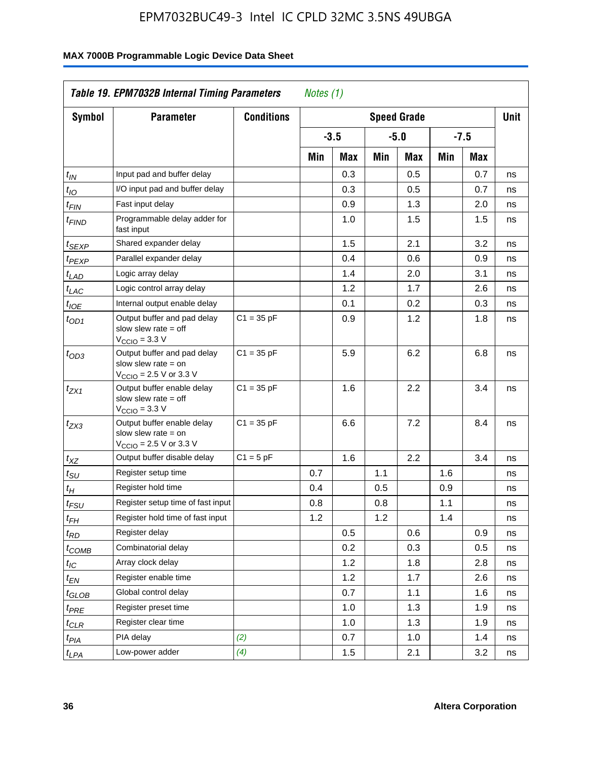## Table 19. EPM7032B Internal Timing Parameters *Notes (1)*

| Symbol | Parameter | Conditions | Speed Grade | | | | | | Unit |
|---|---|---|---|---|---|---|---|---|---|
| | | | -3.5 | | -5.0 | | -7.5 | | |
| | | | Min | Max | Min | Max | Min | Max | |
| $t_{IN}$ | Input pad and buffer delay | | | 0.3 | | 0.5 | | 0.7 | ns |
| $t_{IO}$ | I/O input pad and buffer delay | | | 0.3 | | 0.5 | | 0.7 | ns |
| $t_{FIN}$ | Fast input delay | | | 0.9 | | 1.3 | | 2.0 | ns |
| $t_{FIND}$ | Programmable delay adder for fast input | | | 1.0 | | 1.5 | | 1.5 | ns |
| $t_{SEXP}$ | Shared expander delay | | | 1.5 | | 2.1 | | 3.2 | ns |
| $t_{PEXP}$ | Parallel expander delay | | | 0.4 | | 0.6 | | 0.9 | ns |
| $t_{LAD}$ | Logic array delay | | | 1.4 | | 2.0 | | 3.1 | ns |
| $t_{LAC}$ | Logic control array delay | | | 1.2 | | 1.7 | | 2.6 | ns |
| $t_{IOE}$ | Internal output enable delay | | | 0.1 | | 0.2 | | 0.3 | ns |
| $t_{OD1}$ | Output buffer and pad delay slow slew rate = off $V_{CCIO}$ = 3.3 V | C1 = 35 pF | | 0.9 | | 1.2 | | 1.8 | ns |
| $t_{OD3}$ | Output buffer and pad delay slow slew rate = on $V_{CCIO}$ = 2.5 V or 3.3 V | C1 = 35 pF | | 5.9 | | 6.2 | | 6.8 | ns |
| $t_{ZX1}$ | Output buffer enable delay slow slew rate = off $V_{CCIO}$ = 3.3 V | C1 = 35 pF | | 1.6 | | 2.2 | | 3.4 | ns |
| $t_{ZX3}$ | Output buffer enable delay slow slew rate = on $V_{CCIO}$ = 2.5 V or 3.3 V | C1 = 35 pF | | 6.6 | | 7.2 | | 8.4 | ns |
| $t_{XZ}$ | Output buffer disable delay | C1 = 5 pF | | 1.6 | | 2.2 | | 3.4 | ns |
| $t_{SU}$ | Register setup time | | 0.7 | | 1.1 | | 1.6 | | ns |
| $t_{H}$ | Register hold time | | 0.4 | | 0.5 | | 0.9 | | ns |
| $t_{FSU}$ | Register setup time of fast input | | 0.8 | | 0.8 | | 1.1 | | ns |
| $t_{FH}$ | Register hold time of fast input | | 1.2 | | 1.2 | | 1.4 | | ns |
| $t_{RD}$ | Register delay | | | 0.5 | | 0.6 | | 0.9 | ns |
| $t_{COMB}$ | Combinatorial delay | | | 0.2 | | 0.3 | | 0.5 | ns |
| $t_{IC}$ | Array clock delay | | | 1.2 | | 1.8 | | 2.8 | ns |
| $t_{EN}$ | Register enable time | | | 1.2 | | 1.7 | | 2.6 | ns |
| $t_{GLOB}$ | Global control delay | | | 0.7 | | 1.1 | | 1.6 | ns |
| $t_{PRE}$ | Register preset time | | | 1.0 | | 1.3 | | 1.9 | ns |
| $t_{CLR}$ | Register clear time | | | 1.0 | | 1.3 | | 1.9 | ns |
| $t_{PIA}$ | PIA delay | *(2)* | | 0.7 | | 1.0 | | 1.4 | ns |
| $t_{LPA}$ | Low-power adder | *(4)* | | 1.5 | | 2.1 | | 3.2 | ns |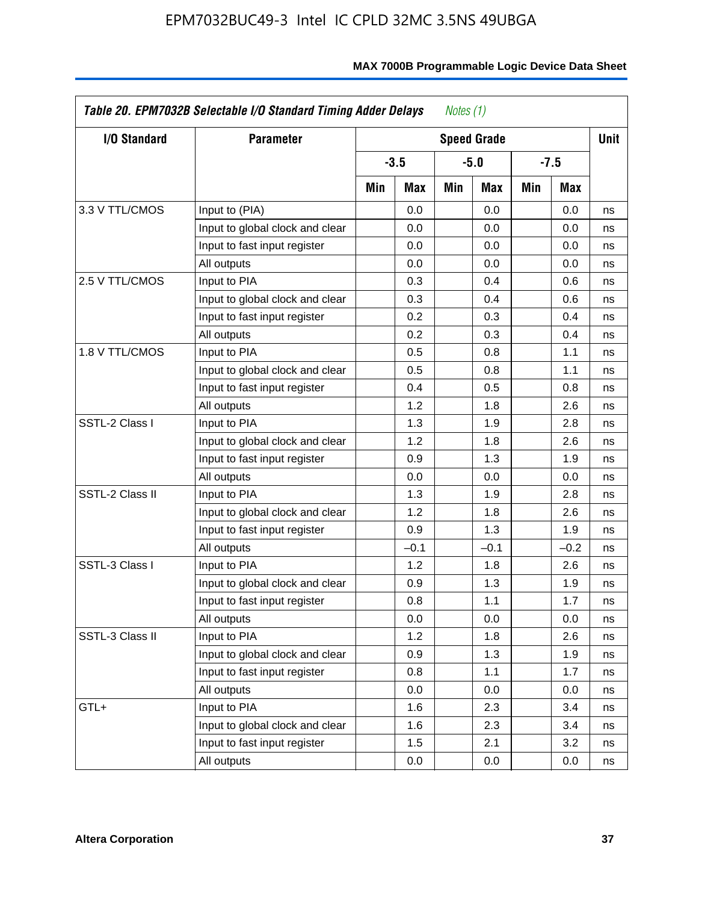**Table 20. EPM7032B Selectable I/O Standard Timing Adder Delays** *Notes (1)*

| I/O Standard | Parameter | Speed Grade | | | | | | Unit |
|---|---|---|---|---|---|---|---|---|
| | | -3.5 | | -5.0 | | -7.5 | | |
| | | Min | Max | Min | Max | Min | Max | |
| 3.3 V TTL/CMOS | Input to (PIA) | | 0.0 | | 0.0 | | 0.0 | ns |
| | Input to global clock and clear | | 0.0 | | 0.0 | | 0.0 | ns |
| | Input to fast input register | | 0.0 | | 0.0 | | 0.0 | ns |
| | All outputs | | 0.0 | | 0.0 | | 0.0 | ns |
| 2.5 V TTL/CMOS | Input to PIA | | 0.3 | | 0.4 | | 0.6 | ns |
| | Input to global clock and clear | | 0.3 | | 0.4 | | 0.6 | ns |
| | Input to fast input register | | 0.2 | | 0.3 | | 0.4 | ns |
| | All outputs | | 0.2 | | 0.3 | | 0.4 | ns |
| 1.8 V TTL/CMOS | Input to PIA | | 0.5 | | 0.8 | | 1.1 | ns |
| | Input to global clock and clear | | 0.5 | | 0.8 | | 1.1 | ns |
| | Input to fast input register | | 0.4 | | 0.5 | | 0.8 | ns |
| | All outputs | | 1.2 | | 1.8 | | 2.6 | ns |
| SSTL-2 Class I | Input to PIA | | 1.3 | | 1.9 | | 2.8 | ns |
| | Input to global clock and clear | | 1.2 | | 1.8 | | 2.6 | ns |
| | Input to fast input register | | 0.9 | | 1.3 | | 1.9 | ns |
| | All outputs | | 0.0 | | 0.0 | | 0.0 | ns |
| SSTL-2 Class II | Input to PIA | | 1.3 | | 1.9 | | 2.8 | ns |
| | Input to global clock and clear | | 1.2 | | 1.8 | | 2.6 | ns |
| | Input to fast input register | | 0.9 | | 1.3 | | 1.9 | ns |
| | All outputs | | –0.1 | | –0.1 | | –0.2 | ns |
| SSTL-3 Class I | Input to PIA | | 1.2 | | 1.8 | | 2.6 | ns |
| | Input to global clock and clear | | 0.9 | | 1.3 | | 1.9 | ns |
| | Input to fast input register | | 0.8 | | 1.1 | | 1.7 | ns |
| | All outputs | | 0.0 | | 0.0 | | 0.0 | ns |
| SSTL-3 Class II | Input to PIA | | 1.2 | | 1.8 | | 2.6 | ns |
| | Input to global clock and clear | | 0.9 | | 1.3 | | 1.9 | ns |
| | Input to fast input register | | 0.8 | | 1.1 | | 1.7 | ns |
| | All outputs | | 0.0 | | 0.0 | | 0.0 | ns |
| GTL+ | Input to PIA | | 1.6 | | 2.3 | | 3.4 | ns |
| | Input to global clock and clear | | 1.6 | | 2.3 | | 3.4 | ns |
| | Input to fast input register | | 1.5 | | 2.1 | | 3.2 | ns |
| | All outputs | | 0.0 | | 0.0 | | 0.0 | ns |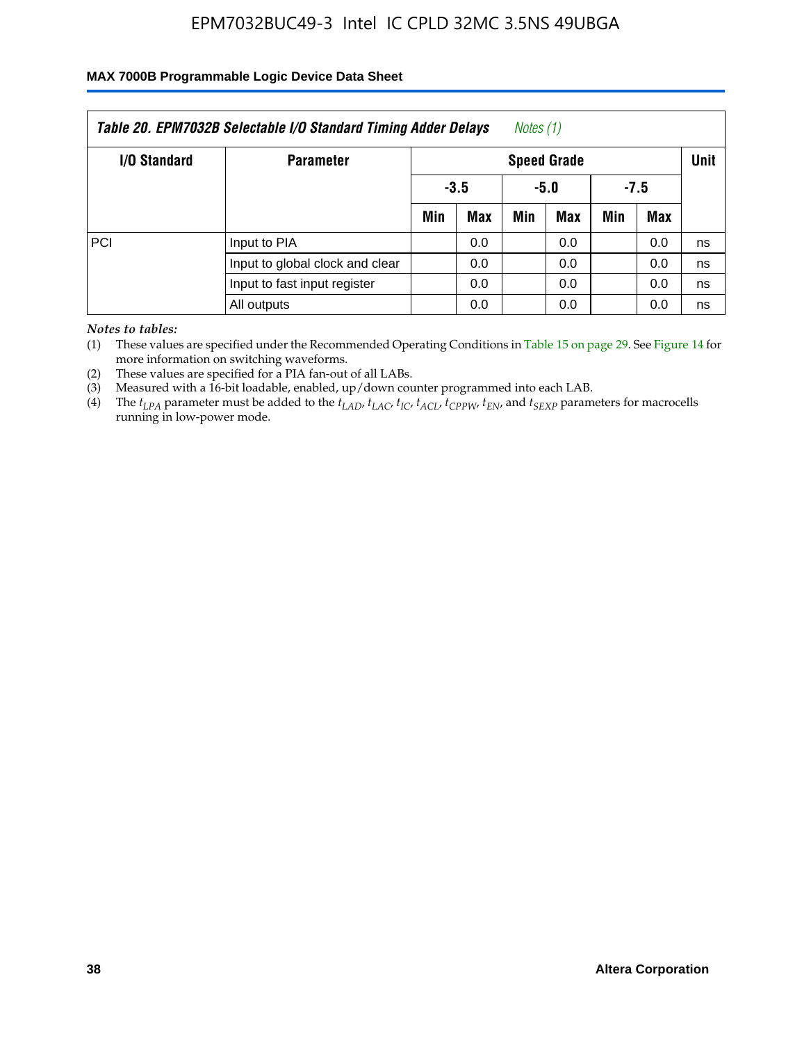| *Table 20. EPM7032B Selectable I/O Standard Timing Adder Delays* *Notes (1)* | | | | | | | | |
|---|---|---|---|---|---|---|---|---|
| **I/O Standard** | **Parameter** | **Speed Grade** | | | | | | **Unit** |
| | | **-3.5** | | **-5.0** | | **-7.5** | | |
| | | **Min** | **Max** | **Min** | **Max** | **Min** | **Max** | |
| PCI | Input to PIA | | 0.0 | | 0.0 | | 0.0 | ns |
| | Input to global clock and clear | | 0.0 | | 0.0 | | 0.0 | ns |
| | Input to fast input register | | 0.0 | | 0.0 | | 0.0 | ns |
| | All outputs | | 0.0 | | 0.0 | | 0.0 | ns |

*Notes to tables:*

(1) These values are specified under the Recommended Operating Conditions in Table 15 on page 29. See Figure 14 for more information on switching waveforms.

(2) These values are specified for a PIA fan-out of all LABs.

(3) Measured with a 16-bit loadable, enabled, up/down counter programmed into each LAB.

(4) The $t_{LPA}$ parameter must be added to the $t_{LAD}$, $t_{LAC}$, $t_{IC}$, $t_{ACL}$, $t_{CPPW}$, $t_{EN}$, and $t_{SEXP}$ parameters for macrocells running in low-power mode.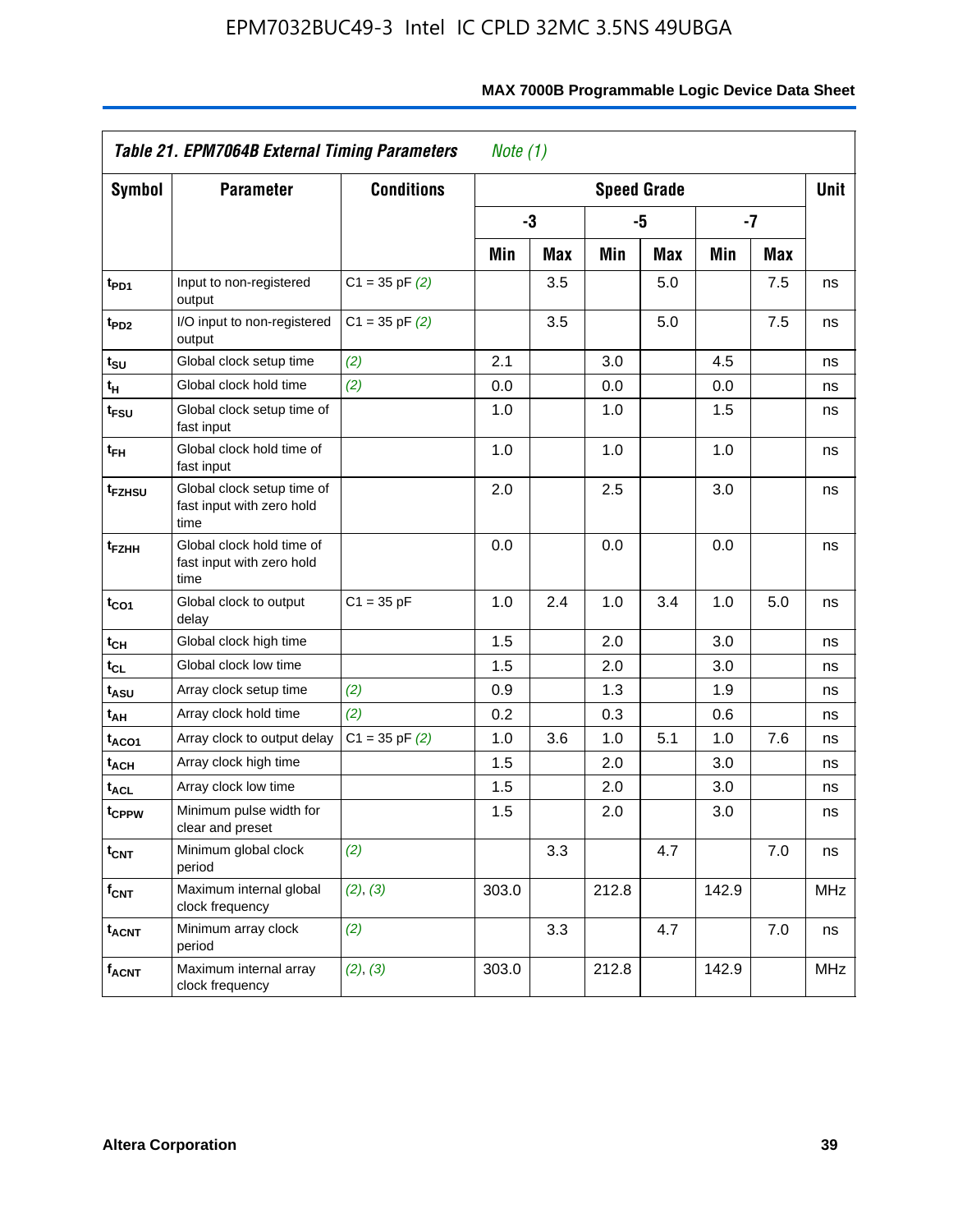| Table 21. EPM7064B External Timing Parameters *Note (1)* | | | | | | | | | |
|---|---|---|---|---|---|---|---|---|---|
| Symbol | Parameter | Conditions | Speed Grade | | | | | | Unit |
| | | | -3 | | -5 | | -7 | | |
| | | | Min | Max | Min | Max | Min | Max | |
| $t_{PD1}$ | Input to non-registered output | C1 = 35 pF *(2)* | | 3.5 | | 5.0 | | 7.5 | ns |
| $t_{PD2}$ | I/O input to non-registered output | C1 = 35 pF *(2)* | | 3.5 | | 5.0 | | 7.5 | ns |
| $t_{SU}$ | Global clock setup time | *(2)* | 2.1 | | 3.0 | | 4.5 | | ns |
| $t_{H}$ | Global clock hold time | *(2)* | 0.0 | | 0.0 | | 0.0 | | ns |
| $t_{FSU}$ | Global clock setup time of fast input | | 1.0 | | 1.0 | | 1.5 | | ns |
| $t_{FH}$ | Global clock hold time of fast input | | 1.0 | | 1.0 | | 1.0 | | ns |
| $t_{FZHSU}$ | Global clock setup time of fast input with zero hold time | | 2.0 | | 2.5 | | 3.0 | | ns |
| $t_{FZHH}$ | Global clock hold time of fast input with zero hold time | | 0.0 | | 0.0 | | 0.0 | | ns |
| $t_{CO1}$ | Global clock to output delay | C1 = 35 pF | 1.0 | 2.4 | 1.0 | 3.4 | 1.0 | 5.0 | ns |
| $t_{CH}$ | Global clock high time | | 1.5 | | 2.0 | | 3.0 | | ns |
| $t_{CL}$ | Global clock low time | | 1.5 | | 2.0 | | 3.0 | | ns |
| $t_{ASU}$ | Array clock setup time | *(2)* | 0.9 | | 1.3 | | 1.9 | | ns |
| $t_{AH}$ | Array clock hold time | *(2)* | 0.2 | | 0.3 | | 0.6 | | ns |
| $t_{ACO1}$ | Array clock to output delay | C1 = 35 pF *(2)* | 1.0 | 3.6 | 1.0 | 5.1 | 1.0 | 7.6 | ns |
| $t_{ACH}$ | Array clock high time | | 1.5 | | 2.0 | | 3.0 | | ns |
| $t_{ACL}$ | Array clock low time | | 1.5 | | 2.0 | | 3.0 | | ns |
| $t_{CPPW}$ | Minimum pulse width for clear and preset | | 1.5 | | 2.0 | | 3.0 | | ns |
| $t_{CNT}$ | Minimum global clock period | *(2)* | | 3.3 | | 4.7 | | 7.0 | ns |
| $f_{CNT}$ | Maximum internal global clock frequency | *(2)*, *(3)* | 303.0 | | 212.8 | | 142.9 | | MHz |
| $t_{ACNT}$ | Minimum array clock period | *(2)* | | 3.3 | | 4.7 | | 7.0 | ns |
| $f_{ACNT}$ | Maximum internal array clock frequency | *(2)*, *(3)* | 303.0 | | 212.8 | | 142.9 | | MHz |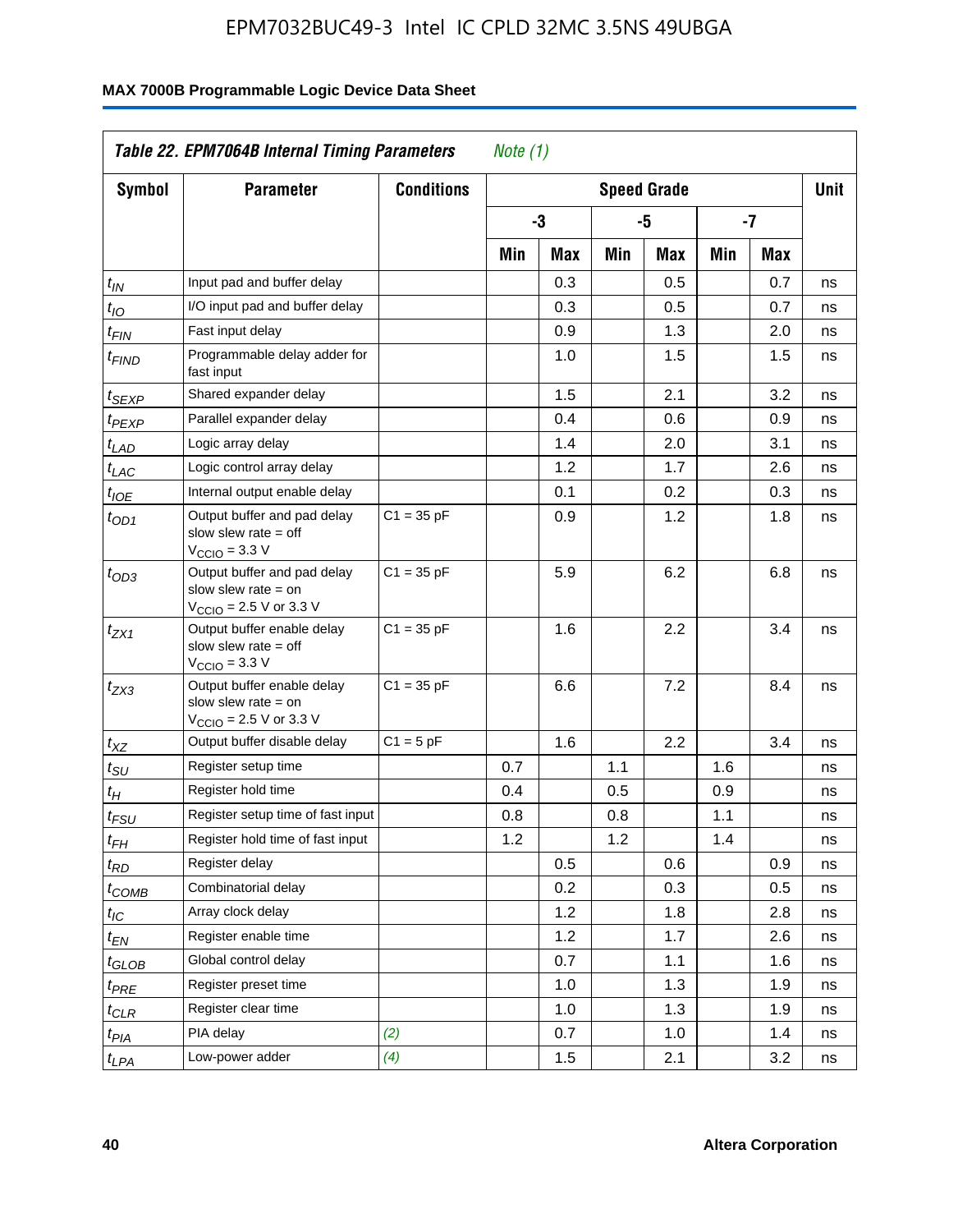EPM7032BUC49-3 Intel IC CPLD 32MC 3.5NS 49UBGA

**MAX 7000B Programmable Logic Device Data Sheet**

| *Table 22. EPM7064B Internal Timing Parameters* *Note (1)* | | | | | | | | | |
|---|---|---|---|---|---|---|---|---|---|
| **Symbol** | **Parameter** | **Conditions** | **Speed Grade** | | | | | | **Unit** |
| | | | **-3** | | **-5** | | **-7** | | |
| | | | **Min** | **Max** | **Min** | **Max** | **Min** | **Max** | |
| $t_{IN}$ | Input pad and buffer delay | | | 0.3 | | 0.5 | | 0.7 | ns |
| $t_{IO}$ | I/O input pad and buffer delay | | | 0.3 | | 0.5 | | 0.7 | ns |
| $t_{FIN}$ | Fast input delay | | | 0.9 | | 1.3 | | 2.0 | ns |
| $t_{FIND}$ | Programmable delay adder for fast input | | | 1.0 | | 1.5 | | 1.5 | ns |
| $t_{SEXP}$ | Shared expander delay | | | 1.5 | | 2.1 | | 3.2 | ns |
| $t_{PEXP}$ | Parallel expander delay | | | 0.4 | | 0.6 | | 0.9 | ns |
| $t_{LAD}$ | Logic array delay | | | 1.4 | | 2.0 | | 3.1 | ns |
| $t_{LAC}$ | Logic control array delay | | | 1.2 | | 1.7 | | 2.6 | ns |
| $t_{IOE}$ | Internal output enable delay | | | 0.1 | | 0.2 | | 0.3 | ns |
| $t_{OD1}$ | Output buffer and pad delay slow slew rate = off $V_{CCIO}$ = 3.3 V | C1 = 35 pF | | 0.9 | | 1.2 | | 1.8 | ns |
| $t_{OD3}$ | Output buffer and pad delay slow slew rate = on $V_{CCIO}$ = 2.5 V or 3.3 V | C1 = 35 pF | | 5.9 | | 6.2 | | 6.8 | ns |
| $t_{ZX1}$ | Output buffer enable delay slow slew rate = off $V_{CCIO}$ = 3.3 V | C1 = 35 pF | | 1.6 | | 2.2 | | 3.4 | ns |
| $t_{ZX3}$ | Output buffer enable delay slow slew rate = on $V_{CCIO}$ = 2.5 V or 3.3 V | C1 = 35 pF | | 6.6 | | 7.2 | | 8.4 | ns |
| $t_{XZ}$ | Output buffer disable delay | C1 = 5 pF | | 1.6 | | 2.2 | | 3.4 | ns |
| $t_{SU}$ | Register setup time | | 0.7 | | 1.1 | | 1.6 | | ns |
| $t_{H}$ | Register hold time | | 0.4 | | 0.5 | | 0.9 | | ns |
| $t_{FSU}$ | Register setup time of fast input | | 0.8 | | 0.8 | | 1.1 | | ns |
| $t_{FH}$ | Register hold time of fast input | | 1.2 | | 1.2 | | 1.4 | | ns |
| $t_{RD}$ | Register delay | | | 0.5 | | 0.6 | | 0.9 | ns |
| $t_{COMB}$ | Combinatorial delay | | | 0.2 | | 0.3 | | 0.5 | ns |
| $t_{IC}$ | Array clock delay | | | 1.2 | | 1.8 | | 2.8 | ns |
| $t_{EN}$ | Register enable time | | | 1.2 | | 1.7 | | 2.6 | ns |
| $t_{GLOB}$ | Global control delay | | | 0.7 | | 1.1 | | 1.6 | ns |
| $t_{PRE}$ | Register preset time | | | 1.0 | | 1.3 | | 1.9 | ns |
| $t_{CLR}$ | Register clear time | | | 1.0 | | 1.3 | | 1.9 | ns |
| $t_{PIA}$ | PIA delay | *(2)* | | 0.7 | | 1.0 | | 1.4 | ns |
| $t_{LPA}$ | Low-power adder | *(4)* | | 1.5 | | 2.1 | | 3.2 | ns |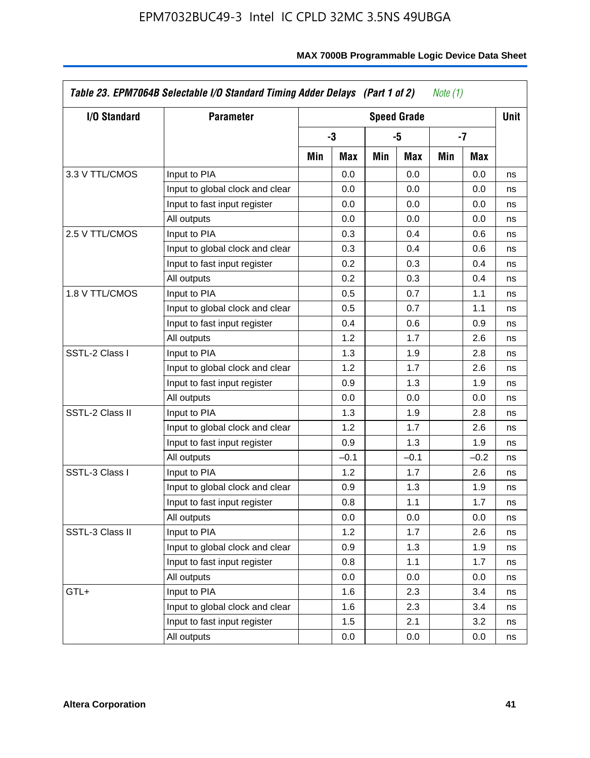**Table 23. EPM7064B Selectable I/O Standard Timing Adder Delays (Part 1 of 2)** *Note (1)*

| I/O Standard | Parameter | Speed Grade | | | | | | Unit |
|---|---|---|---|---|---|---|---|---|
| | | -3 | | -5 | | -7 | | |
| | | Min | Max | Min | Max | Min | Max | |
| 3.3 V TTL/CMOS | Input to PIA | | 0.0 | | 0.0 | | 0.0 | ns |
| | Input to global clock and clear | | 0.0 | | 0.0 | | 0.0 | ns |
| | Input to fast input register | | 0.0 | | 0.0 | | 0.0 | ns |
| | All outputs | | 0.0 | | 0.0 | | 0.0 | ns |
| 2.5 V TTL/CMOS | Input to PIA | | 0.3 | | 0.4 | | 0.6 | ns |
| | Input to global clock and clear | | 0.3 | | 0.4 | | 0.6 | ns |
| | Input to fast input register | | 0.2 | | 0.3 | | 0.4 | ns |
| | All outputs | | 0.2 | | 0.3 | | 0.4 | ns |
| 1.8 V TTL/CMOS | Input to PIA | | 0.5 | | 0.7 | | 1.1 | ns |
| | Input to global clock and clear | | 0.5 | | 0.7 | | 1.1 | ns |
| | Input to fast input register | | 0.4 | | 0.6 | | 0.9 | ns |
| | All outputs | | 1.2 | | 1.7 | | 2.6 | ns |
| SSTL-2 Class I | Input to PIA | | 1.3 | | 1.9 | | 2.8 | ns |
| | Input to global clock and clear | | 1.2 | | 1.7 | | 2.6 | ns |
| | Input to fast input register | | 0.9 | | 1.3 | | 1.9 | ns |
| | All outputs | | 0.0 | | 0.0 | | 0.0 | ns |
| SSTL-2 Class II | Input to PIA | | 1.3 | | 1.9 | | 2.8 | ns |
| | Input to global clock and clear | | 1.2 | | 1.7 | | 2.6 | ns |
| | Input to fast input register | | 0.9 | | 1.3 | | 1.9 | ns |
| | All outputs | | –0.1 | | –0.1 | | –0.2 | ns |
| SSTL-3 Class I | Input to PIA | | 1.2 | | 1.7 | | 2.6 | ns |
| | Input to global clock and clear | | 0.9 | | 1.3 | | 1.9 | ns |
| | Input to fast input register | | 0.8 | | 1.1 | | 1.7 | ns |
| | All outputs | | 0.0 | | 0.0 | | 0.0 | ns |
| SSTL-3 Class II | Input to PIA | | 1.2 | | 1.7 | | 2.6 | ns |
| | Input to global clock and clear | | 0.9 | | 1.3 | | 1.9 | ns |
| | Input to fast input register | | 0.8 | | 1.1 | | 1.7 | ns |
| | All outputs | | 0.0 | | 0.0 | | 0.0 | ns |
| GTL+ | Input to PIA | | 1.6 | | 2.3 | | 3.4 | ns |
| | Input to global clock and clear | | 1.6 | | 2.3 | | 3.4 | ns |
| | Input to fast input register | | 1.5 | | 2.1 | | 3.2 | ns |
| | All outputs | | 0.0 | | 0.0 | | 0.0 | ns |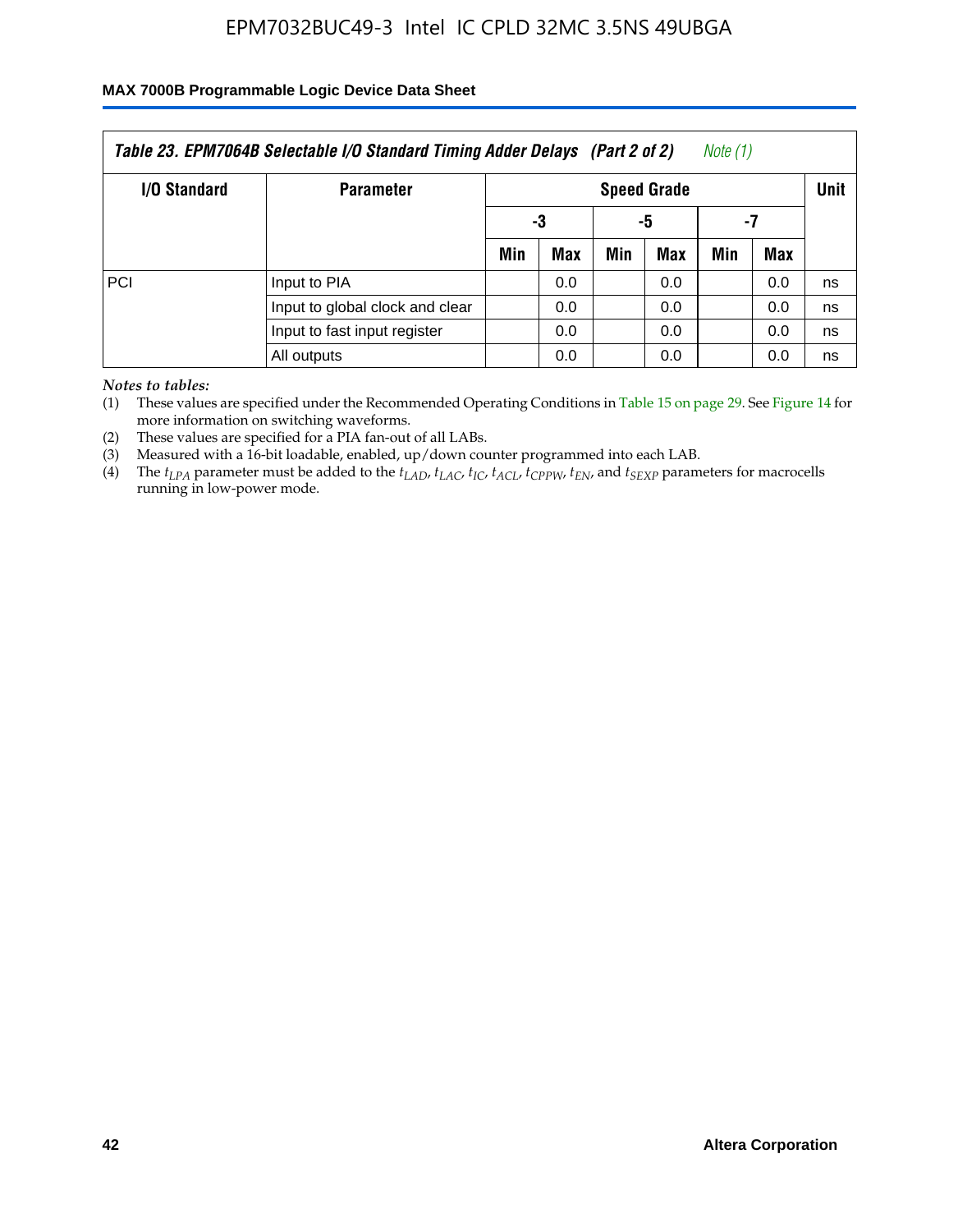**Table 23. EPM7064B Selectable I/O Standard Timing Adder Delays (Part 2 of 2)** *Note (1)*

| I/O Standard | Parameter | Speed Grade | | | | | | Unit |
|---|---|---|---|---|---|---|---|---|
| | | -3 | | -5 | | -7 | | |
| | | Min | Max | Min | Max | Min | Max | |
| PCI | Input to PIA | | 0.0 | | 0.0 | | 0.0 | ns |
| | Input to global clock and clear | | 0.0 | | 0.0 | | 0.0 | ns |
| | Input to fast input register | | 0.0 | | 0.0 | | 0.0 | ns |
| | All outputs | | 0.0 | | 0.0 | | 0.0 | ns |

*Notes to tables:*

(1) These values are specified under the Recommended Operating Conditions in Table 15 on page 29. See Figure 14 for more information on switching waveforms.

(2) These values are specified for a PIA fan-out of all LABs.

(3) Measured with a 16-bit loadable, enabled, up/down counter programmed into each LAB.

(4) The $t_{LPA}$ parameter must be added to the $t_{LAD}$, $t_{LAC}$, $t_{IC}$, $t_{ACL}$, $t_{CPPW}$, $t_{EN}$, and $t_{SEXP}$ parameters for macrocells running in low-power mode.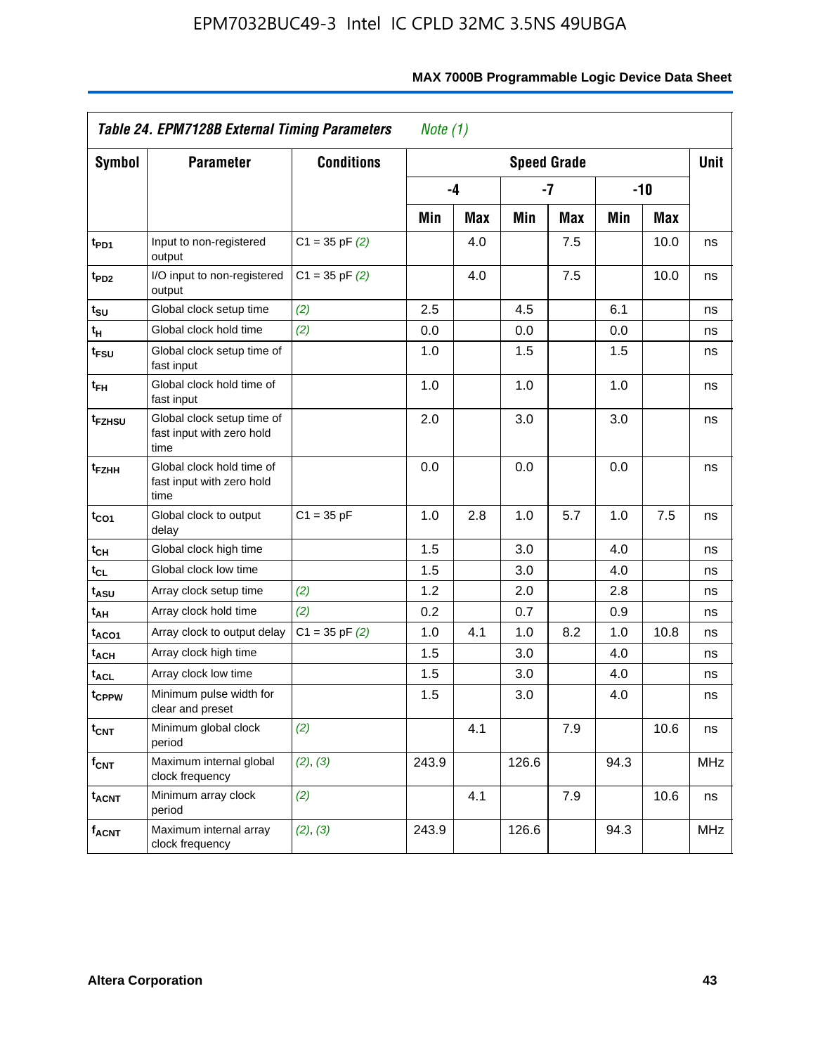## Table 24. EPM7128B External Timing Parameters *Note (1)*

| Symbol | Parameter | Conditions | Speed Grade | | | | | | Unit |
|---|---|---|---|---|---|---|---|---|---|
| | | | -4 | | -7 | | -10 | | |
| | | | Min | Max | Min | Max | Min | Max | |
| $t_{PD1}$ | Input to non-registered output | C1 = 35 pF *(2)* | | 4.0 | | 7.5 | | 10.0 | ns |
| $t_{PD2}$ | I/O input to non-registered output | C1 = 35 pF *(2)* | | 4.0 | | 7.5 | | 10.0 | ns |
| $t_{SU}$ | Global clock setup time | *(2)* | 2.5 | | 4.5 | | 6.1 | | ns |
| $t_{H}$ | Global clock hold time | *(2)* | 0.0 | | 0.0 | | 0.0 | | ns |
| $t_{FSU}$ | Global clock setup time of fast input | | 1.0 | | 1.5 | | 1.5 | | ns |
| $t_{FH}$ | Global clock hold time of fast input | | 1.0 | | 1.0 | | 1.0 | | ns |
| $t_{FZHSU}$ | Global clock setup time of fast input with zero hold time | | 2.0 | | 3.0 | | 3.0 | | ns |
| $t_{FZHH}$ | Global clock hold time of fast input with zero hold time | | 0.0 | | 0.0 | | 0.0 | | ns |
| $t_{CO1}$ | Global clock to output delay | C1 = 35 pF | 1.0 | 2.8 | 1.0 | 5.7 | 1.0 | 7.5 | ns |
| $t_{CH}$ | Global clock high time | | 1.5 | | 3.0 | | 4.0 | | ns |
| $t_{CL}$ | Global clock low time | | 1.5 | | 3.0 | | 4.0 | | ns |
| $t_{ASU}$ | Array clock setup time | *(2)* | 1.2 | | 2.0 | | 2.8 | | ns |
| $t_{AH}$ | Array clock hold time | *(2)* | 0.2 | | 0.7 | | 0.9 | | ns |
| $t_{ACO1}$ | Array clock to output delay | C1 = 35 pF *(2)* | 1.0 | 4.1 | 1.0 | 8.2 | 1.0 | 10.8 | ns |
| $t_{ACH}$ | Array clock high time | | 1.5 | | 3.0 | | 4.0 | | ns |
| $t_{ACL}$ | Array clock low time | | 1.5 | | 3.0 | | 4.0 | | ns |
| $t_{CPPW}$ | Minimum pulse width for clear and preset | | 1.5 | | 3.0 | | 4.0 | | ns |
| $t_{CNT}$ | Minimum global clock period | *(2)* | | 4.1 | | 7.9 | | 10.6 | ns |
| $f_{CNT}$ | Maximum internal global clock frequency | *(2)*, *(3)* | 243.9 | | 126.6 | | 94.3 | | MHz |
| $t_{ACNT}$ | Minimum array clock period | *(2)* | | 4.1 | | 7.9 | | 10.6 | ns |
| $f_{ACNT}$ | Maximum internal array clock frequency | *(2)*, *(3)* | 243.9 | | 126.6 | | 94.3 | | MHz |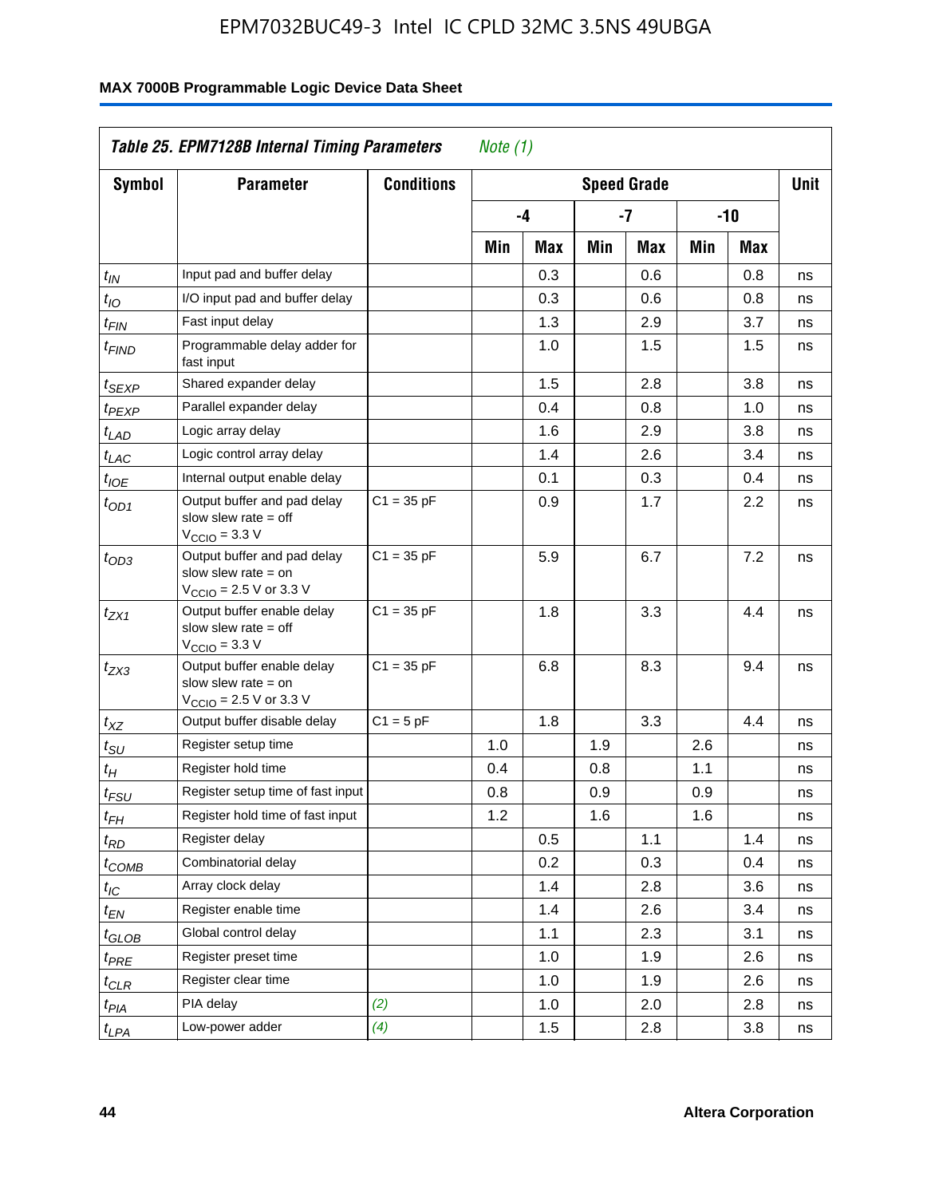**Table 25. EPM7128B Internal Timing Parameters** *Note (1)*

| Symbol | Parameter | Conditions | Speed Grade | | | | | | Unit |
|---|---|---|---|---|---|---|---|---|---|
| | | | -4 | | -7 | | -10 | | |
| | | | Min | Max | Min | Max | Min | Max | |
| $t_{IN}$ | Input pad and buffer delay | | | 0.3 | | 0.6 | | 0.8 | ns |
| $t_{IO}$ | I/O input pad and buffer delay | | | 0.3 | | 0.6 | | 0.8 | ns |
| $t_{FIN}$ | Fast input delay | | | 1.3 | | 2.9 | | 3.7 | ns |
| $t_{FIND}$ | Programmable delay adder for fast input | | | 1.0 | | 1.5 | | 1.5 | ns |
| $t_{SEXP}$ | Shared expander delay | | | 1.5 | | 2.8 | | 3.8 | ns |
| $t_{PEXP}$ | Parallel expander delay | | | 0.4 | | 0.8 | | 1.0 | ns |
| $t_{LAD}$ | Logic array delay | | | 1.6 | | 2.9 | | 3.8 | ns |
| $t_{LAC}$ | Logic control array delay | | | 1.4 | | 2.6 | | 3.4 | ns |
| $t_{IOE}$ | Internal output enable delay | | | 0.1 | | 0.3 | | 0.4 | ns |
| $t_{OD1}$ | Output buffer and pad delay slow slew rate = off $V_{CCIO}$ = 3.3 V | C1 = 35 pF | | 0.9 | | 1.7 | | 2.2 | ns |
| $t_{OD3}$ | Output buffer and pad delay slow slew rate = on $V_{CCIO}$ = 2.5 V or 3.3 V | C1 = 35 pF | | 5.9 | | 6.7 | | 7.2 | ns |
| $t_{ZX1}$ | Output buffer enable delay slow slew rate = off $V_{CCIO}$ = 3.3 V | C1 = 35 pF | | 1.8 | | 3.3 | | 4.4 | ns |
| $t_{ZX3}$ | Output buffer enable delay slow slew rate = on $V_{CCIO}$ = 2.5 V or 3.3 V | C1 = 35 pF | | 6.8 | | 8.3 | | 9.4 | ns |
| $t_{XZ}$ | Output buffer disable delay | C1 = 5 pF | | 1.8 | | 3.3 | | 4.4 | ns |
| $t_{SU}$ | Register setup time | | 1.0 | | 1.9 | | 2.6 | | ns |
| $t_{H}$ | Register hold time | | 0.4 | | 0.8 | | 1.1 | | ns |
| $t_{FSU}$ | Register setup time of fast input | | 0.8 | | 0.9 | | 0.9 | | ns |
| $t_{FH}$ | Register hold time of fast input | | 1.2 | | 1.6 | | 1.6 | | ns |
| $t_{RD}$ | Register delay | | | 0.5 | | 1.1 | | 1.4 | ns |
| $t_{COMB}$ | Combinatorial delay | | | 0.2 | | 0.3 | | 0.4 | ns |
| $t_{IC}$ | Array clock delay | | | 1.4 | | 2.8 | | 3.6 | ns |
| $t_{EN}$ | Register enable time | | | 1.4 | | 2.6 | | 3.4 | ns |
| $t_{GLOB}$ | Global control delay | | | 1.1 | | 2.3 | | 3.1 | ns |
| $t_{PRE}$ | Register preset time | | | 1.0 | | 1.9 | | 2.6 | ns |
| $t_{CLR}$ | Register clear time | | | 1.0 | | 1.9 | | 2.6 | ns |
| $t_{PIA}$ | PIA delay | *(2)* | | 1.0 | | 2.0 | | 2.8 | ns |
| $t_{LPA}$ | Low-power adder | *(4)* | | 1.5 | | 2.8 | | 3.8 | ns |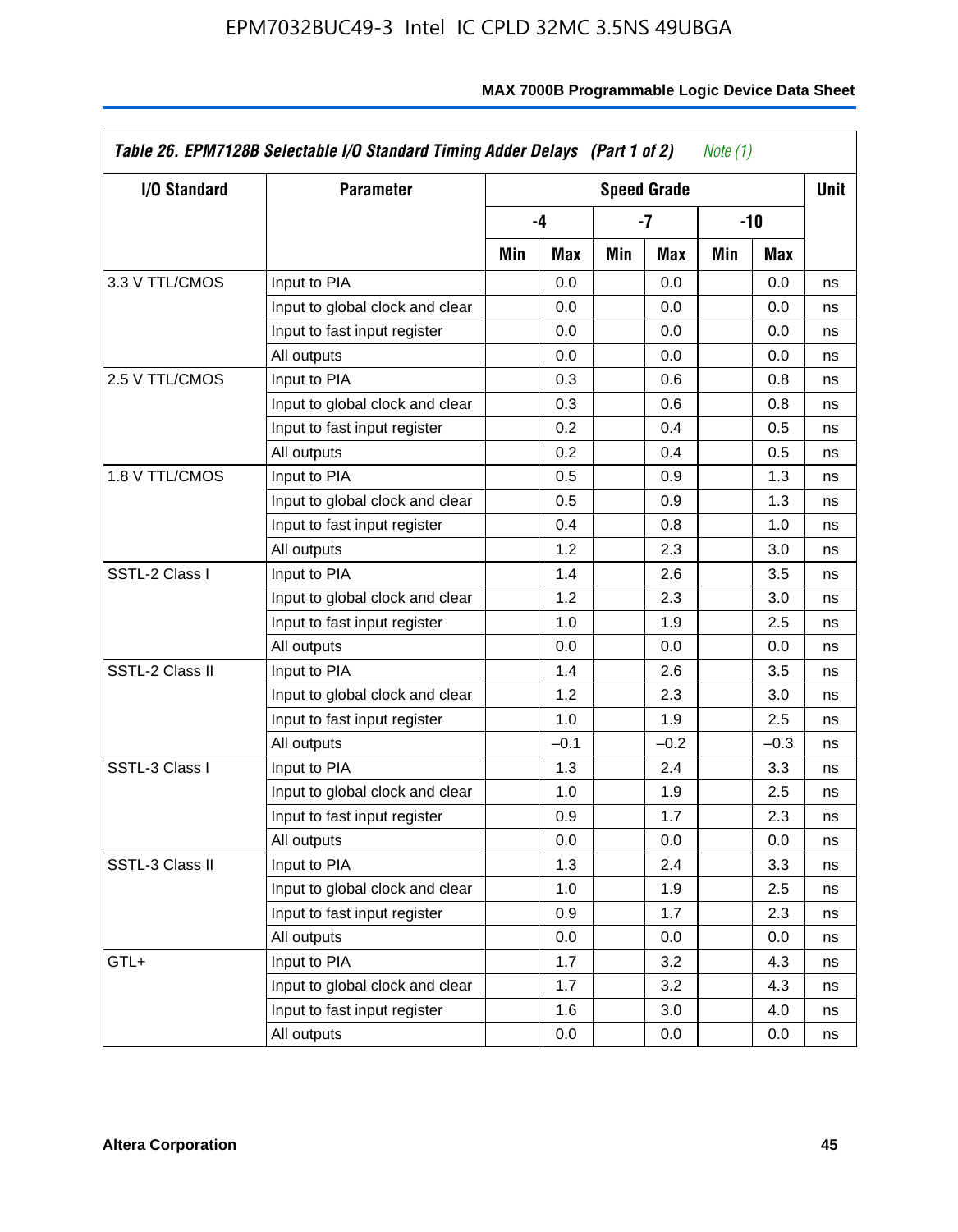*Table 26. EPM7128B Selectable I/O Standard Timing Adder Delays (Part 1 of 2)* *Note (1)*

| I/O Standard | Parameter | Speed Grade | | | | | | Unit |
|---|---|---|---|---|---|---|---|---|
| | | -4 | | -7 | | -10 | | |
| | | Min | Max | Min | Max | Min | Max | |
| 3.3 V TTL/CMOS | Input to PIA | | 0.0 | | 0.0 | | 0.0 | ns |
| | Input to global clock and clear | | 0.0 | | 0.0 | | 0.0 | ns |
| | Input to fast input register | | 0.0 | | 0.0 | | 0.0 | ns |
| | All outputs | | 0.0 | | 0.0 | | 0.0 | ns |
| 2.5 V TTL/CMOS | Input to PIA | | 0.3 | | 0.6 | | 0.8 | ns |
| | Input to global clock and clear | | 0.3 | | 0.6 | | 0.8 | ns |
| | Input to fast input register | | 0.2 | | 0.4 | | 0.5 | ns |
| | All outputs | | 0.2 | | 0.4 | | 0.5 | ns |
| 1.8 V TTL/CMOS | Input to PIA | | 0.5 | | 0.9 | | 1.3 | ns |
| | Input to global clock and clear | | 0.5 | | 0.9 | | 1.3 | ns |
| | Input to fast input register | | 0.4 | | 0.8 | | 1.0 | ns |
| | All outputs | | 1.2 | | 2.3 | | 3.0 | ns |
| SSTL-2 Class I | Input to PIA | | 1.4 | | 2.6 | | 3.5 | ns |
| | Input to global clock and clear | | 1.2 | | 2.3 | | 3.0 | ns |
| | Input to fast input register | | 1.0 | | 1.9 | | 2.5 | ns |
| | All outputs | | 0.0 | | 0.0 | | 0.0 | ns |
| SSTL-2 Class II | Input to PIA | | 1.4 | | 2.6 | | 3.5 | ns |
| | Input to global clock and clear | | 1.2 | | 2.3 | | 3.0 | ns |
| | Input to fast input register | | 1.0 | | 1.9 | | 2.5 | ns |
| | All outputs | | –0.1 | | –0.2 | | –0.3 | ns |
| SSTL-3 Class I | Input to PIA | | 1.3 | | 2.4 | | 3.3 | ns |
| | Input to global clock and clear | | 1.0 | | 1.9 | | 2.5 | ns |
| | Input to fast input register | | 0.9 | | 1.7 | | 2.3 | ns |
| | All outputs | | 0.0 | | 0.0 | | 0.0 | ns |
| SSTL-3 Class II | Input to PIA | | 1.3 | | 2.4 | | 3.3 | ns |
| | Input to global clock and clear | | 1.0 | | 1.9 | | 2.5 | ns |
| | Input to fast input register | | 0.9 | | 1.7 | | 2.3 | ns |
| | All outputs | | 0.0 | | 0.0 | | 0.0 | ns |
| GTL+ | Input to PIA | | 1.7 | | 3.2 | | 4.3 | ns |
| | Input to global clock and clear | | 1.7 | | 3.2 | | 4.3 | ns |
| | Input to fast input register | | 1.6 | | 3.0 | | 4.0 | ns |
| | All outputs | | 0.0 | | 0.0 | | 0.0 | ns |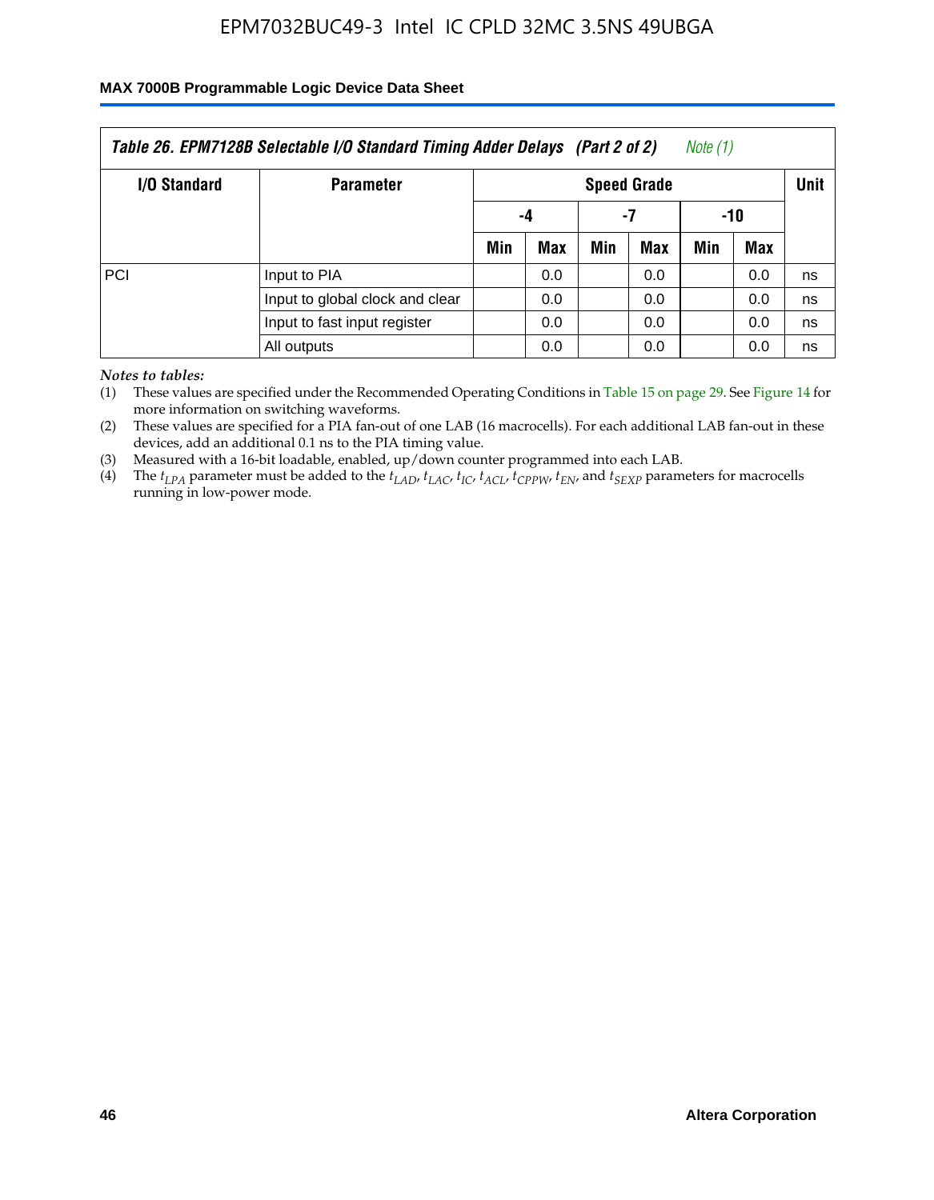Table 26. EPM7128B Selectable I/O Standard Timing Adder Delays (Part 2 of 2) *Note (1)*

| I/O Standard | Parameter | Speed Grade | | | | | | Unit |
|---|---|---|---|---|---|---|---|---|
| | | -4 | | -7 | | -10 | | |
| | | Min | Max | Min | Max | Min | Max | |
| PCI | Input to PIA | | 0.0 | | 0.0 | | 0.0 | ns |
| | Input to global clock and clear | | 0.0 | | 0.0 | | 0.0 | ns |
| | Input to fast input register | | 0.0 | | 0.0 | | 0.0 | ns |
| | All outputs | | 0.0 | | 0.0 | | 0.0 | ns |

*Notes to tables:*

(1) These values are specified under the Recommended Operating Conditions in Table 15 on page 29. See Figure 14 for more information on switching waveforms.

(2) These values are specified for a PIA fan-out of one LAB (16 macrocells). For each additional LAB fan-out in these devices, add an additional 0.1 ns to the PIA timing value.

(3) Measured with a 16-bit loadable, enabled, up/down counter programmed into each LAB.

(4) The $t_{LPA}$ parameter must be added to the $t_{LAD}$, $t_{LAC}$, $t_{IC}$, $t_{ACL}$, $t_{CPPW}$, $t_{EN}$, and $t_{SEXP}$ parameters for macrocells running in low-power mode.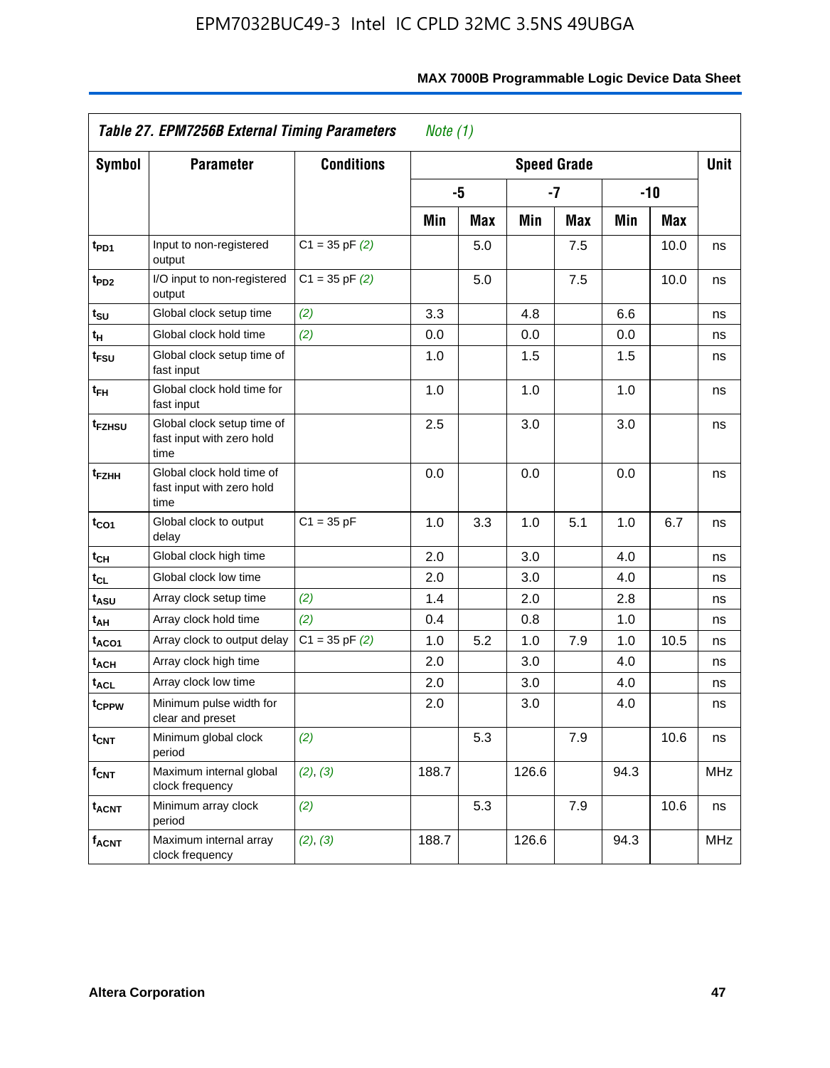**Table 27. EPM7256B External Timing Parameters** *Note (1)*

| Symbol | Parameter | Conditions | Speed Grade | | | | | | Unit |
|---|---|---|---|---|---|---|---|---|---|
| | | | -5 | | -7 | | -10 | | |
| | | | Min | Max | Min | Max | Min | Max | |
| $t_{PD1}$ | Input to non-registered output | C1 = 35 pF *(2)* | | 5.0 | | 7.5 | | 10.0 | ns |
| $t_{PD2}$ | I/O input to non-registered output | C1 = 35 pF *(2)* | | 5.0 | | 7.5 | | 10.0 | ns |
| $t_{SU}$ | Global clock setup time | *(2)* | 3.3 | | 4.8 | | 6.6 | | ns |
| $t_{H}$ | Global clock hold time | *(2)* | 0.0 | | 0.0 | | 0.0 | | ns |
| $t_{FSU}$ | Global clock setup time of fast input | | 1.0 | | 1.5 | | 1.5 | | ns |
| $t_{FH}$ | Global clock hold time for fast input | | 1.0 | | 1.0 | | 1.0 | | ns |
| $t_{FZHSU}$ | Global clock setup time of fast input with zero hold time | | 2.5 | | 3.0 | | 3.0 | | ns |
| $t_{FZHH}$ | Global clock hold time of fast input with zero hold time | | 0.0 | | 0.0 | | 0.0 | | ns |
| $t_{CO1}$ | Global clock to output delay | C1 = 35 pF | 1.0 | 3.3 | 1.0 | 5.1 | 1.0 | 6.7 | ns |
| $t_{CH}$ | Global clock high time | | 2.0 | | 3.0 | | 4.0 | | ns |
| $t_{CL}$ | Global clock low time | | 2.0 | | 3.0 | | 4.0 | | ns |
| $t_{ASU}$ | Array clock setup time | *(2)* | 1.4 | | 2.0 | | 2.8 | | ns |
| $t_{AH}$ | Array clock hold time | *(2)* | 0.4 | | 0.8 | | 1.0 | | ns |
| $t_{ACO1}$ | Array clock to output delay | C1 = 35 pF *(2)* | 1.0 | 5.2 | 1.0 | 7.9 | 1.0 | 10.5 | ns |
| $t_{ACH}$ | Array clock high time | | 2.0 | | 3.0 | | 4.0 | | ns |
| $t_{ACL}$ | Array clock low time | | 2.0 | | 3.0 | | 4.0 | | ns |
| $t_{CPPW}$ | Minimum pulse width for clear and preset | | 2.0 | | 3.0 | | 4.0 | | ns |
| $t_{CNT}$ | Minimum global clock period | *(2)* | | 5.3 | | 7.9 | | 10.6 | ns |
| $f_{CNT}$ | Maximum internal global clock frequency | *(2)*, *(3)* | 188.7 | | 126.6 | | 94.3 | | MHz |
| $t_{ACNT}$ | Minimum array clock period | *(2)* | | 5.3 | | 7.9 | | 10.6 | ns |
| $f_{ACNT}$ | Maximum internal array clock frequency | *(2)*, *(3)* | 188.7 | | 126.6 | | 94.3 | | MHz |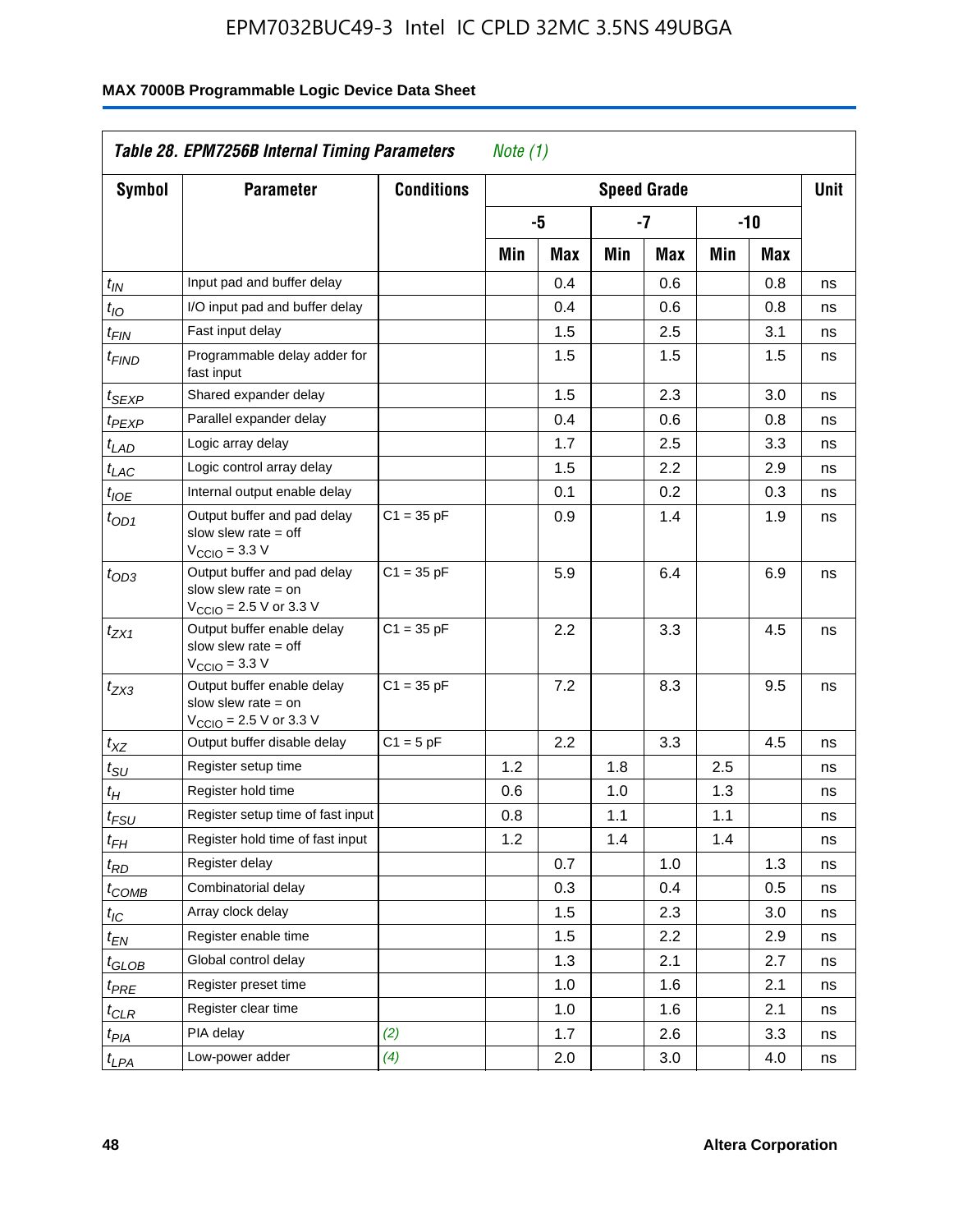**Table 28. EPM7256B Internal Timing Parameters** *Note (1)*

| Symbol | Parameter | Conditions | Speed Grade | | | | | | Unit |
|---|---|---|---|---|---|---|---|---|---|
| | | | -5 | | -7 | | -10 | | |
| | | | Min | Max | Min | Max | Min | Max | |
| $t_{IN}$ | Input pad and buffer delay | | | 0.4 | | 0.6 | | 0.8 | ns |
| $t_{IO}$ | I/O input pad and buffer delay | | | 0.4 | | 0.6 | | 0.8 | ns |
| $t_{FIN}$ | Fast input delay | | | 1.5 | | 2.5 | | 3.1 | ns |
| $t_{FIND}$ | Programmable delay adder for fast input | | | 1.5 | | 1.5 | | 1.5 | ns |
| $t_{SEXP}$ | Shared expander delay | | | 1.5 | | 2.3 | | 3.0 | ns |
| $t_{PEXP}$ | Parallel expander delay | | | 0.4 | | 0.6 | | 0.8 | ns |
| $t_{LAD}$ | Logic array delay | | | 1.7 | | 2.5 | | 3.3 | ns |
| $t_{LAC}$ | Logic control array delay | | | 1.5 | | 2.2 | | 2.9 | ns |
| $t_{IOE}$ | Internal output enable delay | | | 0.1 | | 0.2 | | 0.3 | ns |
| $t_{OD1}$ | Output buffer and pad delay slow slew rate = off $V_{CCIO}$ = 3.3 V | C1 = 35 pF | | 0.9 | | 1.4 | | 1.9 | ns |
| $t_{OD3}$ | Output buffer and pad delay slow slew rate = on $V_{CCIO}$ = 2.5 V or 3.3 V | C1 = 35 pF | | 5.9 | | 6.4 | | 6.9 | ns |
| $t_{ZX1}$ | Output buffer enable delay slow slew rate = off $V_{CCIO}$ = 3.3 V | C1 = 35 pF | | 2.2 | | 3.3 | | 4.5 | ns |
| $t_{ZX3}$ | Output buffer enable delay slow slew rate = on $V_{CCIO}$ = 2.5 V or 3.3 V | C1 = 35 pF | | 7.2 | | 8.3 | | 9.5 | ns |
| $t_{XZ}$ | Output buffer disable delay | C1 = 5 pF | | 2.2 | | 3.3 | | 4.5 | ns |
| $t_{SU}$ | Register setup time | | 1.2 | | 1.8 | | 2.5 | | ns |
| $t_{H}$ | Register hold time | | 0.6 | | 1.0 | | 1.3 | | ns |
| $t_{FSU}$ | Register setup time of fast input | | 0.8 | | 1.1 | | 1.1 | | ns |
| $t_{FH}$ | Register hold time of fast input | | 1.2 | | 1.4 | | 1.4 | | ns |
| $t_{RD}$ | Register delay | | | 0.7 | | 1.0 | | 1.3 | ns |
| $t_{COMB}$ | Combinatorial delay | | | 0.3 | | 0.4 | | 0.5 | ns |
| $t_{IC}$ | Array clock delay | | | 1.5 | | 2.3 | | 3.0 | ns |
| $t_{EN}$ | Register enable time | | | 1.5 | | 2.2 | | 2.9 | ns |
| $t_{GLOB}$ | Global control delay | | | 1.3 | | 2.1 | | 2.7 | ns |
| $t_{PRE}$ | Register preset time | | | 1.0 | | 1.6 | | 2.1 | ns |
| $t_{CLR}$ | Register clear time | | | 1.0 | | 1.6 | | 2.1 | ns |
| $t_{PIA}$ | PIA delay | *(2)* | | 1.7 | | 2.6 | | 3.3 | ns |
| $t_{LPA}$ | Low-power adder | *(4)* | | 2.0 | | 3.0 | | 4.0 | ns |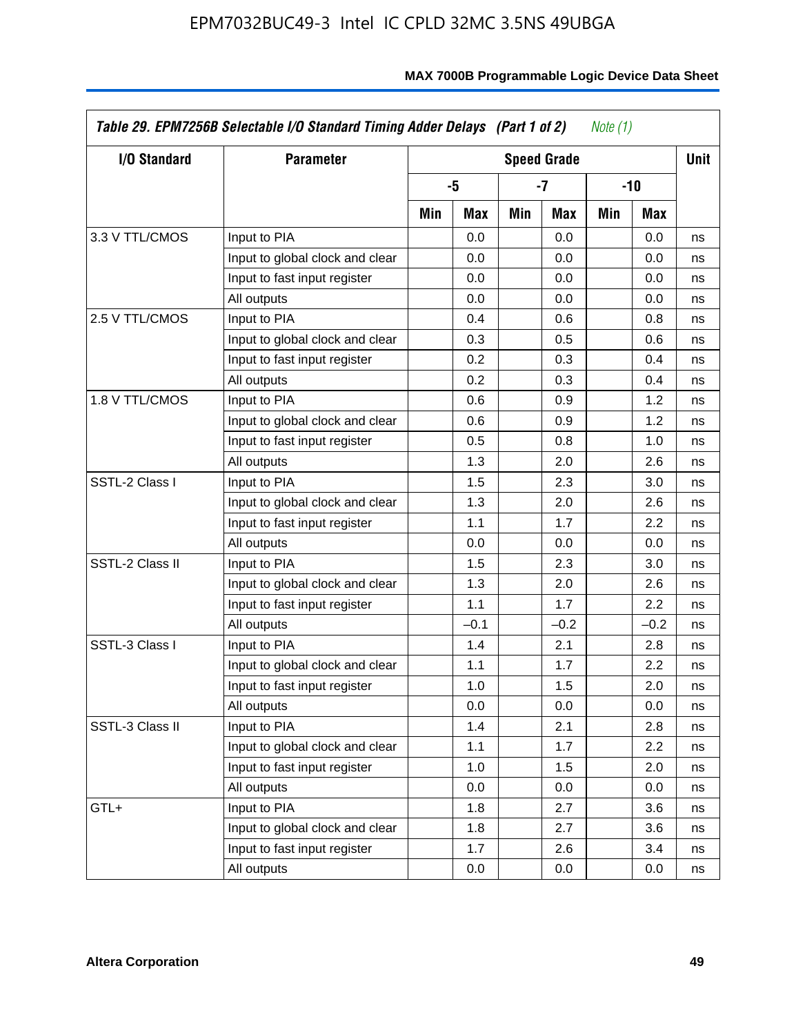**Table 29. EPM7256B Selectable I/O Standard Timing Adder Delays (Part 1 of 2)** *Note (1)*

| I/O Standard | Parameter | Speed Grade | | | | | | Unit |
|---|---|---|---|---|---|---|---|---|
| | | -5 | | -7 | | -10 | | |
| | | Min | Max | Min | Max | Min | Max | |
| 3.3 V TTL/CMOS | Input to PIA | | 0.0 | | 0.0 | | 0.0 | ns |
| | Input to global clock and clear | | 0.0 | | 0.0 | | 0.0 | ns |
| | Input to fast input register | | 0.0 | | 0.0 | | 0.0 | ns |
| | All outputs | | 0.0 | | 0.0 | | 0.0 | ns |
| 2.5 V TTL/CMOS | Input to PIA | | 0.4 | | 0.6 | | 0.8 | ns |
| | Input to global clock and clear | | 0.3 | | 0.5 | | 0.6 | ns |
| | Input to fast input register | | 0.2 | | 0.3 | | 0.4 | ns |
| | All outputs | | 0.2 | | 0.3 | | 0.4 | ns |
| 1.8 V TTL/CMOS | Input to PIA | | 0.6 | | 0.9 | | 1.2 | ns |
| | Input to global clock and clear | | 0.6 | | 0.9 | | 1.2 | ns |
| | Input to fast input register | | 0.5 | | 0.8 | | 1.0 | ns |
| | All outputs | | 1.3 | | 2.0 | | 2.6 | ns |
| SSTL-2 Class I | Input to PIA | | 1.5 | | 2.3 | | 3.0 | ns |
| | Input to global clock and clear | | 1.3 | | 2.0 | | 2.6 | ns |
| | Input to fast input register | | 1.1 | | 1.7 | | 2.2 | ns |
| | All outputs | | 0.0 | | 0.0 | | 0.0 | ns |
| SSTL-2 Class II | Input to PIA | | 1.5 | | 2.3 | | 3.0 | ns |
| | Input to global clock and clear | | 1.3 | | 2.0 | | 2.6 | ns |
| | Input to fast input register | | 1.1 | | 1.7 | | 2.2 | ns |
| | All outputs | | –0.1 | | –0.2 | | –0.2 | ns |
| SSTL-3 Class I | Input to PIA | | 1.4 | | 2.1 | | 2.8 | ns |
| | Input to global clock and clear | | 1.1 | | 1.7 | | 2.2 | ns |
| | Input to fast input register | | 1.0 | | 1.5 | | 2.0 | ns |
| | All outputs | | 0.0 | | 0.0 | | 0.0 | ns |
| SSTL-3 Class II | Input to PIA | | 1.4 | | 2.1 | | 2.8 | ns |
| | Input to global clock and clear | | 1.1 | | 1.7 | | 2.2 | ns |
| | Input to fast input register | | 1.0 | | 1.5 | | 2.0 | ns |
| | All outputs | | 0.0 | | 0.0 | | 0.0 | ns |
| GTL+ | Input to PIA | | 1.8 | | 2.7 | | 3.6 | ns |
| | Input to global clock and clear | | 1.8 | | 2.7 | | 3.6 | ns |
| | Input to fast input register | | 1.7 | | 2.6 | | 3.4 | ns |
| | All outputs | | 0.0 | | 0.0 | | 0.0 | ns |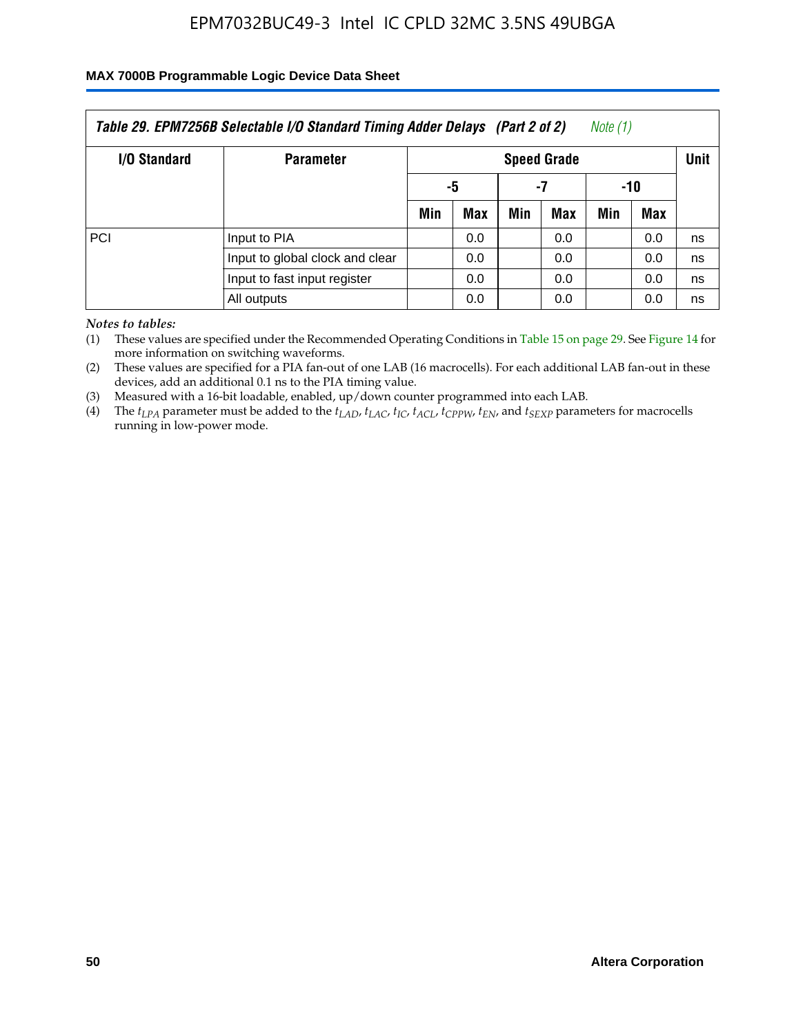*Table 29. EPM7256B Selectable I/O Standard Timing Adder Delays (Part 2 of 2) Note (1)*

| I/O Standard | Parameter | Speed Grade | | | | | | Unit |
|---|---|---|---|---|---|---|---|---|
| | | -5 | | -7 | | -10 | | |
| | | Min | Max | Min | Max | Min | Max | |
| PCI | Input to PIA | | 0.0 | | 0.0 | | 0.0 | ns |
| | Input to global clock and clear | | 0.0 | | 0.0 | | 0.0 | ns |
| | Input to fast input register | | 0.0 | | 0.0 | | 0.0 | ns |
| | All outputs | | 0.0 | | 0.0 | | 0.0 | ns |

*Notes to tables:*

(1) These values are specified under the Recommended Operating Conditions in Table 15 on page 29. See Figure 14 for more information on switching waveforms.

(2) These values are specified for a PIA fan-out of one LAB (16 macrocells). For each additional LAB fan-out in these devices, add an additional 0.1 ns to the PIA timing value.

(3) Measured with a 16-bit loadable, enabled, up/down counter programmed into each LAB.

(4) The $t_{LPA}$ parameter must be added to the $t_{LAD}$, $t_{LAC}$, $t_{IC}$, $t_{ACL}$, $t_{CPPW}$, $t_{EN}$, and $t_{SEXP}$ parameters for macrocells running in low-power mode.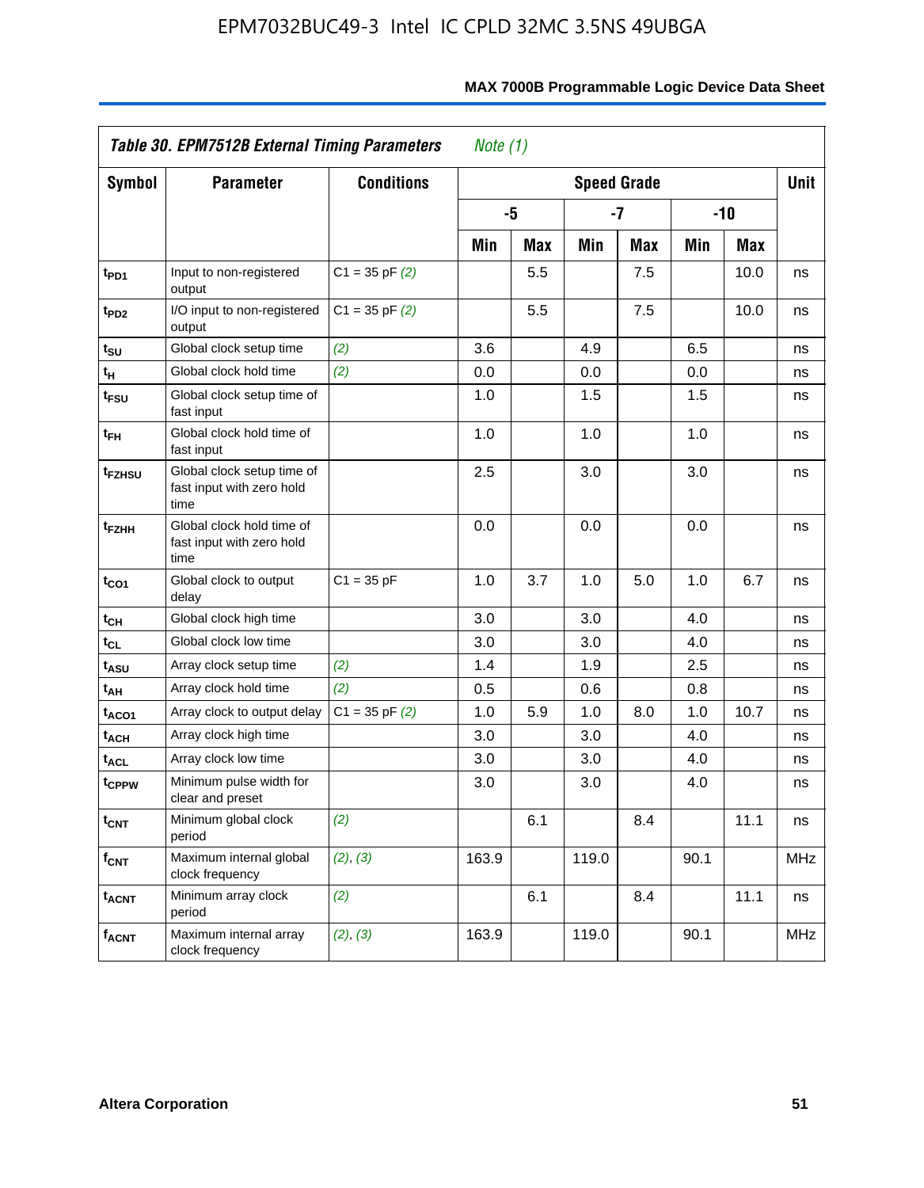| *Table 30. EPM7512B External Timing Parameters* *Note (1)* | | | | | | | | | |
|---|---|---|---|---|---|---|---|---|---|
| **Symbol** | **Parameter** | **Conditions** | **Speed Grade** | | | | | | **Unit** |
| | | | **-5** | | **-7** | | **-10** | | |
| | | | **Min** | **Max** | **Min** | **Max** | **Min** | **Max** | |
| $t_{PD1}$ | Input to non-registered output | C1 = 35 pF *(2)* | | 5.5 | | 7.5 | | 10.0 | ns |
| $t_{PD2}$ | I/O input to non-registered output | C1 = 35 pF *(2)* | | 5.5 | | 7.5 | | 10.0 | ns |
| $t_{SU}$ | Global clock setup time | *(2)* | 3.6 | | 4.9 | | 6.5 | | ns |
| $t_{H}$ | Global clock hold time | *(2)* | 0.0 | | 0.0 | | 0.0 | | ns |
| $t_{FSU}$ | Global clock setup time of fast input | | 1.0 | | 1.5 | | 1.5 | | ns |
| $t_{FH}$ | Global clock hold time of fast input | | 1.0 | | 1.0 | | 1.0 | | ns |
| $t_{FZHSU}$ | Global clock setup time of fast input with zero hold time | | 2.5 | | 3.0 | | 3.0 | | ns |
| $t_{FZHH}$ | Global clock hold time of fast input with zero hold time | | 0.0 | | 0.0 | | 0.0 | | ns |
| $t_{CO1}$ | Global clock to output delay | C1 = 35 pF | 1.0 | 3.7 | 1.0 | 5.0 | 1.0 | 6.7 | ns |
| $t_{CH}$ | Global clock high time | | 3.0 | | 3.0 | | 4.0 | | ns |
| $t_{CL}$ | Global clock low time | | 3.0 | | 3.0 | | 4.0 | | ns |
| $t_{ASU}$ | Array clock setup time | *(2)* | 1.4 | | 1.9 | | 2.5 | | ns |
| $t_{AH}$ | Array clock hold time | *(2)* | 0.5 | | 0.6 | | 0.8 | | ns |
| $t_{ACO1}$ | Array clock to output delay | C1 = 35 pF *(2)* | 1.0 | 5.9 | 1.0 | 8.0 | 1.0 | 10.7 | ns |
| $t_{ACH}$ | Array clock high time | | 3.0 | | 3.0 | | 4.0 | | ns |
| $t_{ACL}$ | Array clock low time | | 3.0 | | 3.0 | | 4.0 | | ns |
| $t_{CPPW}$ | Minimum pulse width for clear and preset | | 3.0 | | 3.0 | | 4.0 | | ns |
| $t_{CNT}$ | Minimum global clock period | *(2)* | | 6.1 | | 8.4 | | 11.1 | ns |
| $f_{CNT}$ | Maximum internal global clock frequency | *(2)*, *(3)* | 163.9 | | 119.0 | | 90.1 | | MHz |
| $t_{ACNT}$ | Minimum array clock period | *(2)* | | 6.1 | | 8.4 | | 11.1 | ns |
| $f_{ACNT}$ | Maximum internal array clock frequency | *(2)*, *(3)* | 163.9 | | 119.0 | | 90.1 | | MHz |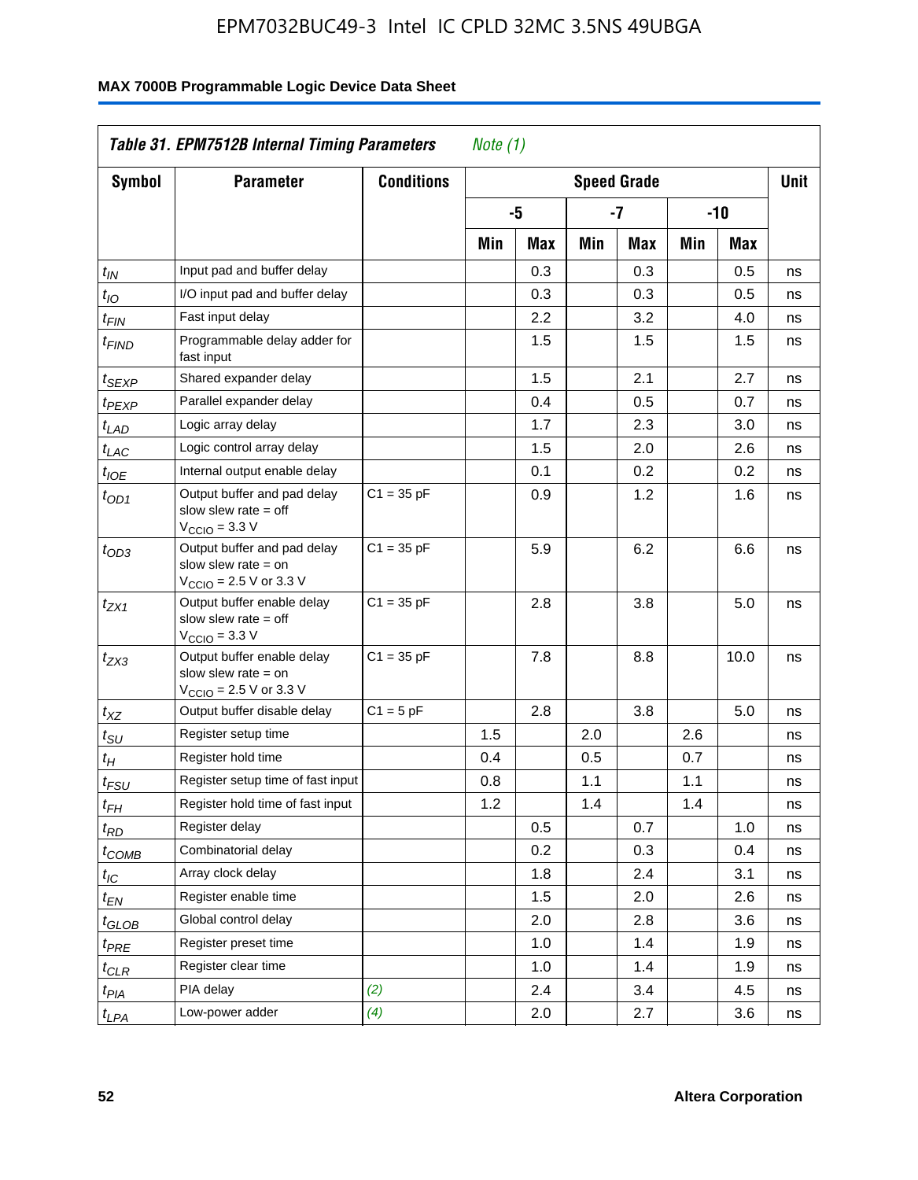## Table 31. EPM7512B Internal Timing Parameters *Note (1)*

| Symbol | Parameter | Conditions | Speed Grade | | | | | | Unit |
|---|---|---|---|---|---|---|---|---|---|
| | | | -5 | | -7 | | -10 | | |
| | | | Min | Max | Min | Max | Min | Max | |
| $t_{IN}$ | Input pad and buffer delay | | | 0.3 | | 0.3 | | 0.5 | ns |
| $t_{IO}$ | I/O input pad and buffer delay | | | 0.3 | | 0.3 | | 0.5 | ns |
| $t_{FIN}$ | Fast input delay | | | 2.2 | | 3.2 | | 4.0 | ns |
| $t_{FIND}$ | Programmable delay adder for fast input | | | 1.5 | | 1.5 | | 1.5 | ns |
| $t_{SEXP}$ | Shared expander delay | | | 1.5 | | 2.1 | | 2.7 | ns |
| $t_{PEXP}$ | Parallel expander delay | | | 0.4 | | 0.5 | | 0.7 | ns |
| $t_{LAD}$ | Logic array delay | | | 1.7 | | 2.3 | | 3.0 | ns |
| $t_{LAC}$ | Logic control array delay | | | 1.5 | | 2.0 | | 2.6 | ns |
| $t_{IOE}$ | Internal output enable delay | | | 0.1 | | 0.2 | | 0.2 | ns |
| $t_{OD1}$ | Output buffer and pad delay slow slew rate = off $V_{CCIO}$ = 3.3 V | C1 = 35 pF | | 0.9 | | 1.2 | | 1.6 | ns |
| $t_{OD3}$ | Output buffer and pad delay slow slew rate = on $V_{CCIO}$ = 2.5 V or 3.3 V | C1 = 35 pF | | 5.9 | | 6.2 | | 6.6 | ns |
| $t_{ZX1}$ | Output buffer enable delay slow slew rate = off $V_{CCIO}$ = 3.3 V | C1 = 35 pF | | 2.8 | | 3.8 | | 5.0 | ns |
| $t_{ZX3}$ | Output buffer enable delay slow slew rate = on $V_{CCIO}$ = 2.5 V or 3.3 V | C1 = 35 pF | | 7.8 | | 8.8 | | 10.0 | ns |
| $t_{XZ}$ | Output buffer disable delay | C1 = 5 pF | | 2.8 | | 3.8 | | 5.0 | ns |
| $t_{SU}$ | Register setup time | | 1.5 | | 2.0 | | 2.6 | | ns |
| $t_H$ | Register hold time | | 0.4 | | 0.5 | | 0.7 | | ns |
| $t_{FSU}$ | Register setup time of fast input | | 0.8 | | 1.1 | | 1.1 | | ns |
| $t_{FH}$ | Register hold time of fast input | | 1.2 | | 1.4 | | 1.4 | | ns |
| $t_{RD}$ | Register delay | | | 0.5 | | 0.7 | | 1.0 | ns |
| $t_{COMB}$ | Combinatorial delay | | | 0.2 | | 0.3 | | 0.4 | ns |
| $t_{IC}$ | Array clock delay | | | 1.8 | | 2.4 | | 3.1 | ns |
| $t_{EN}$ | Register enable time | | | 1.5 | | 2.0 | | 2.6 | ns |
| $t_{GLOB}$ | Global control delay | | | 2.0 | | 2.8 | | 3.6 | ns |
| $t_{PRE}$ | Register preset time | | | 1.0 | | 1.4 | | 1.9 | ns |
| $t_{CLR}$ | Register clear time | | | 1.0 | | 1.4 | | 1.9 | ns |
| $t_{PIA}$ | PIA delay | *(2)* | | 2.4 | | 3.4 | | 4.5 | ns |
| $t_{LPA}$ | Low-power adder | *(4)* | | 2.0 | | 2.7 | | 3.6 | ns |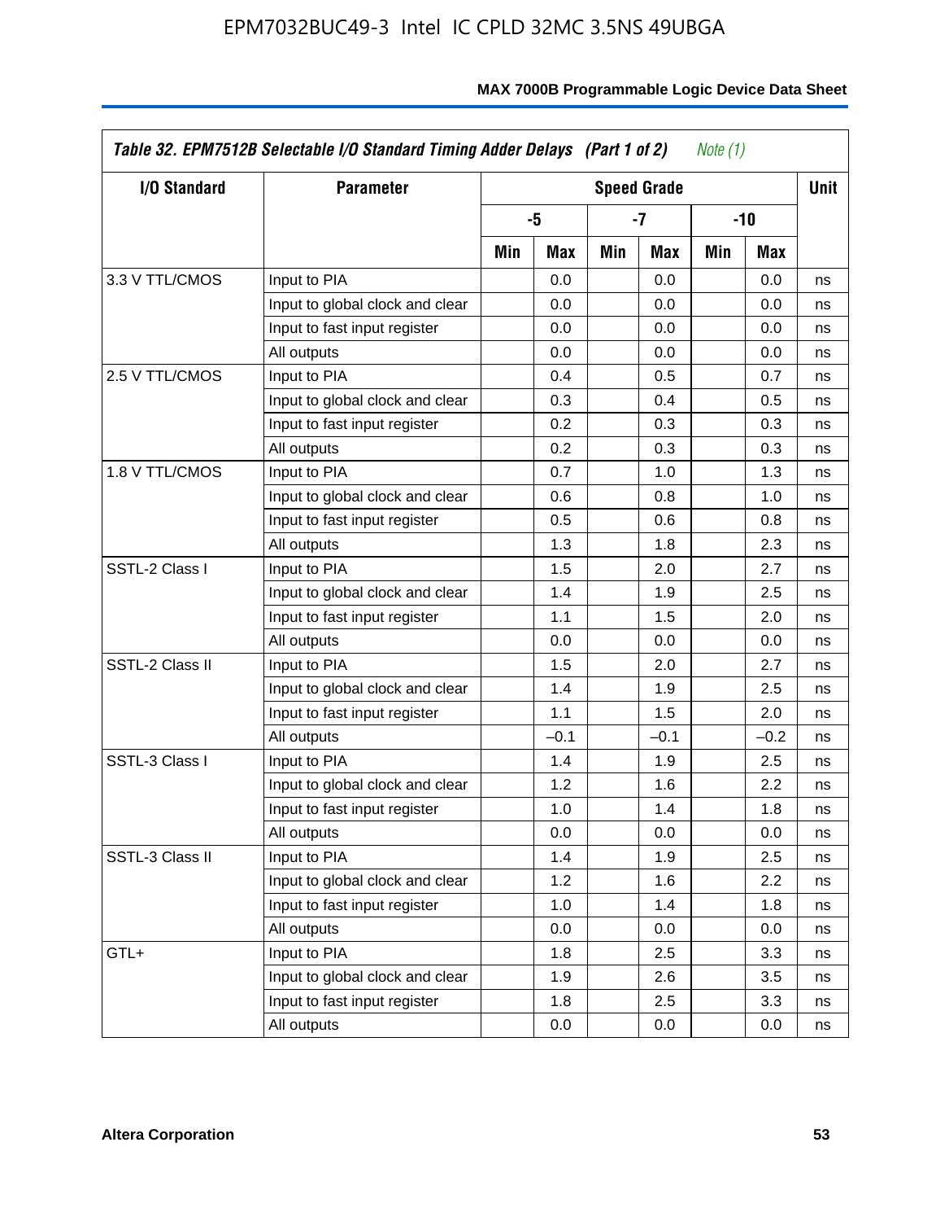**Table 32. EPM7512B Selectable I/O Standard Timing Adder Delays (Part 1 of 2)** *Note (1)*

| I/O Standard | Parameter | Speed Grade | | | | | | Unit |
|---|---|---|---|---|---|---|---|---|
| | | -5 | | -7 | | -10 | | |
| | | Min | Max | Min | Max | Min | Max | |
| 3.3 V TTL/CMOS | Input to PIA | | 0.0 | | 0.0 | | 0.0 | ns |
| | Input to global clock and clear | | 0.0 | | 0.0 | | 0.0 | ns |
| | Input to fast input register | | 0.0 | | 0.0 | | 0.0 | ns |
| | All outputs | | 0.0 | | 0.0 | | 0.0 | ns |
| 2.5 V TTL/CMOS | Input to PIA | | 0.4 | | 0.5 | | 0.7 | ns |
| | Input to global clock and clear | | 0.3 | | 0.4 | | 0.5 | ns |
| | Input to fast input register | | 0.2 | | 0.3 | | 0.3 | ns |
| | All outputs | | 0.2 | | 0.3 | | 0.3 | ns |
| 1.8 V TTL/CMOS | Input to PIA | | 0.7 | | 1.0 | | 1.3 | ns |
| | Input to global clock and clear | | 0.6 | | 0.8 | | 1.0 | ns |
| | Input to fast input register | | 0.5 | | 0.6 | | 0.8 | ns |
| | All outputs | | 1.3 | | 1.8 | | 2.3 | ns |
| SSTL-2 Class I | Input to PIA | | 1.5 | | 2.0 | | 2.7 | ns |
| | Input to global clock and clear | | 1.4 | | 1.9 | | 2.5 | ns |
| | Input to fast input register | | 1.1 | | 1.5 | | 2.0 | ns |
| | All outputs | | 0.0 | | 0.0 | | 0.0 | ns |
| SSTL-2 Class II | Input to PIA | | 1.5 | | 2.0 | | 2.7 | ns |
| | Input to global clock and clear | | 1.4 | | 1.9 | | 2.5 | ns |
| | Input to fast input register | | 1.1 | | 1.5 | | 2.0 | ns |
| | All outputs | | –0.1 | | –0.1 | | –0.2 | ns |
| SSTL-3 Class I | Input to PIA | | 1.4 | | 1.9 | | 2.5 | ns |
| | Input to global clock and clear | | 1.2 | | 1.6 | | 2.2 | ns |
| | Input to fast input register | | 1.0 | | 1.4 | | 1.8 | ns |
| | All outputs | | 0.0 | | 0.0 | | 0.0 | ns |
| SSTL-3 Class II | Input to PIA | | 1.4 | | 1.9 | | 2.5 | ns |
| | Input to global clock and clear | | 1.2 | | 1.6 | | 2.2 | ns |
| | Input to fast input register | | 1.0 | | 1.4 | | 1.8 | ns |
| | All outputs | | 0.0 | | 0.0 | | 0.0 | ns |
| GTL+ | Input to PIA | | 1.8 | | 2.5 | | 3.3 | ns |
| | Input to global clock and clear | | 1.9 | | 2.6 | | 3.5 | ns |
| | Input to fast input register | | 1.8 | | 2.5 | | 3.3 | ns |
| | All outputs | | 0.0 | | 0.0 | | 0.0 | ns |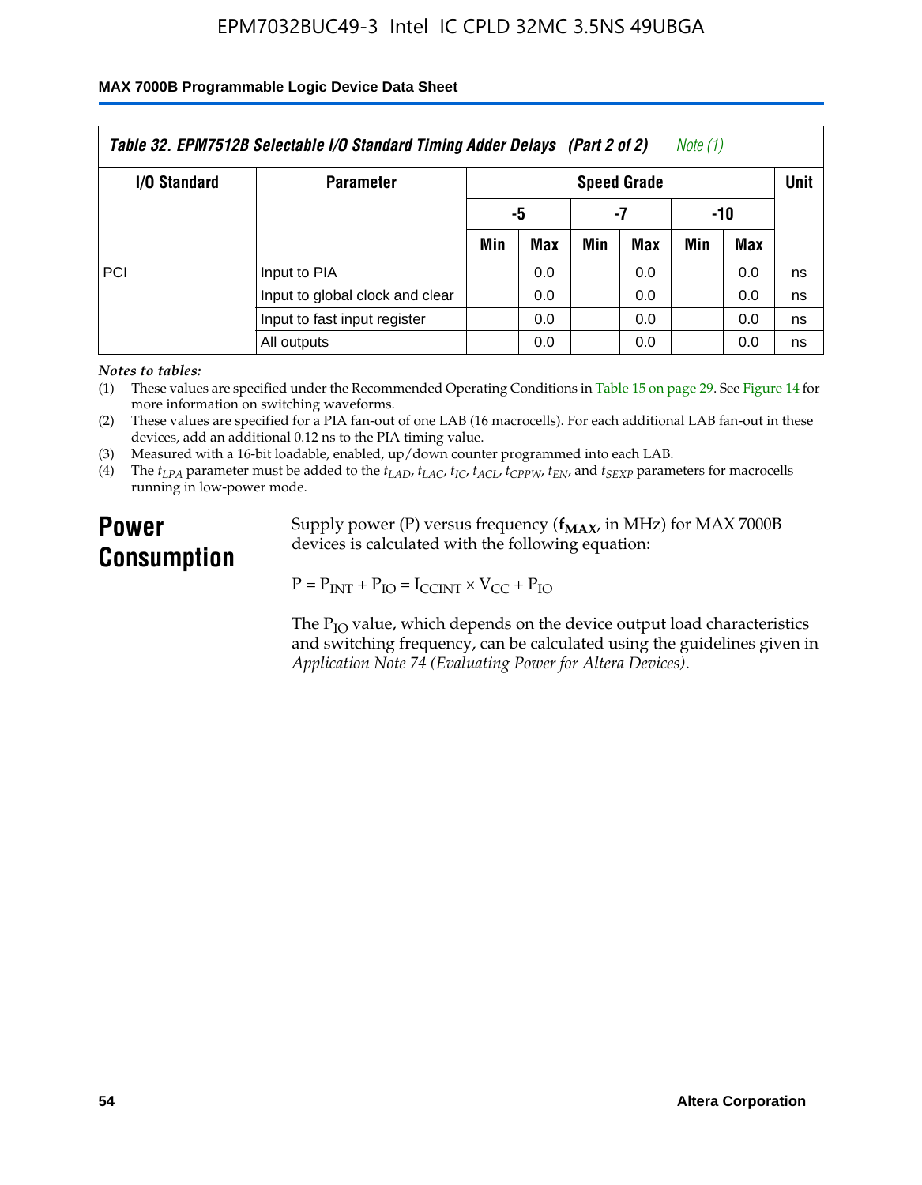**Table 32. EPM7512B Selectable I/O Standard Timing Adder Delays (Part 2 of 2)** *Note (1)*

| I/O Standard | Parameter | Speed Grade | | | | | | Unit |
|---|---|---|---|---|---|---|---|---|
| | | -5 | | -7 | | -10 | | |
| | | Min | Max | Min | Max | Min | Max | |
| PCI | Input to PIA | | 0.0 | | 0.0 | | 0.0 | ns |
| | Input to global clock and clear | | 0.0 | | 0.0 | | 0.0 | ns |
| | Input to fast input register | | 0.0 | | 0.0 | | 0.0 | ns |
| | All outputs | | 0.0 | | 0.0 | | 0.0 | ns |

*Notes to tables:*

(1) These values are specified under the Recommended Operating Conditions in Table 15 on page 29. See Figure 14 for more information on switching waveforms.

(2) These values are specified for a PIA fan-out of one LAB (16 macrocells). For each additional LAB fan-out in these devices, add an additional 0.12 ns to the PIA timing value.

(3) Measured with a 16-bit loadable, enabled, up/down counter programmed into each LAB.

(4) The $t_{LPA}$ parameter must be added to the $t_{LAD}$, $t_{LAC}$, $t_{IC}$, $t_{ACL}$, $t_{CPPW}$, $t_{EN}$, and $t_{SEXP}$ parameters for macrocells running in low-power mode.

## Power Consumption

Supply power (P) versus frequency ($f_{MAX}$, in MHz) for MAX 7000B devices is calculated with the following equation:

$$P = P_{INT} + P_{IO} = I_{CCINT} \times V_{CC} + P_{IO}$$

The $P_{IO}$ value, which depends on the device output load characteristics and switching frequency, can be calculated using the guidelines given in *Application Note 74 (Evaluating Power for Altera Devices)*.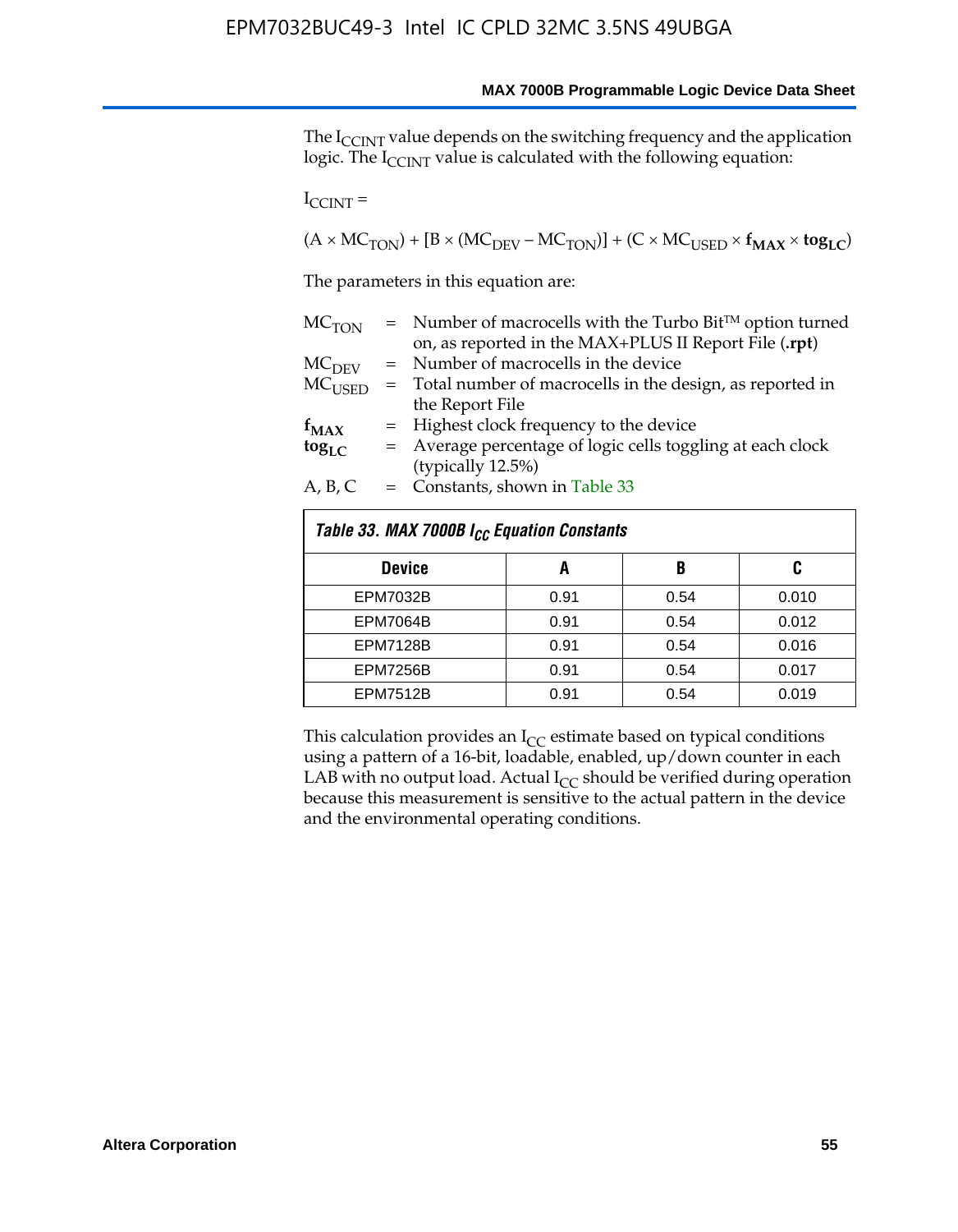The $I_{CCINT}$ value depends on the switching frequency and the application logic. The $I_{CCINT}$ value is calculated with the following equation:

$I_{CCINT}$ =

$$(A \times MC_{TON}) + [B \times (MC_{DEV} - MC_{TON})] + (C \times MC_{USED} \times \mathbf{f_{MAX}} \times \mathbf{tog_{LC}})$$

The parameters in this equation are:

| | | |
|---|---|---|
| $MC_{TON}$ | = | Number of macrocells with the Turbo Bit™ option turned on, as reported in the MAX+PLUS II Report File (**.rpt**) |
| $MC_{DEV}$ | = | Number of macrocells in the device |
| $MC_{USED}$ | = | Total number of macrocells in the design, as reported in the Report File |
| $\mathbf{f_{MAX}}$ | = | Highest clock frequency to the device |
| $\mathbf{tog_{LC}}$ | = | Average percentage of logic cells toggling at each clock (typically 12.5%) |
| A, B, C | = | Constants, shown in Table 33 |

*Table 33. MAX 7000B $I_{CC}$ Equation Constants*

| Device | A | B | C |
|---|---|---|---|
| EPM7032B | 0.91 | 0.54 | 0.010 |
| EPM7064B | 0.91 | 0.54 | 0.012 |
| EPM7128B | 0.91 | 0.54 | 0.016 |
| EPM7256B | 0.91 | 0.54 | 0.017 |
| EPM7512B | 0.91 | 0.54 | 0.019 |

This calculation provides an $I_{CC}$ estimate based on typical conditions using a pattern of a 16-bit, loadable, enabled, up/down counter in each LAB with no output load. Actual $I_{CC}$ should be verified during operation because this measurement is sensitive to the actual pattern in the device and the environmental operating conditions.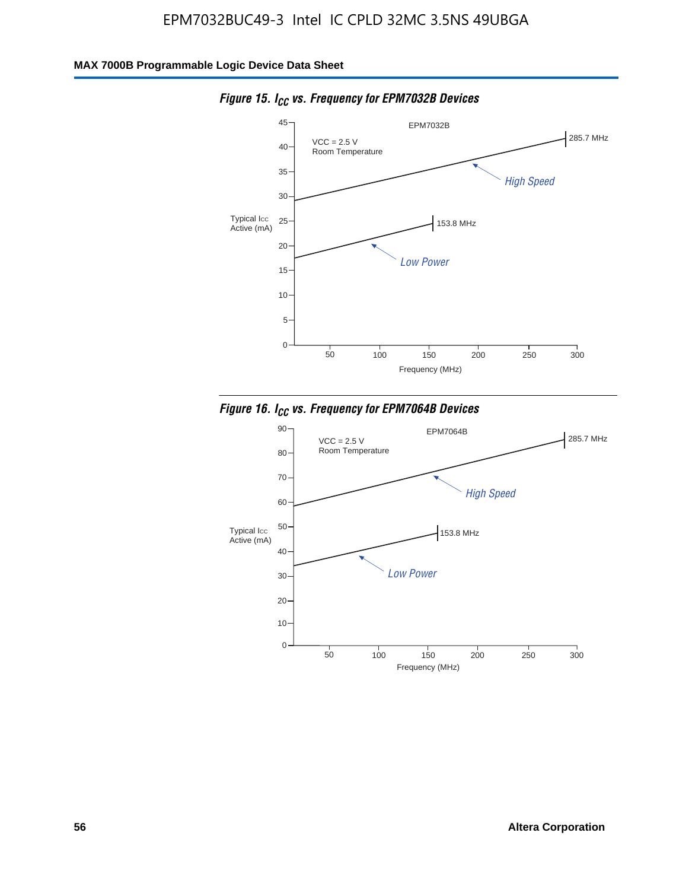**Figure 15. $I_{CC}$ vs. Frequency for EPM7032B Devices**

EPM7032B

VCC = 2.5 V
Room Temperature

Typical Icc Active (mA)

285.7 MHz

High Speed

153.8 MHz

Low Power

Frequency (MHz)

**Figure 16. $I_{CC}$ vs. Frequency for EPM7064B Devices**

EPM7064B

VCC = 2.5 V
Room Temperature

Typical Icc Active (mA)

285.7 MHz

High Speed

153.8 MHz

Low Power

Frequency (MHz)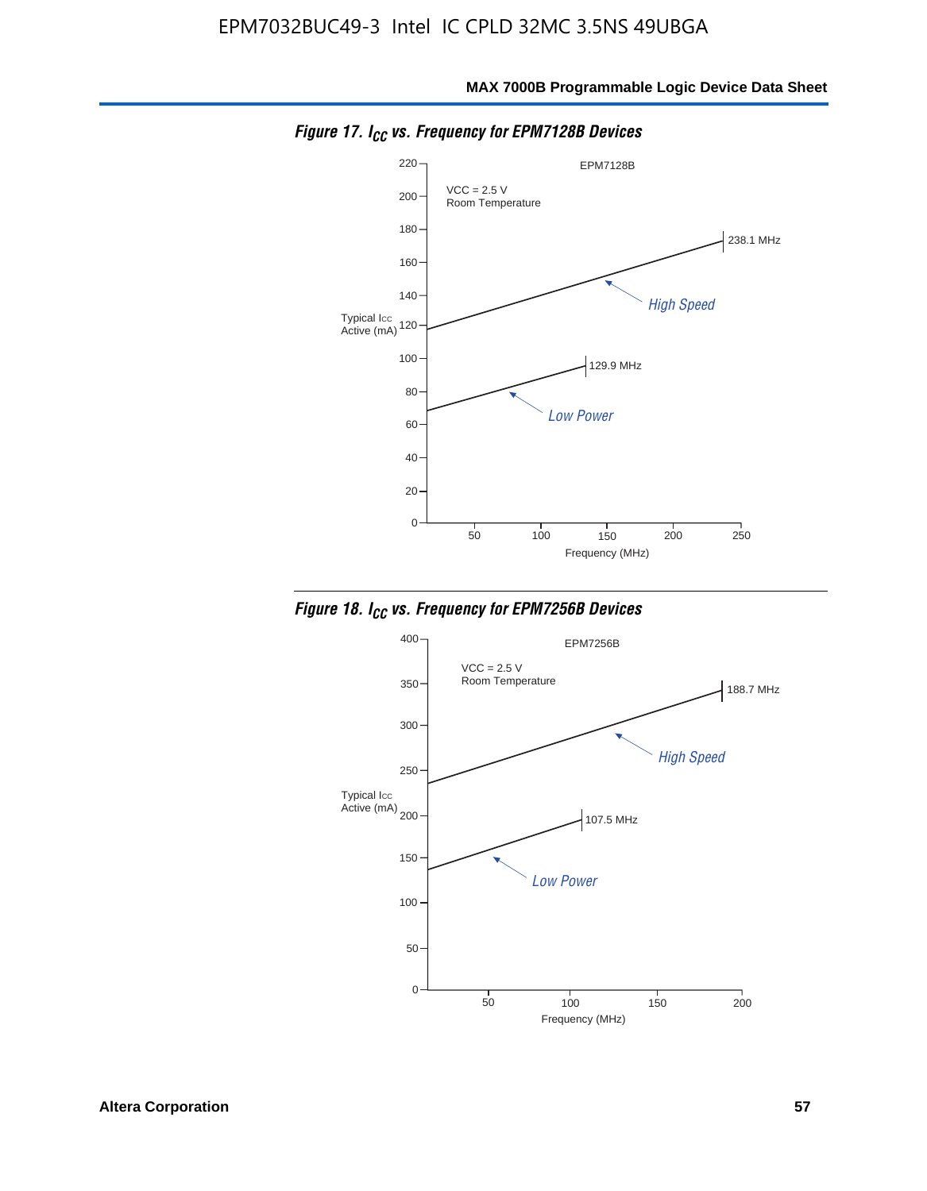*Figure 17. $I_{CC}$ vs. Frequency for EPM7128B Devices*

EPM7128B

VCC = 2.5 V
Room Temperature

Typical $I_{CC}$ Active (mA)

238.1 MHz

High Speed

129.9 MHz

Low Power

Frequency (MHz)

*Figure 18. $I_{CC}$ vs. Frequency for EPM7256B Devices*

EPM7256B

VCC = 2.5 V
Room Temperature

Typical $I_{CC}$ Active (mA)

188.7 MHz

High Speed

107.5 MHz

Low Power

Frequency (MHz)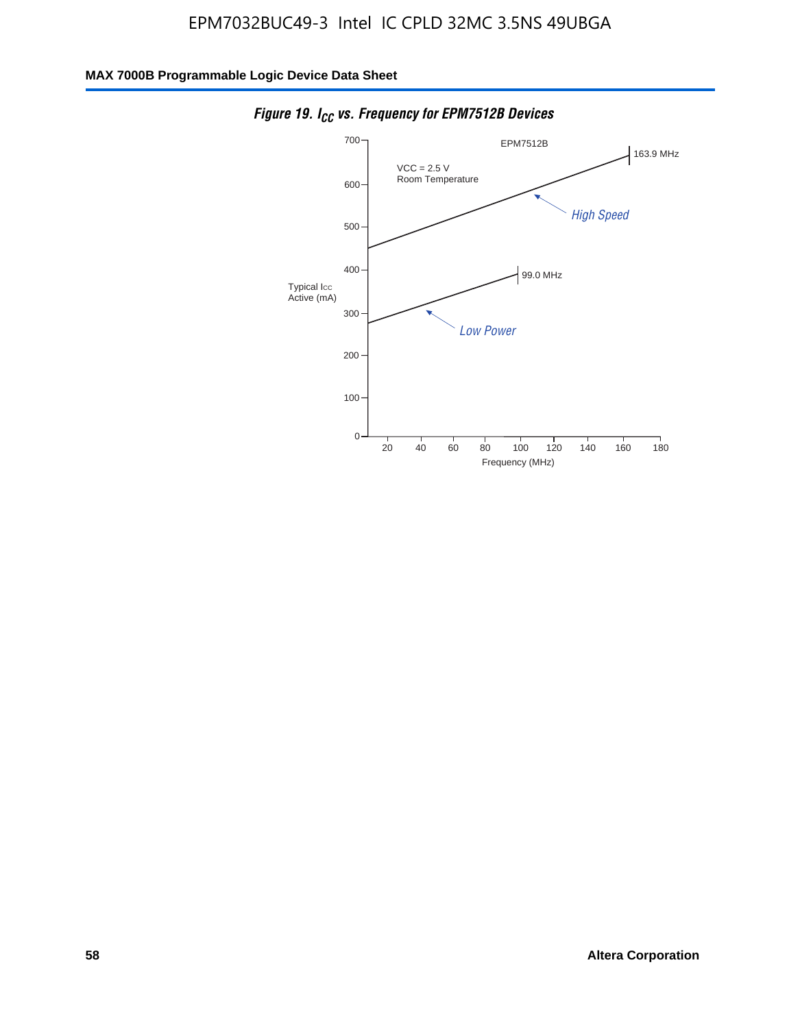**Figure 19. $I_{CC}$ vs. Frequency for EPM7512B Devices**

EPM7512B

VCC = 2.5 V
Room Temperature

Typical Icc Active (mA)

163.9 MHz

High Speed

99.0 MHz

Low Power

Frequency (MHz)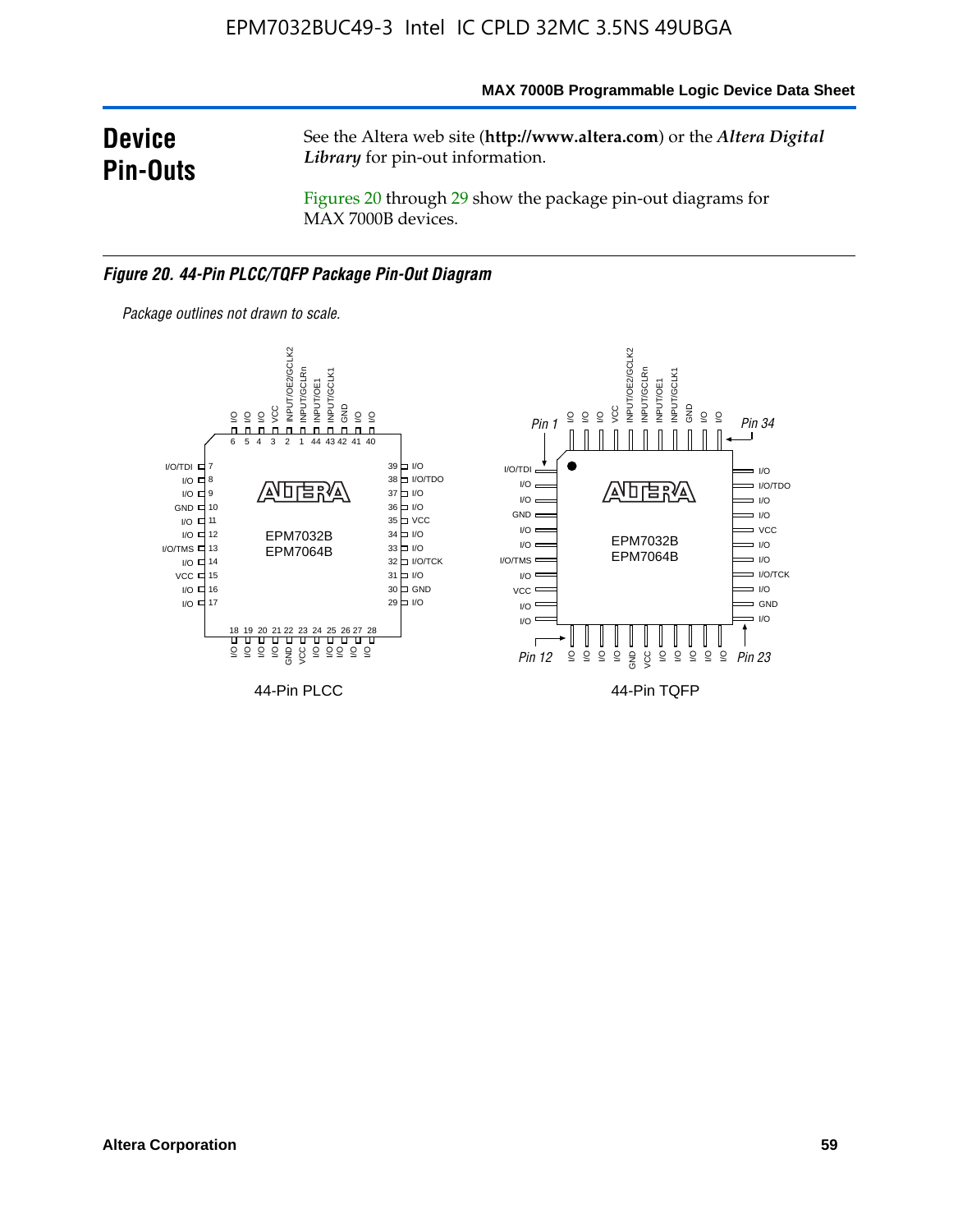# Device Pin-Outs

See the Altera web site (**http://www.altera.com**) or the *Altera Digital Library* for pin-out information.

Figures 20 through 29 show the package pin-out diagrams for MAX 7000B devices.

***Figure 20. 44-Pin PLCC/TQFP Package Pin-Out Diagram***

*Package outlines not drawn to scale.*

44-Pin PLCC

44-Pin TQFP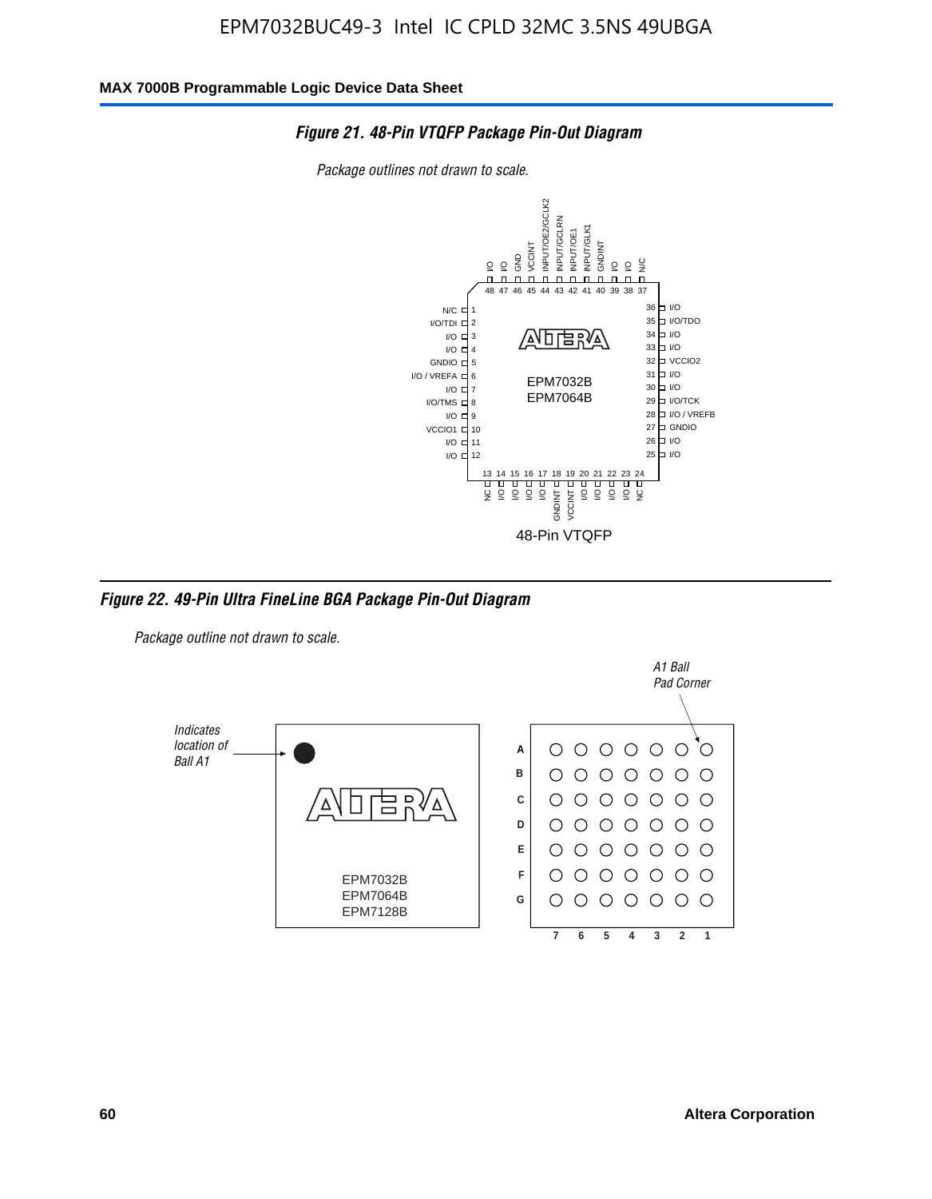## Figure 21. 48-Pin VTQFP Package Pin-Out Diagram

*Package outlines not drawn to scale.*

| Pin | Name | Pin | Name |
|---|---|---|---|
| 1 | N/C | 25 | I/O |
| 2 | I/O/TDI | 26 | I/O |
| 3 | I/O | 27 | GNDIO |
| 4 | I/O | 28 | I/O / VREFB |
| 5 | GNDIO | 29 | I/O/TCK |
| 6 | I/O / VREFA | 30 | I/O |
| 7 | I/O | 31 | I/O |
| 8 | I/O/TMS | 32 | VCCIO2 |
| 9 | I/O | 33 | I/O |
| 10 | VCCIO1 | 34 | I/O |
| 11 | I/O | 35 | I/O/TDO |
| 12 | I/O | 36 | I/O |
| 13 | NC | 37 | N/C |
| 14 | I/O | 38 | I/O |
| 15 | I/O | 39 | I/O |
| 16 | I/O | 40 | GNDINT |
| 17 | I/O | 41 | INPUT/GLK1 |
| 18 | GNDINT | 42 | INPUT/OE1 |
| 19 | VCCINT | 43 | INPUT/GCLRN |
| 20 | I/O | 44 | INPUT/OE2/GCLK2 |
| 21 | I/O | 45 | VCCINT |
| 22 | I/O | 46 | GND |
| 23 | I/O | 47 | I/O |
| 24 | NC | 48 | I/O |

EPM7032B
EPM7064B

48-Pin VTQFP

## Figure 22. 49-Pin Ultra FineLine BGA Package Pin-Out Diagram

*Package outline not drawn to scale.*

*Indicates location of Ball A1*

EPM7032B
EPM7064B
EPM7128B

*A1 Ball Pad Corner*

Rows: A, B, C, D, E, F, G
Columns: 7, 6, 5, 4, 3, 2, 1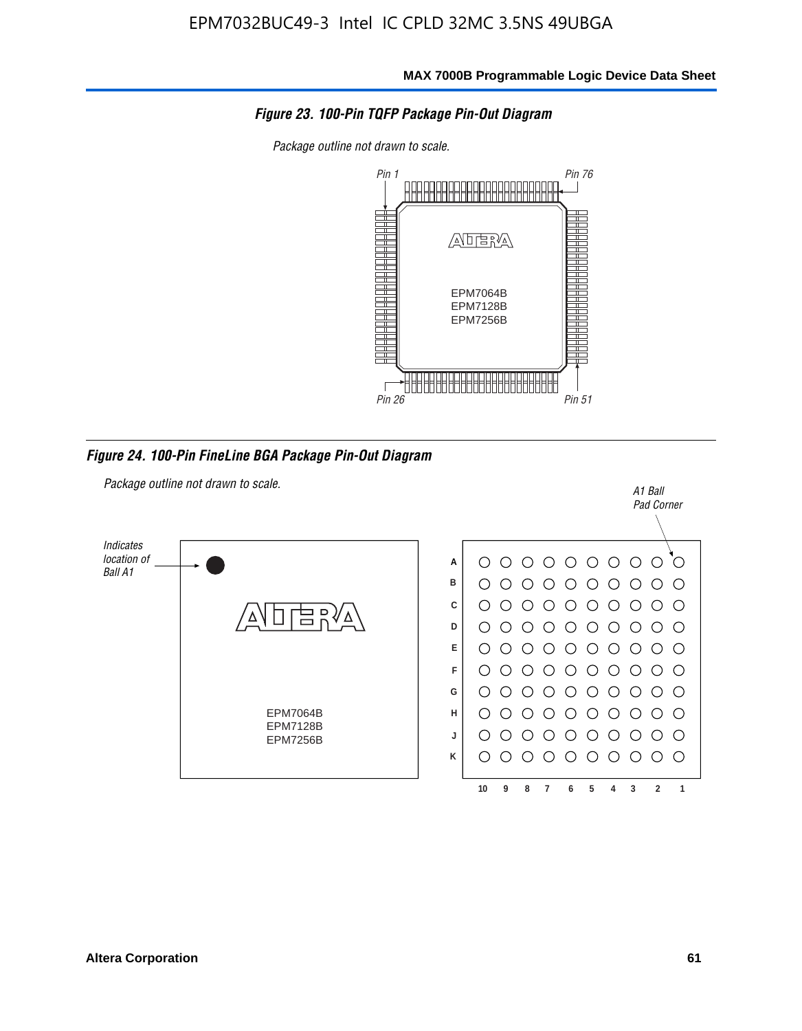**Figure 23. 100-Pin TQFP Package Pin-Out Diagram**

*Package outline not drawn to scale.*

Pin 1 — Pin 76 — Pin 26 — Pin 51

EPM7064B
EPM7128B
EPM7256B

**Figure 24. 100-Pin FineLine BGA Package Pin-Out Diagram**

*Package outline not drawn to scale.*

*Indicates location of Ball A1*

*A1 Ball Pad Corner*

EPM7064B
EPM7128B
EPM7256B

Rows: A B C D E F G H J K

Columns: 10 9 8 7 6 5 4 3 2 1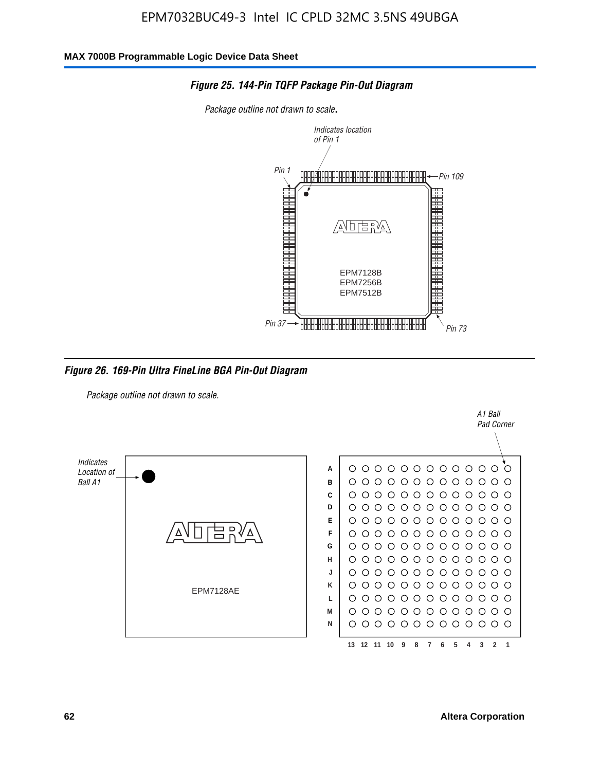**Figure 25. 144-Pin TQFP Package Pin-Out Diagram**

*Package outline not drawn to scale.*

Indicates location of Pin 1

Pin 1

Pin 109

EPM7128B
EPM7256B
EPM7512B

Pin 37

Pin 73

**Figure 26. 169-Pin Ultra FineLine BGA Pin-Out Diagram**

*Package outline not drawn to scale.*

Indicates Location of Ball A1

EPM7128AE

A1 Ball Pad Corner

A B C D E F G H J K L M N

13 12 11 10 9 8 7 6 5 4 3 2 1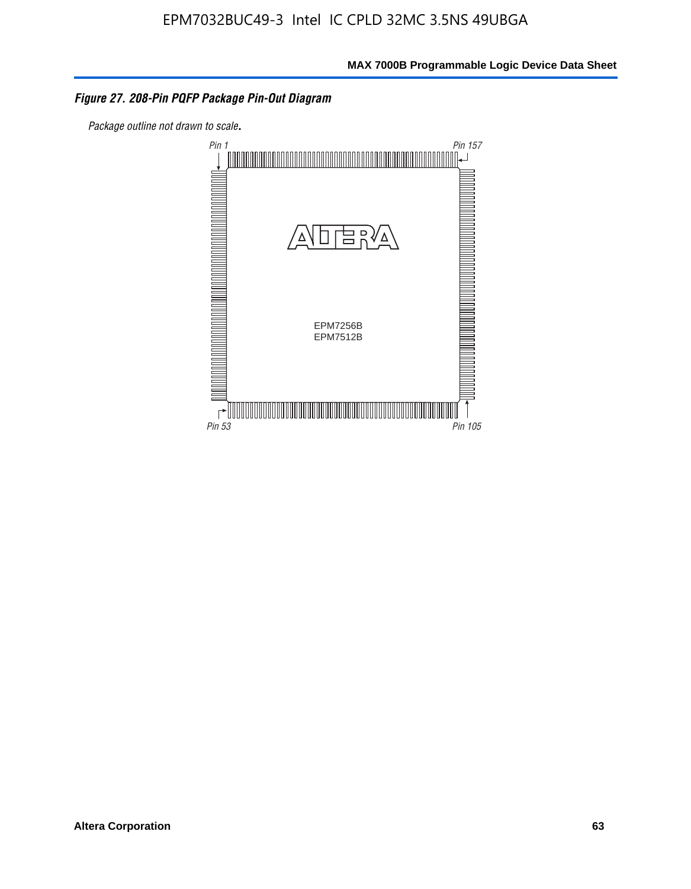*Figure 27. 208-Pin PQFP Package Pin-Out Diagram*

*Package outline not drawn to scale.*

Pin 1

Pin 157

EPM7256B
EPM7512B

Pin 53

Pin 105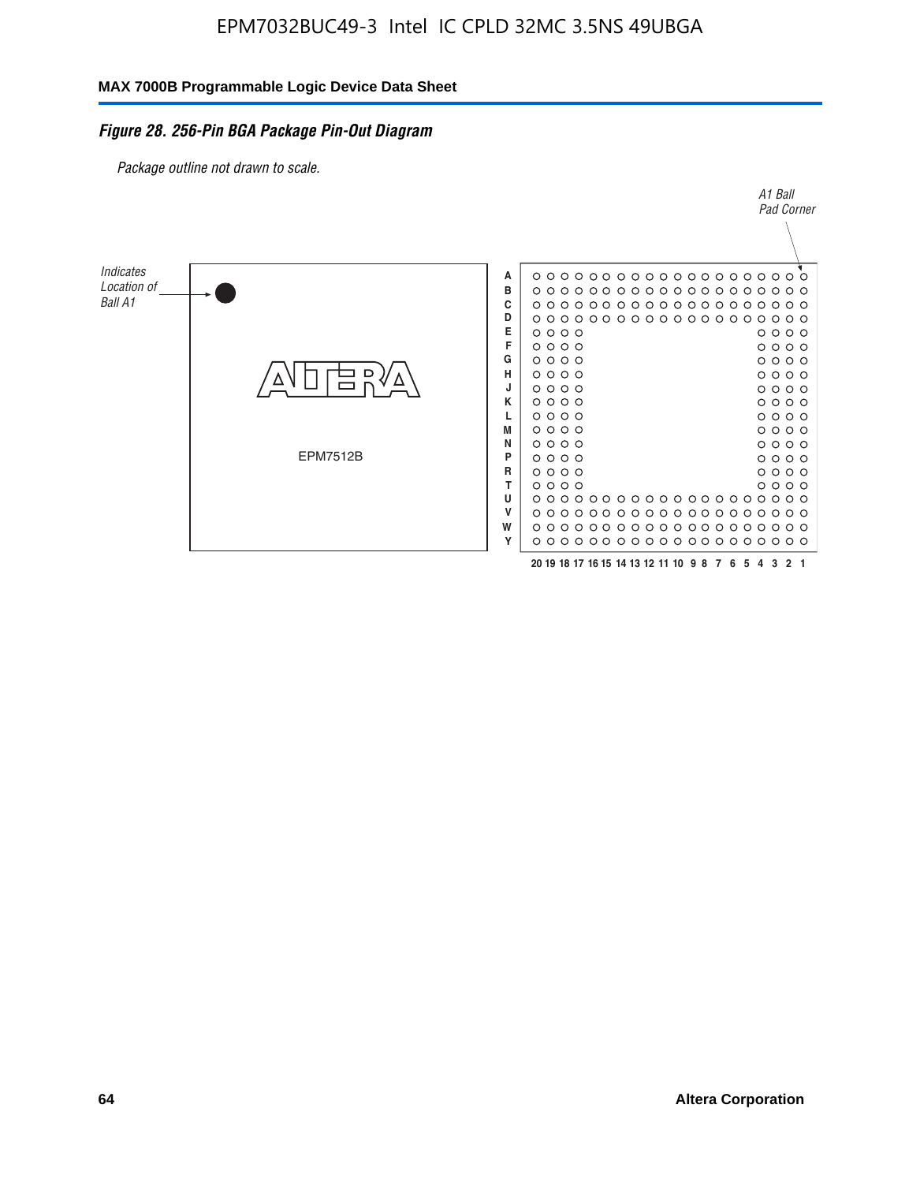### *Figure 28. 256-Pin BGA Package Pin-Out Diagram*

*Package outline not drawn to scale.*

*Indicates Location of Ball A1*

EPM7512B

*A1 Ball Pad Corner*

A B C D E F G H J K L M N P R T U V W Y

20 19 18 17 16 15 14 13 12 11 10 9 8 7 6 5 4 3 2 1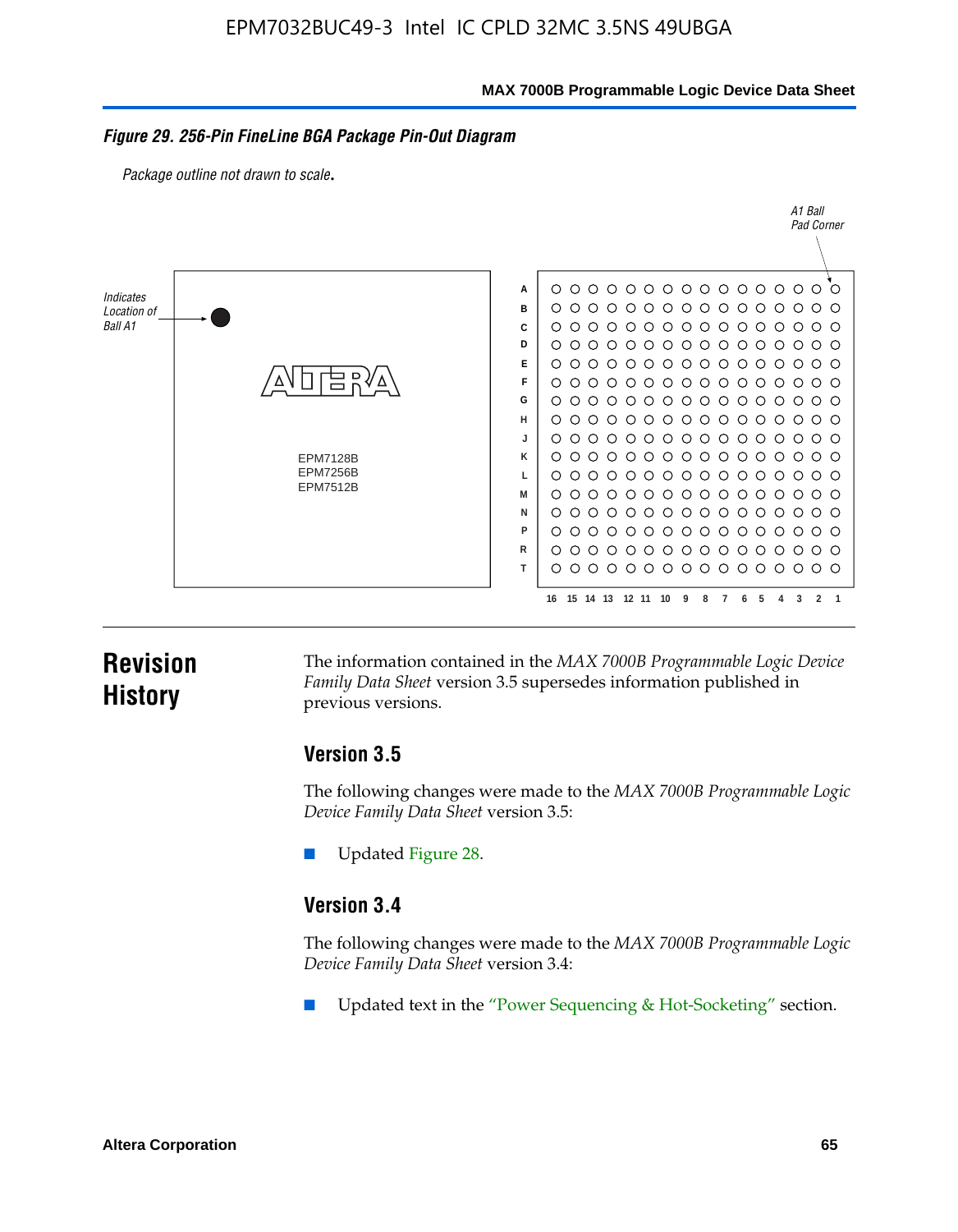**Figure 29. 256-Pin FineLine BGA Package Pin-Out Diagram**

*Package outline not drawn to scale.*

Indicates Location of Ball A1

A1 Ball Pad Corner

EPM7128B
EPM7256B
EPM7512B

# Revision History

The information contained in the *MAX 7000B Programmable Logic Device Family Data Sheet* version 3.5 supersedes information published in previous versions.

## Version 3.5

The following changes were made to the *MAX 7000B Programmable Logic Device Family Data Sheet* version 3.5:

- Updated Figure 28.

## Version 3.4

The following changes were made to the *MAX 7000B Programmable Logic Device Family Data Sheet* version 3.4:

- Updated text in the "Power Sequencing & Hot-Socketing" section.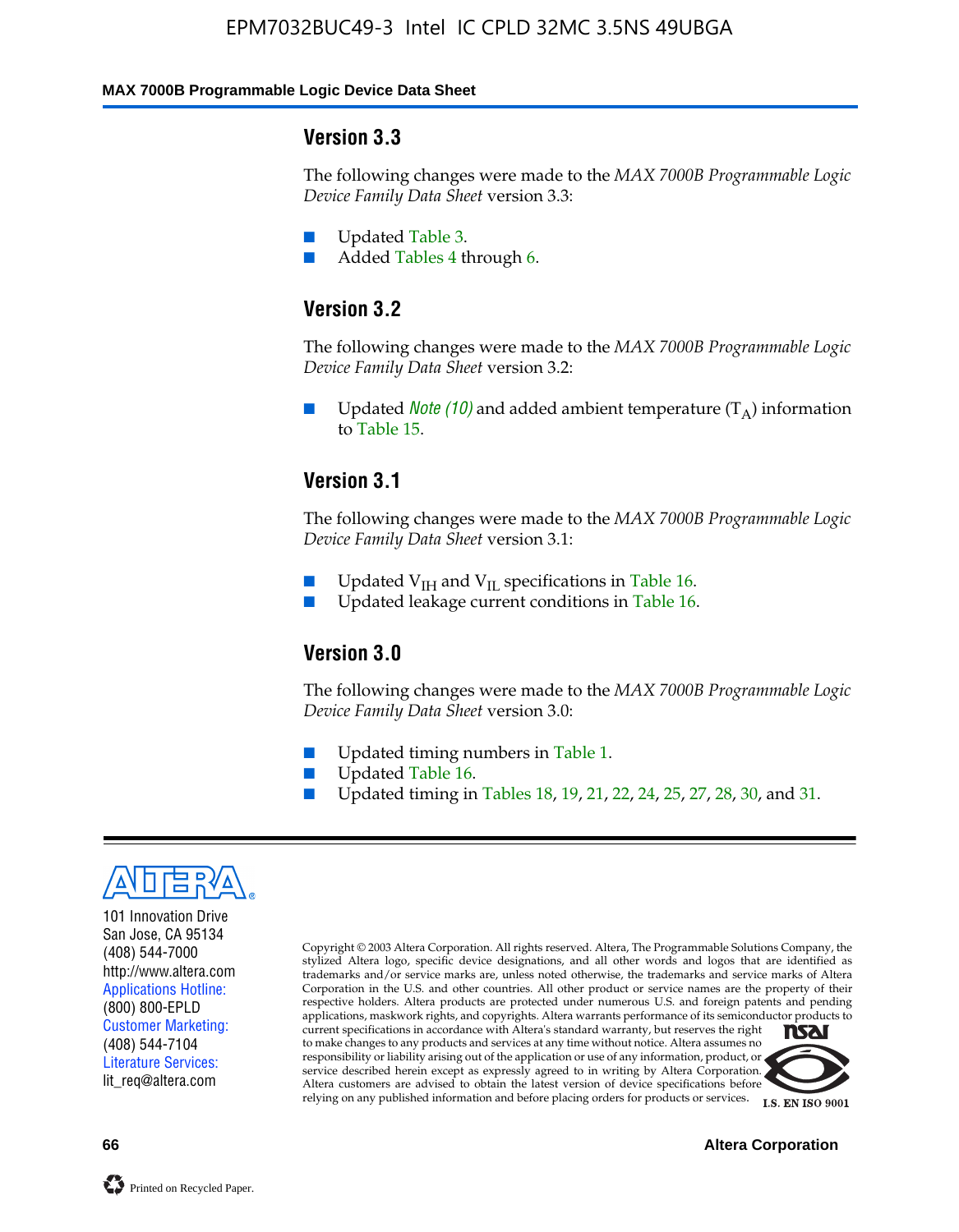## Version 3.3

The following changes were made to the *MAX 7000B Programmable Logic Device Family Data Sheet* version 3.3:

- Updated Table 3.
- Added Tables 4 through 6.

## Version 3.2

The following changes were made to the *MAX 7000B Programmable Logic Device Family Data Sheet* version 3.2:

- Updated *Note (10)* and added ambient temperature ($T_A$) information to Table 15.

## Version 3.1

The following changes were made to the *MAX 7000B Programmable Logic Device Family Data Sheet* version 3.1:

- Updated $V_{IH}$ and $V_{IL}$ specifications in Table 16.
- Updated leakage current conditions in Table 16.

## Version 3.0

The following changes were made to the *MAX 7000B Programmable Logic Device Family Data Sheet* version 3.0:

- Updated timing numbers in Table 1.
- Updated Table 16.
- Updated timing in Tables 18, 19, 21, 22, 24, 25, 27, 28, 30, and 31.

101 Innovation Drive
San Jose, CA 95134
(408) 544-7000
http://www.altera.com
Applications Hotline:
(800) 800-EPLD
Customer Marketing:
(408) 544-7104
Literature Services:
lit_req@altera.com

Copyright © 2003 Altera Corporation. All rights reserved. Altera, The Programmable Solutions Company, the stylized Altera logo, specific device designations, and all other words and logos that are identified as trademarks and/or service marks are, unless noted otherwise, the trademarks and service marks of Altera Corporation in the U.S. and other countries. All other product or service names are the property of their respective holders. Altera products are protected under numerous U.S. and foreign patents and pending applications, maskwork rights, and copyrights. Altera warrants performance of its semiconductor products to current specifications in accordance with Altera's standard warranty, but reserves the right to make changes to any products and services at any time without notice. Altera assumes no responsibility or liability arising out of the application or use of any information, product, or service described herein except as expressly agreed to in writing by Altera Corporation. Altera customers are advised to obtain the latest version of device specifications before relying on any published information and before placing orders for products or services.

I.S. EN ISO 9001

Printed on Recycled Paper.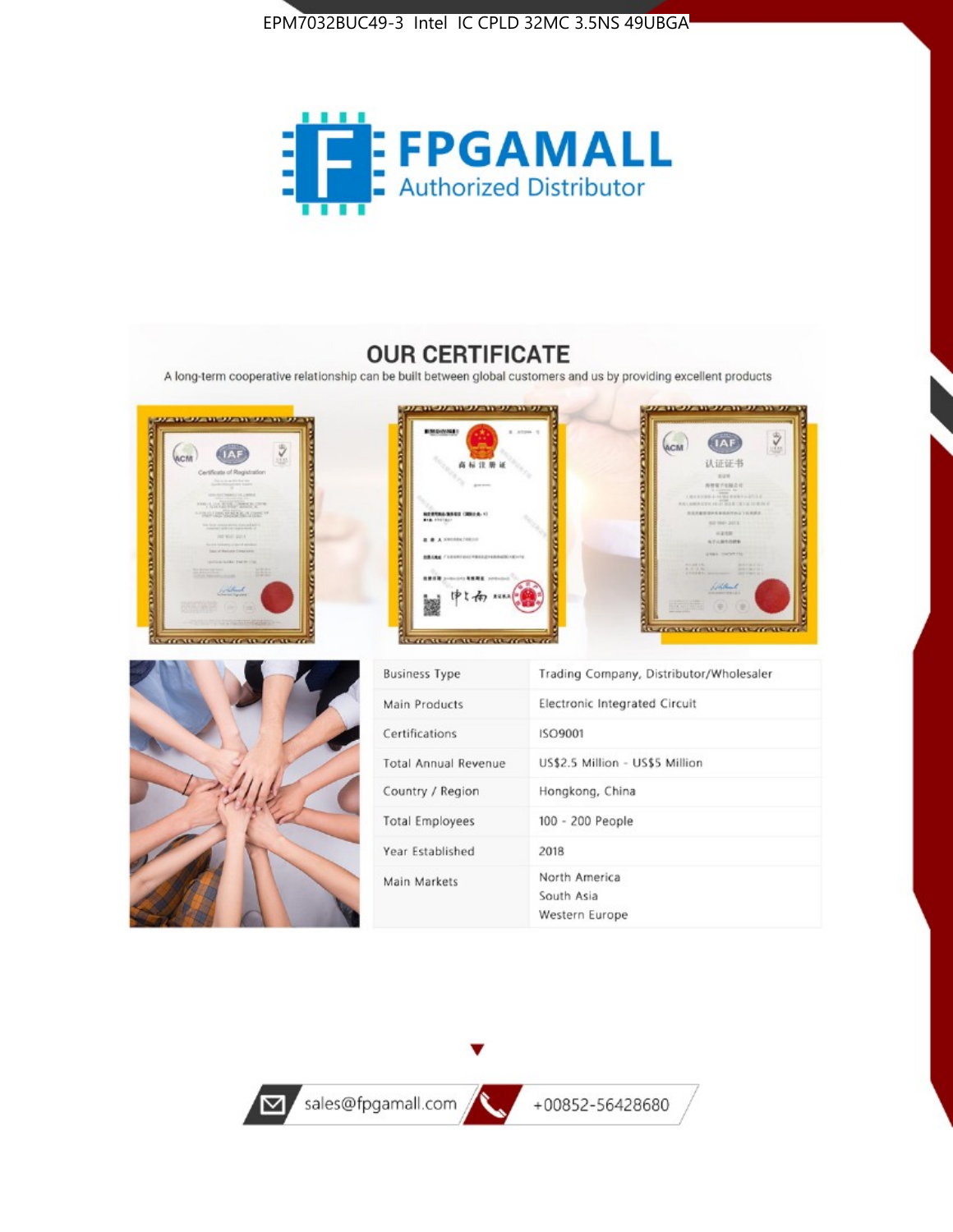FPGAMALL
Authorized Distributor

## OUR CERTIFICATE

A long-term cooperative relationship can be built between global customers and us by providing excellent products

| | |
|---|---|
| Business Type | Trading Company, Distributor/Wholesaler |
| Main Products | Electronic Integrated Circuit |
| Certifications | ISO9001 |
| Total Annual Revenue | US$2.5 Million - US$5 Million |
| Country / Region | Hongkong, China |
| Total Employees | 100 - 200 People |
| Year Established | 2018 |
| Main Markets | North America<br>South Asia<br>Western Europe |

sales@fpgamall.com

+00852-56428680